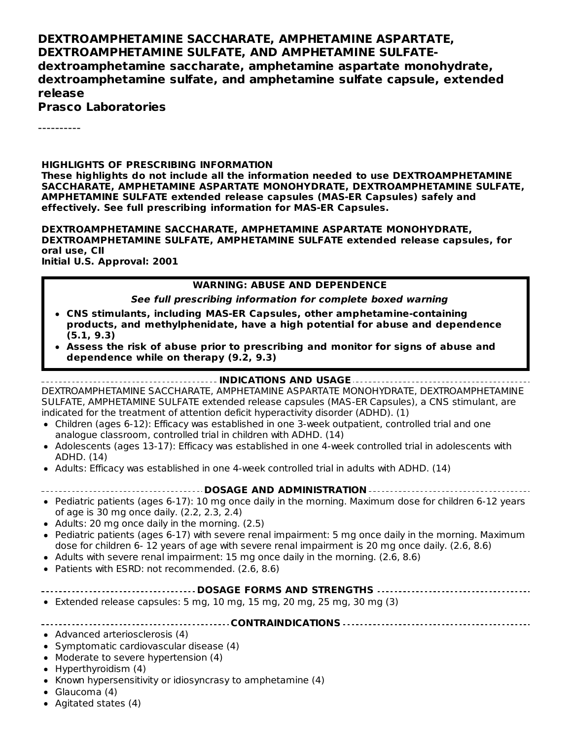**DEXTROAMPHETAMINE SACCHARATE, AMPHETAMINE ASPARTATE, DEXTROAMPHETAMINE SULFATE, AND AMPHETAMINE SULFATE-dextroamphetamine saccharate, amphetamine aspartate monohydrate, dextroamphetamine sulfate, and amphetamine sulfate capsule, extended release**
**Prasco Laboratories**

----------

**HIGHLIGHTS OF PRESCRIBING INFORMATION**
**These highlights do not include all the information needed to use DEXTROAMPHETAMINE SACCHARATE, AMPHETAMINE ASPARTATE MONOHYDRATE, DEXTROAMPHETAMINE SULFATE, AMPHETAMINE SULFATE extended release capsules (MAS-ER Capsules) safely and effectively. See full prescribing information for MAS-ER Capsules.**

**DEXTROAMPHETAMINE SACCHARATE, AMPHETAMINE ASPARTATE MONOHYDRATE, DEXTROAMPHETAMINE SULFATE, AMPHETAMINE SULFATE extended release capsules, for oral use, CII**
**Initial U.S. Approval: 2001**

**WARNING: ABUSE AND DEPENDENCE**

***See full prescribing information for complete boxed warning***

- **CNS stimulants, including MAS-ER Capsules, other amphetamine-containing products, and methylphenidate, have a high potential for abuse and dependence (5.1, 9.3)**
- **Assess the risk of abuse prior to prescribing and monitor for signs of abuse and dependence while on therapy (9.2, 9.3)**

**INDICATIONS AND USAGE**

DEXTROAMPHETAMINE SACCHARATE, AMPHETAMINE ASPARTATE MONOHYDRATE, DEXTROAMPHETAMINE SULFATE, AMPHETAMINE SULFATE extended release capsules (MAS-ER Capsules), a CNS stimulant, are indicated for the treatment of attention deficit hyperactivity disorder (ADHD). (1)

- Children (ages 6-12): Efficacy was established in one 3-week outpatient, controlled trial and one analogue classroom, controlled trial in children with ADHD. (14)
- Adolescents (ages 13-17): Efficacy was established in one 4-week controlled trial in adolescents with ADHD. (14)
- Adults: Efficacy was established in one 4-week controlled trial in adults with ADHD. (14)

**DOSAGE AND ADMINISTRATION**

- Pediatric patients (ages 6-17): 10 mg once daily in the morning. Maximum dose for children 6-12 years of age is 30 mg once daily. (2.2, 2.3, 2.4)
- Adults: 20 mg once daily in the morning. (2.5)
- Pediatric patients (ages 6-17) with severe renal impairment: 5 mg once daily in the morning. Maximum dose for children 6- 12 years of age with severe renal impairment is 20 mg once daily. (2.6, 8.6)
- Adults with severe renal impairment: 15 mg once daily in the morning. (2.6, 8.6)
- Patients with ESRD: not recommended. (2.6, 8.6)

**DOSAGE FORMS AND STRENGTHS**

- Extended release capsules: 5 mg, 10 mg, 15 mg, 20 mg, 25 mg, 30 mg (3)

**CONTRAINDICATIONS**

- Advanced arteriosclerosis (4)
- Symptomatic cardiovascular disease (4)
- Moderate to severe hypertension (4)
- Hyperthyroidism (4)
- Known hypersensitivity or idiosyncrasy to amphetamine (4)
- Glaucoma (4)
- Agitated states (4)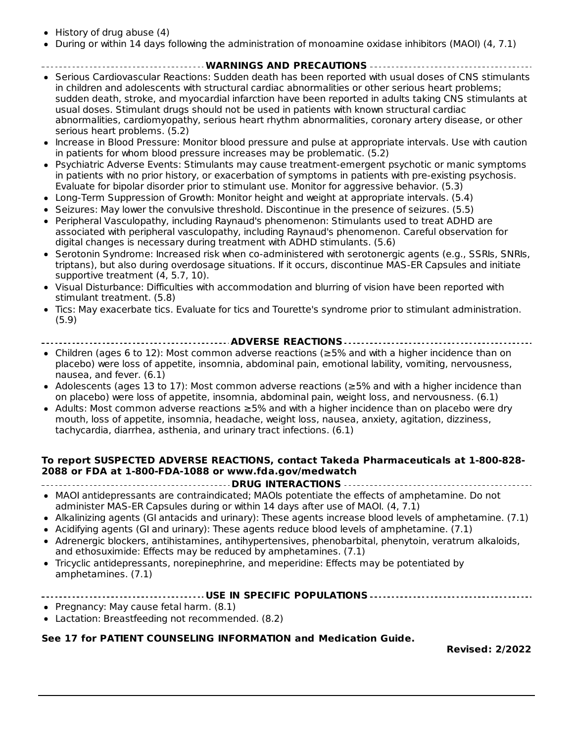- History of drug abuse (4)
- During or within 14 days following the administration of monoamine oxidase inhibitors (MAOI) (4, 7.1)

## WARNINGS AND PRECAUTIONS

- Serious Cardiovascular Reactions: Sudden death has been reported with usual doses of CNS stimulants in children and adolescents with structural cardiac abnormalities or other serious heart problems; sudden death, stroke, and myocardial infarction have been reported in adults taking CNS stimulants at usual doses. Stimulant drugs should not be used in patients with known structural cardiac abnormalities, cardiomyopathy, serious heart rhythm abnormalities, coronary artery disease, or other serious heart problems. (5.2)
- Increase in Blood Pressure: Monitor blood pressure and pulse at appropriate intervals. Use with caution in patients for whom blood pressure increases may be problematic. (5.2)
- Psychiatric Adverse Events: Stimulants may cause treatment-emergent psychotic or manic symptoms in patients with no prior history, or exacerbation of symptoms in patients with pre-existing psychosis. Evaluate for bipolar disorder prior to stimulant use. Monitor for aggressive behavior. (5.3)
- Long-Term Suppression of Growth: Monitor height and weight at appropriate intervals. (5.4)
- Seizures: May lower the convulsive threshold. Discontinue in the presence of seizures. (5.5)
- Peripheral Vasculopathy, including Raynaud's phenomenon: Stimulants used to treat ADHD are associated with peripheral vasculopathy, including Raynaud's phenomenon. Careful observation for digital changes is necessary during treatment with ADHD stimulants. (5.6)
- Serotonin Syndrome: Increased risk when co-administered with serotonergic agents (e.g., SSRIs, SNRIs, triptans), but also during overdosage situations. If it occurs, discontinue MAS-ER Capsules and initiate supportive treatment (4, 5.7, 10).
- Visual Disturbance: Difficulties with accommodation and blurring of vision have been reported with stimulant treatment. (5.8)
- Tics: May exacerbate tics. Evaluate for tics and Tourette's syndrome prior to stimulant administration. (5.9)

## ADVERSE REACTIONS

- Children (ages 6 to 12): Most common adverse reactions (≥5% and with a higher incidence than on placebo) were loss of appetite, insomnia, abdominal pain, emotional lability, vomiting, nervousness, nausea, and fever. (6.1)
- Adolescents (ages 13 to 17): Most common adverse reactions (≥5% and with a higher incidence than on placebo) were loss of appetite, insomnia, abdominal pain, weight loss, and nervousness. (6.1)
- Adults: Most common adverse reactions ≥5% and with a higher incidence than on placebo were dry mouth, loss of appetite, insomnia, headache, weight loss, nausea, anxiety, agitation, dizziness, tachycardia, diarrhea, asthenia, and urinary tract infections. (6.1)

**To report SUSPECTED ADVERSE REACTIONS, contact Takeda Pharmaceuticals at 1-800-828-2088 or FDA at 1-800-FDA-1088 or www.fda.gov/medwatch**

## DRUG INTERACTIONS

- MAOI antidepressants are contraindicated; MAOIs potentiate the effects of amphetamine. Do not administer MAS-ER Capsules during or within 14 days after use of MAOI. (4, 7.1)
- Alkalinizing agents (GI antacids and urinary): These agents increase blood levels of amphetamine. (7.1)
- Acidifying agents (GI and urinary): These agents reduce blood levels of amphetamine. (7.1)
- Adrenergic blockers, antihistamines, antihypertensives, phenobarbital, phenytoin, veratrum alkaloids, and ethosuximide: Effects may be reduced by amphetamines. (7.1)
- Tricyclic antidepressants, norepinephrine, and meperidine: Effects may be potentiated by amphetamines. (7.1)

## USE IN SPECIFIC POPULATIONS

- Pregnancy: May cause fetal harm. (8.1)
- Lactation: Breastfeeding not recommended. (8.2)

**See 17 for PATIENT COUNSELING INFORMATION and Medication Guide.**

**Revised: 2/2022**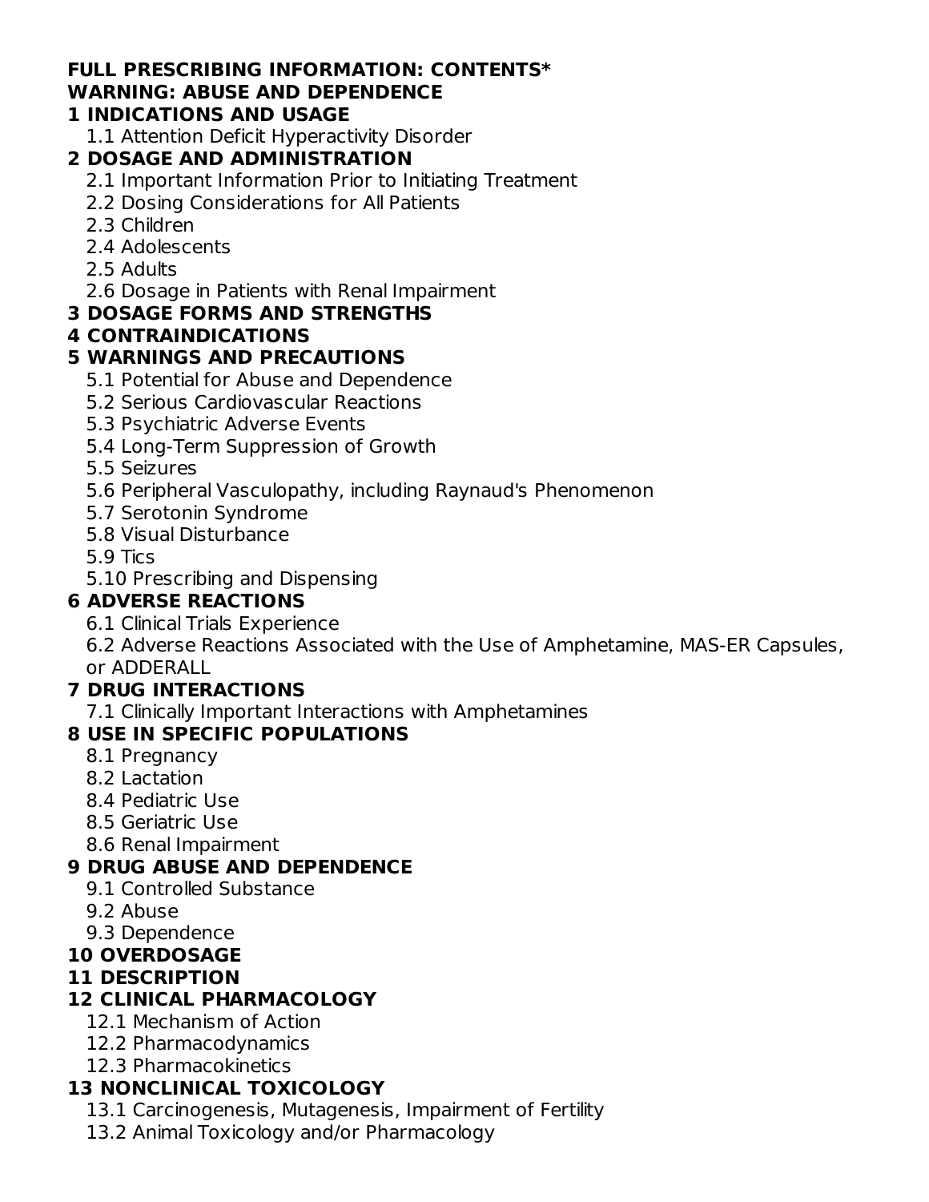**FULL PRESCRIBING INFORMATION: CONTENTS***

**WARNING: ABUSE AND DEPENDENCE**

**1 INDICATIONS AND USAGE**

- 1.1 Attention Deficit Hyperactivity Disorder

**2 DOSAGE AND ADMINISTRATION**

- 2.1 Important Information Prior to Initiating Treatment
- 2.2 Dosing Considerations for All Patients
- 2.3 Children
- 2.4 Adolescents
- 2.5 Adults
- 2.6 Dosage in Patients with Renal Impairment

**3 DOSAGE FORMS AND STRENGTHS**

**4 CONTRAINDICATIONS**

**5 WARNINGS AND PRECAUTIONS**

- 5.1 Potential for Abuse and Dependence
- 5.2 Serious Cardiovascular Reactions
- 5.3 Psychiatric Adverse Events
- 5.4 Long-Term Suppression of Growth
- 5.5 Seizures
- 5.6 Peripheral Vasculopathy, including Raynaud's Phenomenon
- 5.7 Serotonin Syndrome
- 5.8 Visual Disturbance
- 5.9 Tics
- 5.10 Prescribing and Dispensing

**6 ADVERSE REACTIONS**

- 6.1 Clinical Trials Experience
- 6.2 Adverse Reactions Associated with the Use of Amphetamine, MAS-ER Capsules, or ADDERALL

**7 DRUG INTERACTIONS**

- 7.1 Clinically Important Interactions with Amphetamines

**8 USE IN SPECIFIC POPULATIONS**

- 8.1 Pregnancy
- 8.2 Lactation
- 8.4 Pediatric Use
- 8.5 Geriatric Use
- 8.6 Renal Impairment

**9 DRUG ABUSE AND DEPENDENCE**

- 9.1 Controlled Substance
- 9.2 Abuse
- 9.3 Dependence

**10 OVERDOSAGE**

**11 DESCRIPTION**

**12 CLINICAL PHARMACOLOGY**

- 12.1 Mechanism of Action
- 12.2 Pharmacodynamics
- 12.3 Pharmacokinetics

**13 NONCLINICAL TOXICOLOGY**

- 13.1 Carcinogenesis, Mutagenesis, Impairment of Fertility
- 13.2 Animal Toxicology and/or Pharmacology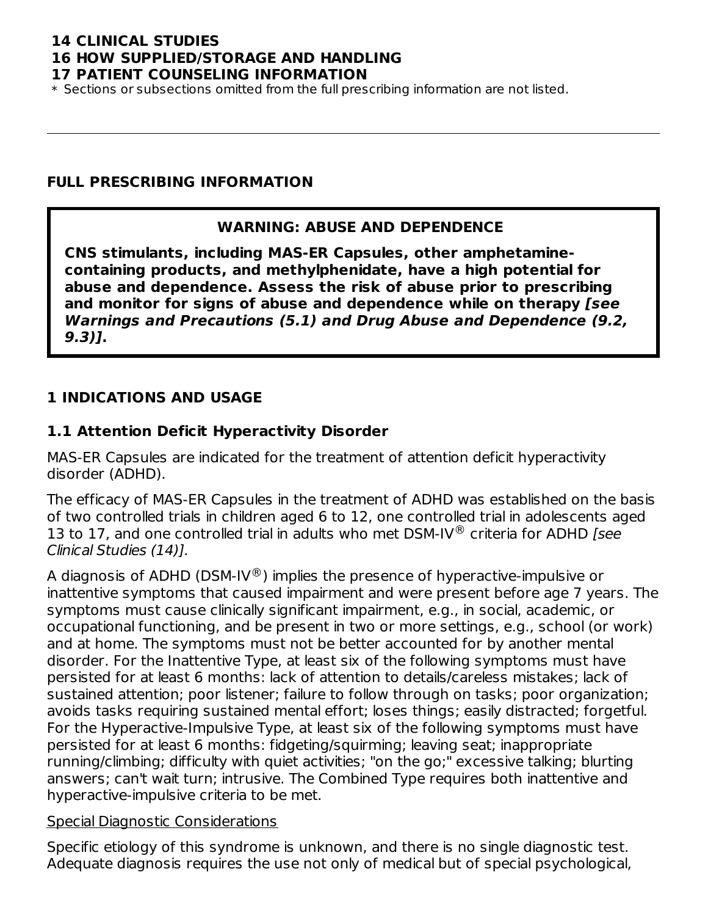**14 CLINICAL STUDIES**
**16 HOW SUPPLIED/STORAGE AND HANDLING**
**17 PATIENT COUNSELING INFORMATION**
* Sections or subsections omitted from the full prescribing information are not listed.

---

## FULL PRESCRIBING INFORMATION

> **WARNING: ABUSE AND DEPENDENCE**
>
> **CNS stimulants, including MAS-ER Capsules, other amphetamine-containing products, and methylphenidate, have a high potential for abuse and dependence. Assess the risk of abuse prior to prescribing and monitor for signs of abuse and dependence while on therapy *[see Warnings and Precautions (5.1) and Drug Abuse and Dependence (9.2, 9.3)]*.**

## 1 INDICATIONS AND USAGE

### 1.1 Attention Deficit Hyperactivity Disorder

MAS-ER Capsules are indicated for the treatment of attention deficit hyperactivity disorder (ADHD).

The efficacy of MAS-ER Capsules in the treatment of ADHD was established on the basis of two controlled trials in children aged 6 to 12, one controlled trial in adolescents aged 13 to 17, and one controlled trial in adults who met DSM-IV® criteria for ADHD *[see Clinical Studies (14)].*

A diagnosis of ADHD (DSM-IV®) implies the presence of hyperactive-impulsive or inattentive symptoms that caused impairment and were present before age 7 years. The symptoms must cause clinically significant impairment, e.g., in social, academic, or occupational functioning, and be present in two or more settings, e.g., school (or work) and at home. The symptoms must not be better accounted for by another mental disorder. For the Inattentive Type, at least six of the following symptoms must have persisted for at least 6 months: lack of attention to details/careless mistakes; lack of sustained attention; poor listener; failure to follow through on tasks; poor organization; avoids tasks requiring sustained mental effort; loses things; easily distracted; forgetful. For the Hyperactive-Impulsive Type, at least six of the following symptoms must have persisted for at least 6 months: fidgeting/squirming; leaving seat; inappropriate running/climbing; difficulty with quiet activities; "on the go;" excessive talking; blurting answers; can't wait turn; intrusive. The Combined Type requires both inattentive and hyperactive-impulsive criteria to be met.

<u>Special Diagnostic Considerations</u>

Specific etiology of this syndrome is unknown, and there is no single diagnostic test. Adequate diagnosis requires the use not only of medical but of special psychological,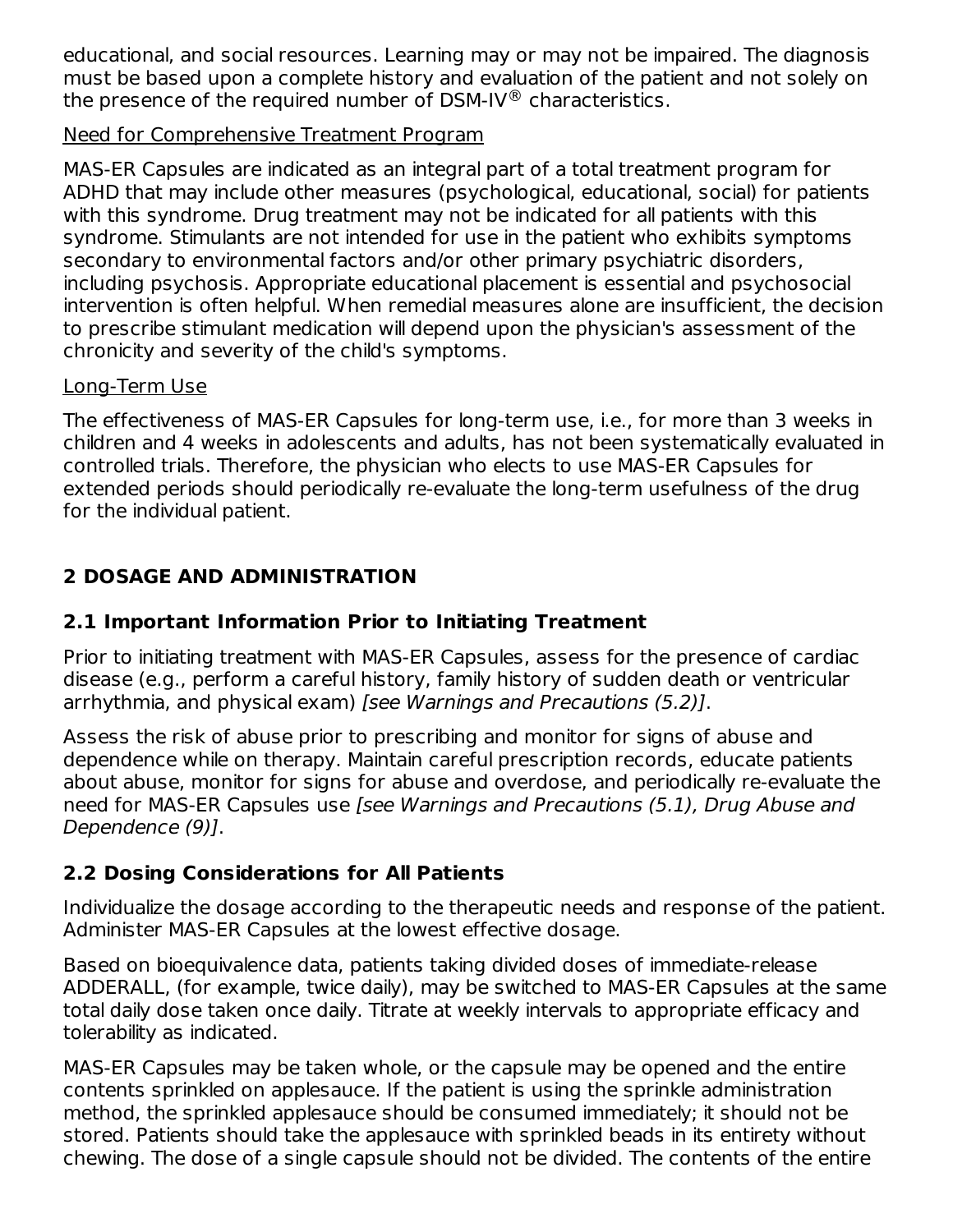educational, and social resources. Learning may or may not be impaired. The diagnosis must be based upon a complete history and evaluation of the patient and not solely on the presence of the required number of DSM-IV® characteristics.

Need for Comprehensive Treatment Program

MAS-ER Capsules are indicated as an integral part of a total treatment program for ADHD that may include other measures (psychological, educational, social) for patients with this syndrome. Drug treatment may not be indicated for all patients with this syndrome. Stimulants are not intended for use in the patient who exhibits symptoms secondary to environmental factors and/or other primary psychiatric disorders, including psychosis. Appropriate educational placement is essential and psychosocial intervention is often helpful. When remedial measures alone are insufficient, the decision to prescribe stimulant medication will depend upon the physician's assessment of the chronicity and severity of the child's symptoms.

Long-Term Use

The effectiveness of MAS-ER Capsules for long-term use, i.e., for more than 3 weeks in children and 4 weeks in adolescents and adults, has not been systematically evaluated in controlled trials. Therefore, the physician who elects to use MAS-ER Capsules for extended periods should periodically re-evaluate the long-term usefulness of the drug for the individual patient.

## 2 DOSAGE AND ADMINISTRATION

### 2.1 Important Information Prior to Initiating Treatment

Prior to initiating treatment with MAS-ER Capsules, assess for the presence of cardiac disease (e.g., perform a careful history, family history of sudden death or ventricular arrhythmia, and physical exam) *[see Warnings and Precautions (5.2)]*.

Assess the risk of abuse prior to prescribing and monitor for signs of abuse and dependence while on therapy. Maintain careful prescription records, educate patients about abuse, monitor for signs for abuse and overdose, and periodically re-evaluate the need for MAS-ER Capsules use *[see Warnings and Precautions (5.1), Drug Abuse and Dependence (9)]*.

### 2.2 Dosing Considerations for All Patients

Individualize the dosage according to the therapeutic needs and response of the patient. Administer MAS-ER Capsules at the lowest effective dosage.

Based on bioequivalence data, patients taking divided doses of immediate-release ADDERALL, (for example, twice daily), may be switched to MAS-ER Capsules at the same total daily dose taken once daily. Titrate at weekly intervals to appropriate efficacy and tolerability as indicated.

MAS-ER Capsules may be taken whole, or the capsule may be opened and the entire contents sprinkled on applesauce. If the patient is using the sprinkle administration method, the sprinkled applesauce should be consumed immediately; it should not be stored. Patients should take the applesauce with sprinkled beads in its entirety without chewing. The dose of a single capsule should not be divided. The contents of the entire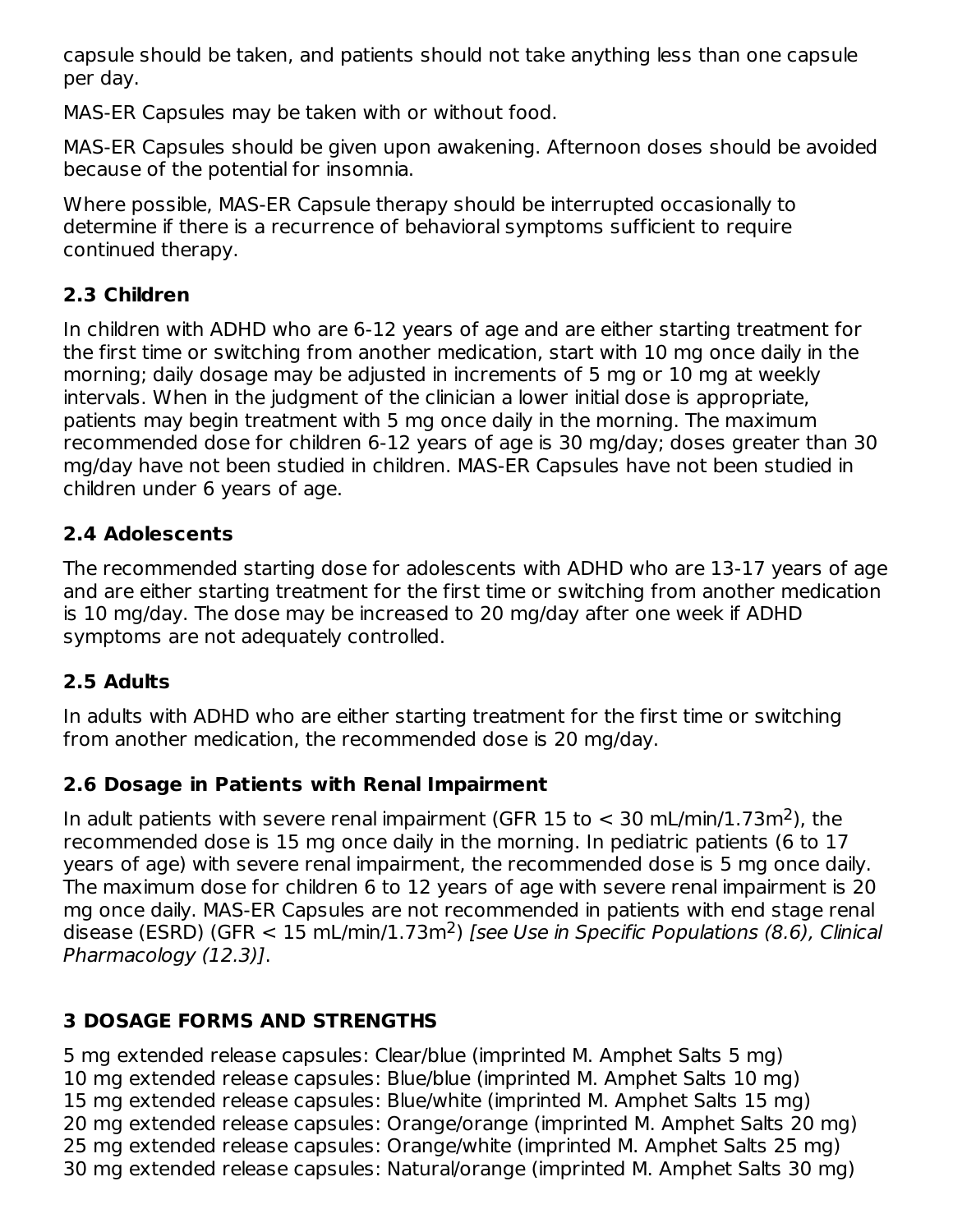capsule should be taken, and patients should not take anything less than one capsule per day.

MAS-ER Capsules may be taken with or without food.

MAS-ER Capsules should be given upon awakening. Afternoon doses should be avoided because of the potential for insomnia.

Where possible, MAS-ER Capsule therapy should be interrupted occasionally to determine if there is a recurrence of behavioral symptoms sufficient to require continued therapy.

## 2.3 Children

In children with ADHD who are 6-12 years of age and are either starting treatment for the first time or switching from another medication, start with 10 mg once daily in the morning; daily dosage may be adjusted in increments of 5 mg or 10 mg at weekly intervals. When in the judgment of the clinician a lower initial dose is appropriate, patients may begin treatment with 5 mg once daily in the morning. The maximum recommended dose for children 6-12 years of age is 30 mg/day; doses greater than 30 mg/day have not been studied in children. MAS-ER Capsules have not been studied in children under 6 years of age.

## 2.4 Adolescents

The recommended starting dose for adolescents with ADHD who are 13-17 years of age and are either starting treatment for the first time or switching from another medication is 10 mg/day. The dose may be increased to 20 mg/day after one week if ADHD symptoms are not adequately controlled.

## 2.5 Adults

In adults with ADHD who are either starting treatment for the first time or switching from another medication, the recommended dose is 20 mg/day.

## 2.6 Dosage in Patients with Renal Impairment

In adult patients with severe renal impairment (GFR 15 to < 30 mL/min/1.73m$^2$), the recommended dose is 15 mg once daily in the morning. In pediatric patients (6 to 17 years of age) with severe renal impairment, the recommended dose is 5 mg once daily. The maximum dose for children 6 to 12 years of age with severe renal impairment is 20 mg once daily. MAS-ER Capsules are not recommended in patients with end stage renal disease (ESRD) (GFR < 15 mL/min/1.73m$^2$) *[see Use in Specific Populations (8.6), Clinical Pharmacology (12.3)]*.

# 3 DOSAGE FORMS AND STRENGTHS

5 mg extended release capsules: Clear/blue (imprinted M. Amphet Salts 5 mg)
10 mg extended release capsules: Blue/blue (imprinted M. Amphet Salts 10 mg)
15 mg extended release capsules: Blue/white (imprinted M. Amphet Salts 15 mg)
20 mg extended release capsules: Orange/orange (imprinted M. Amphet Salts 20 mg)
25 mg extended release capsules: Orange/white (imprinted M. Amphet Salts 25 mg)
30 mg extended release capsules: Natural/orange (imprinted M. Amphet Salts 30 mg)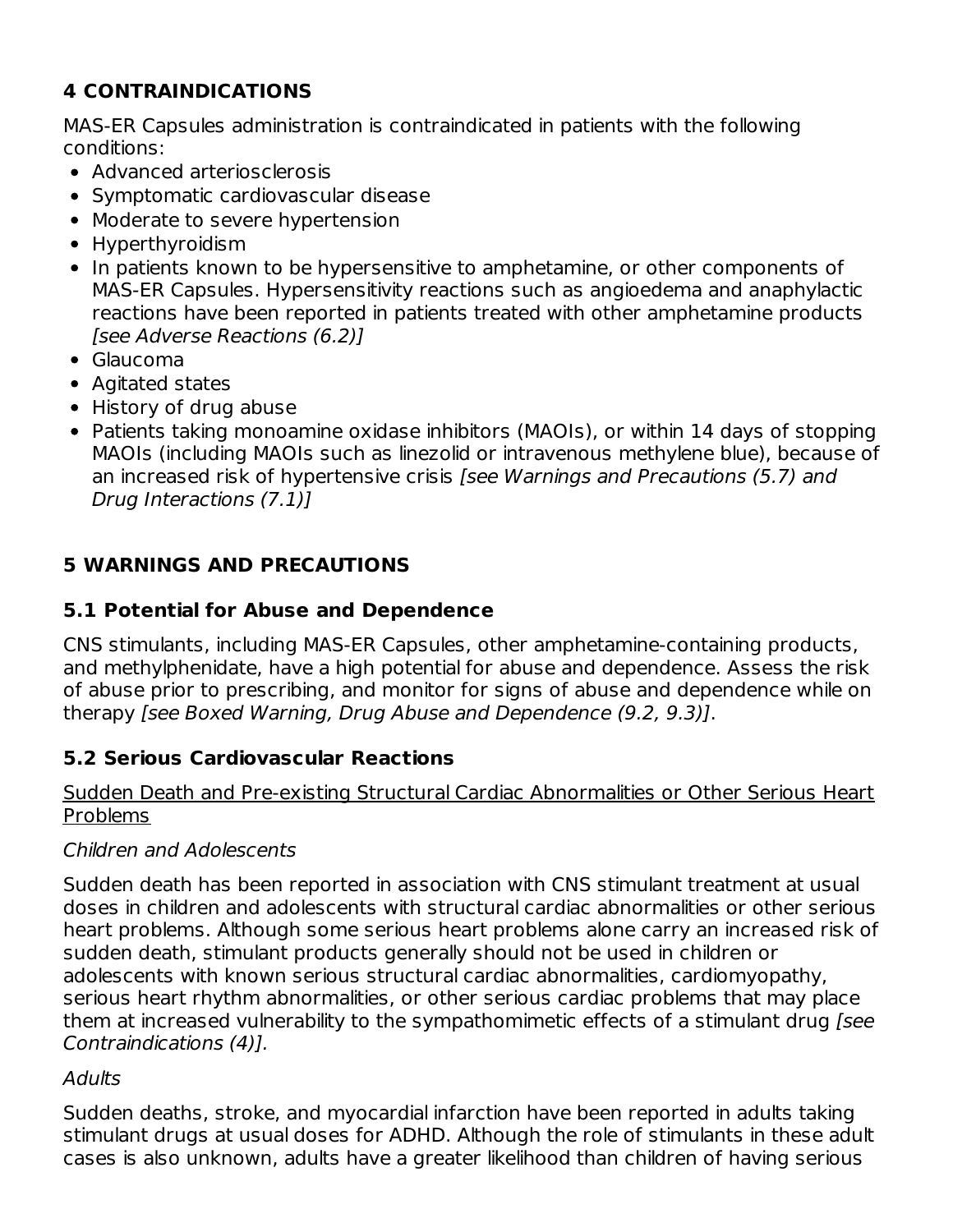## 4 CONTRAINDICATIONS

MAS-ER Capsules administration is contraindicated in patients with the following conditions:

- Advanced arteriosclerosis
- Symptomatic cardiovascular disease
- Moderate to severe hypertension
- Hyperthyroidism
- In patients known to be hypersensitive to amphetamine, or other components of MAS-ER Capsules. Hypersensitivity reactions such as angioedema and anaphylactic reactions have been reported in patients treated with other amphetamine products *[see Adverse Reactions (6.2)]*
- Glaucoma
- Agitated states
- History of drug abuse
- Patients taking monoamine oxidase inhibitors (MAOIs), or within 14 days of stopping MAOIs (including MAOIs such as linezolid or intravenous methylene blue), because of an increased risk of hypertensive crisis *[see Warnings and Precautions (5.7) and Drug Interactions (7.1)]*

## 5 WARNINGS AND PRECAUTIONS

### 5.1 Potential for Abuse and Dependence

CNS stimulants, including MAS-ER Capsules, other amphetamine-containing products, and methylphenidate, have a high potential for abuse and dependence. Assess the risk of abuse prior to prescribing, and monitor for signs of abuse and dependence while on therapy *[see Boxed Warning, Drug Abuse and Dependence (9.2, 9.3)]*.

### 5.2 Serious Cardiovascular Reactions

<u>Sudden Death and Pre-existing Structural Cardiac Abnormalities or Other Serious Heart Problems</u>

*Children and Adolescents*

Sudden death has been reported in association with CNS stimulant treatment at usual doses in children and adolescents with structural cardiac abnormalities or other serious heart problems. Although some serious heart problems alone carry an increased risk of sudden death, stimulant products generally should not be used in children or adolescents with known serious structural cardiac abnormalities, cardiomyopathy, serious heart rhythm abnormalities, or other serious cardiac problems that may place them at increased vulnerability to the sympathomimetic effects of a stimulant drug *[see Contraindications (4)].*

*Adults*

Sudden deaths, stroke, and myocardial infarction have been reported in adults taking stimulant drugs at usual doses for ADHD. Although the role of stimulants in these adult cases is also unknown, adults have a greater likelihood than children of having serious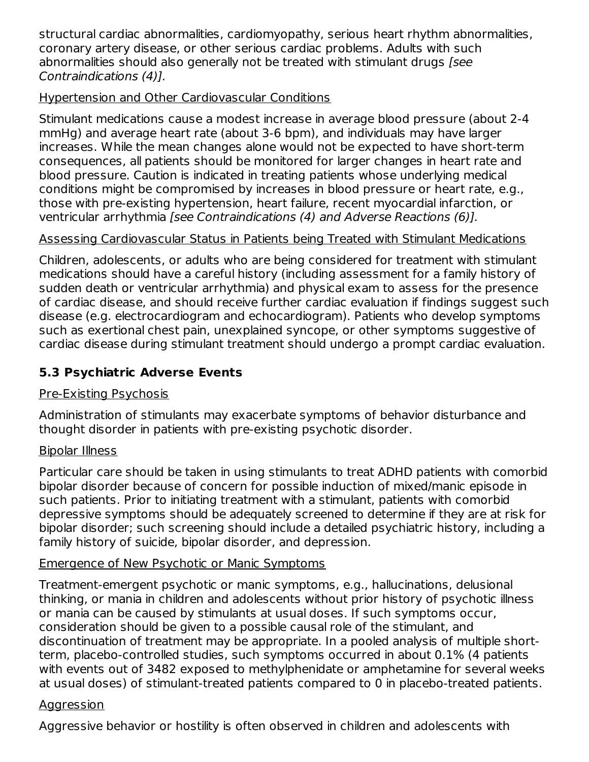structural cardiac abnormalities, cardiomyopathy, serious heart rhythm abnormalities, coronary artery disease, or other serious cardiac problems. Adults with such abnormalities should also generally not be treated with stimulant drugs *[see Contraindications (4)].*

Hypertension and Other Cardiovascular Conditions

Stimulant medications cause a modest increase in average blood pressure (about 2-4 mmHg) and average heart rate (about 3-6 bpm), and individuals may have larger increases. While the mean changes alone would not be expected to have short-term consequences, all patients should be monitored for larger changes in heart rate and blood pressure. Caution is indicated in treating patients whose underlying medical conditions might be compromised by increases in blood pressure or heart rate, e.g., those with pre-existing hypertension, heart failure, recent myocardial infarction, or ventricular arrhythmia *[see Contraindications (4) and Adverse Reactions (6)].*

Assessing Cardiovascular Status in Patients being Treated with Stimulant Medications

Children, adolescents, or adults who are being considered for treatment with stimulant medications should have a careful history (including assessment for a family history of sudden death or ventricular arrhythmia) and physical exam to assess for the presence of cardiac disease, and should receive further cardiac evaluation if findings suggest such disease (e.g. electrocardiogram and echocardiogram). Patients who develop symptoms such as exertional chest pain, unexplained syncope, or other symptoms suggestive of cardiac disease during stimulant treatment should undergo a prompt cardiac evaluation.

### 5.3 Psychiatric Adverse Events

Pre-Existing Psychosis

Administration of stimulants may exacerbate symptoms of behavior disturbance and thought disorder in patients with pre-existing psychotic disorder.

Bipolar Illness

Particular care should be taken in using stimulants to treat ADHD patients with comorbid bipolar disorder because of concern for possible induction of mixed/manic episode in such patients. Prior to initiating treatment with a stimulant, patients with comorbid depressive symptoms should be adequately screened to determine if they are at risk for bipolar disorder; such screening should include a detailed psychiatric history, including a family history of suicide, bipolar disorder, and depression.

Emergence of New Psychotic or Manic Symptoms

Treatment-emergent psychotic or manic symptoms, e.g., hallucinations, delusional thinking, or mania in children and adolescents without prior history of psychotic illness or mania can be caused by stimulants at usual doses. If such symptoms occur, consideration should be given to a possible causal role of the stimulant, and discontinuation of treatment may be appropriate. In a pooled analysis of multiple short-term, placebo-controlled studies, such symptoms occurred in about 0.1% (4 patients with events out of 3482 exposed to methylphenidate or amphetamine for several weeks at usual doses) of stimulant-treated patients compared to 0 in placebo-treated patients.

Aggression

Aggressive behavior or hostility is often observed in children and adolescents with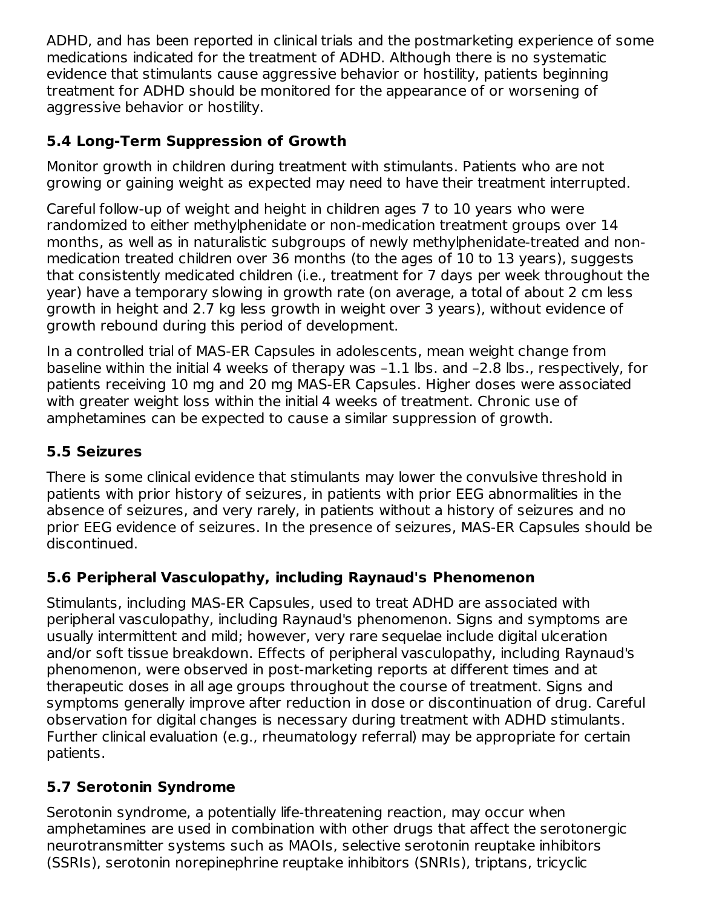ADHD, and has been reported in clinical trials and the postmarketing experience of some medications indicated for the treatment of ADHD. Although there is no systematic evidence that stimulants cause aggressive behavior or hostility, patients beginning treatment for ADHD should be monitored for the appearance of or worsening of aggressive behavior or hostility.

### 5.4 Long-Term Suppression of Growth

Monitor growth in children during treatment with stimulants. Patients who are not growing or gaining weight as expected may need to have their treatment interrupted.

Careful follow-up of weight and height in children ages 7 to 10 years who were randomized to either methylphenidate or non-medication treatment groups over 14 months, as well as in naturalistic subgroups of newly methylphenidate-treated and non-medication treated children over 36 months (to the ages of 10 to 13 years), suggests that consistently medicated children (i.e., treatment for 7 days per week throughout the year) have a temporary slowing in growth rate (on average, a total of about 2 cm less growth in height and 2.7 kg less growth in weight over 3 years), without evidence of growth rebound during this period of development.

In a controlled trial of MAS-ER Capsules in adolescents, mean weight change from baseline within the initial 4 weeks of therapy was –1.1 lbs. and –2.8 lbs., respectively, for patients receiving 10 mg and 20 mg MAS-ER Capsules. Higher doses were associated with greater weight loss within the initial 4 weeks of treatment. Chronic use of amphetamines can be expected to cause a similar suppression of growth.

### 5.5 Seizures

There is some clinical evidence that stimulants may lower the convulsive threshold in patients with prior history of seizures, in patients with prior EEG abnormalities in the absence of seizures, and very rarely, in patients without a history of seizures and no prior EEG evidence of seizures. In the presence of seizures, MAS-ER Capsules should be discontinued.

### 5.6 Peripheral Vasculopathy, including Raynaud's Phenomenon

Stimulants, including MAS-ER Capsules, used to treat ADHD are associated with peripheral vasculopathy, including Raynaud's phenomenon. Signs and symptoms are usually intermittent and mild; however, very rare sequelae include digital ulceration and/or soft tissue breakdown. Effects of peripheral vasculopathy, including Raynaud's phenomenon, were observed in post-marketing reports at different times and at therapeutic doses in all age groups throughout the course of treatment. Signs and symptoms generally improve after reduction in dose or discontinuation of drug. Careful observation for digital changes is necessary during treatment with ADHD stimulants. Further clinical evaluation (e.g., rheumatology referral) may be appropriate for certain patients.

### 5.7 Serotonin Syndrome

Serotonin syndrome, a potentially life-threatening reaction, may occur when amphetamines are used in combination with other drugs that affect the serotonergic neurotransmitter systems such as MAOIs, selective serotonin reuptake inhibitors (SSRIs), serotonin norepinephrine reuptake inhibitors (SNRIs), triptans, tricyclic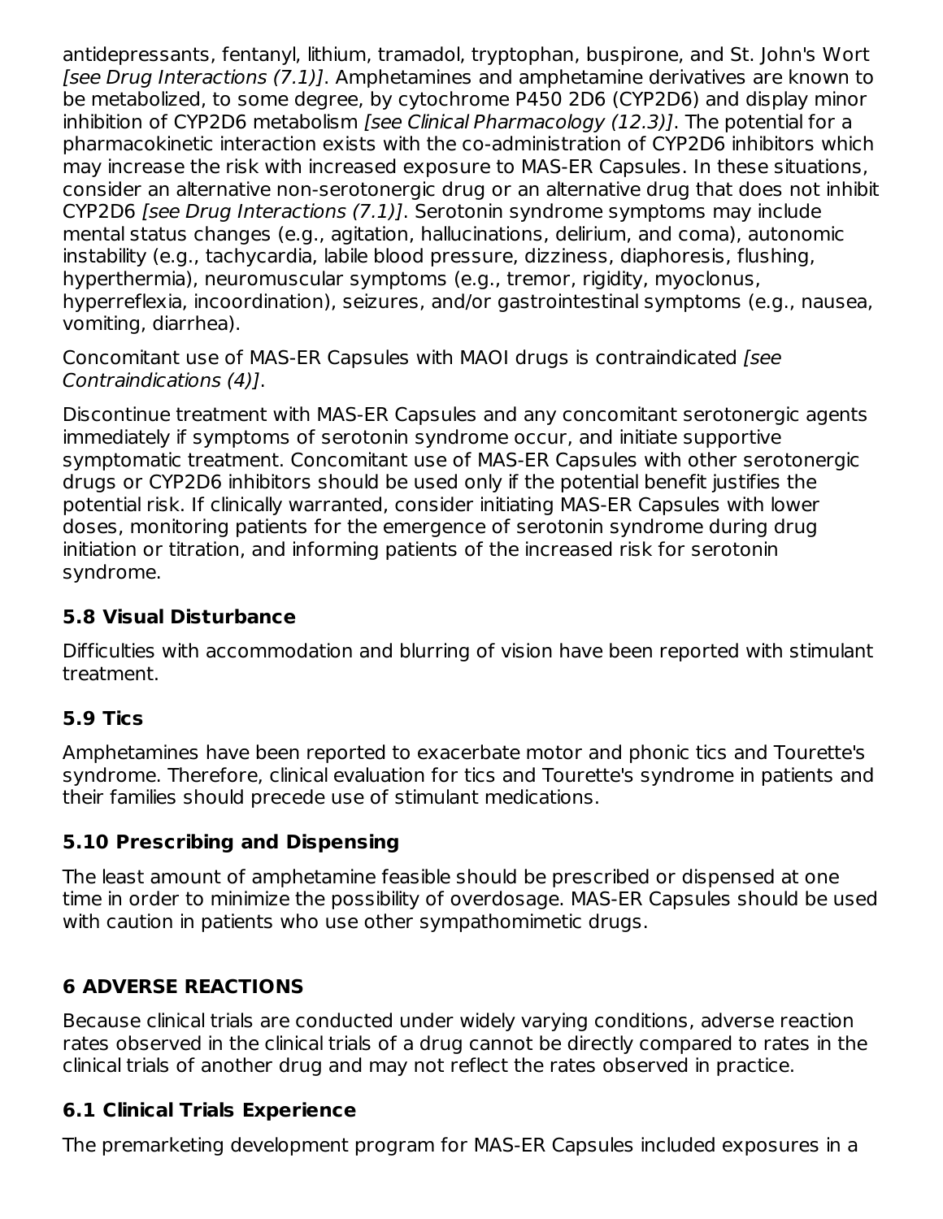antidepressants, fentanyl, lithium, tramadol, tryptophan, buspirone, and St. John's Wort *[see Drug Interactions (7.1)]*. Amphetamines and amphetamine derivatives are known to be metabolized, to some degree, by cytochrome P450 2D6 (CYP2D6) and display minor inhibition of CYP2D6 metabolism *[see Clinical Pharmacology (12.3)]*. The potential for a pharmacokinetic interaction exists with the co-administration of CYP2D6 inhibitors which may increase the risk with increased exposure to MAS-ER Capsules. In these situations, consider an alternative non-serotonergic drug or an alternative drug that does not inhibit CYP2D6 *[see Drug Interactions (7.1)]*. Serotonin syndrome symptoms may include mental status changes (e.g., agitation, hallucinations, delirium, and coma), autonomic instability (e.g., tachycardia, labile blood pressure, dizziness, diaphoresis, flushing, hyperthermia), neuromuscular symptoms (e.g., tremor, rigidity, myoclonus, hyperreflexia, incoordination), seizures, and/or gastrointestinal symptoms (e.g., nausea, vomiting, diarrhea).

Concomitant use of MAS-ER Capsules with MAOI drugs is contraindicated *[see Contraindications (4)]*.

Discontinue treatment with MAS-ER Capsules and any concomitant serotonergic agents immediately if symptoms of serotonin syndrome occur, and initiate supportive symptomatic treatment. Concomitant use of MAS-ER Capsules with other serotonergic drugs or CYP2D6 inhibitors should be used only if the potential benefit justifies the potential risk. If clinically warranted, consider initiating MAS-ER Capsules with lower doses, monitoring patients for the emergence of serotonin syndrome during drug initiation or titration, and informing patients of the increased risk for serotonin syndrome.

### 5.8 Visual Disturbance

Difficulties with accommodation and blurring of vision have been reported with stimulant treatment.

### 5.9 Tics

Amphetamines have been reported to exacerbate motor and phonic tics and Tourette's syndrome. Therefore, clinical evaluation for tics and Tourette's syndrome in patients and their families should precede use of stimulant medications.

### 5.10 Prescribing and Dispensing

The least amount of amphetamine feasible should be prescribed or dispensed at one time in order to minimize the possibility of overdosage. MAS-ER Capsules should be used with caution in patients who use other sympathomimetic drugs.

## 6 ADVERSE REACTIONS

Because clinical trials are conducted under widely varying conditions, adverse reaction rates observed in the clinical trials of a drug cannot be directly compared to rates in the clinical trials of another drug and may not reflect the rates observed in practice.

### 6.1 Clinical Trials Experience

The premarketing development program for MAS-ER Capsules included exposures in a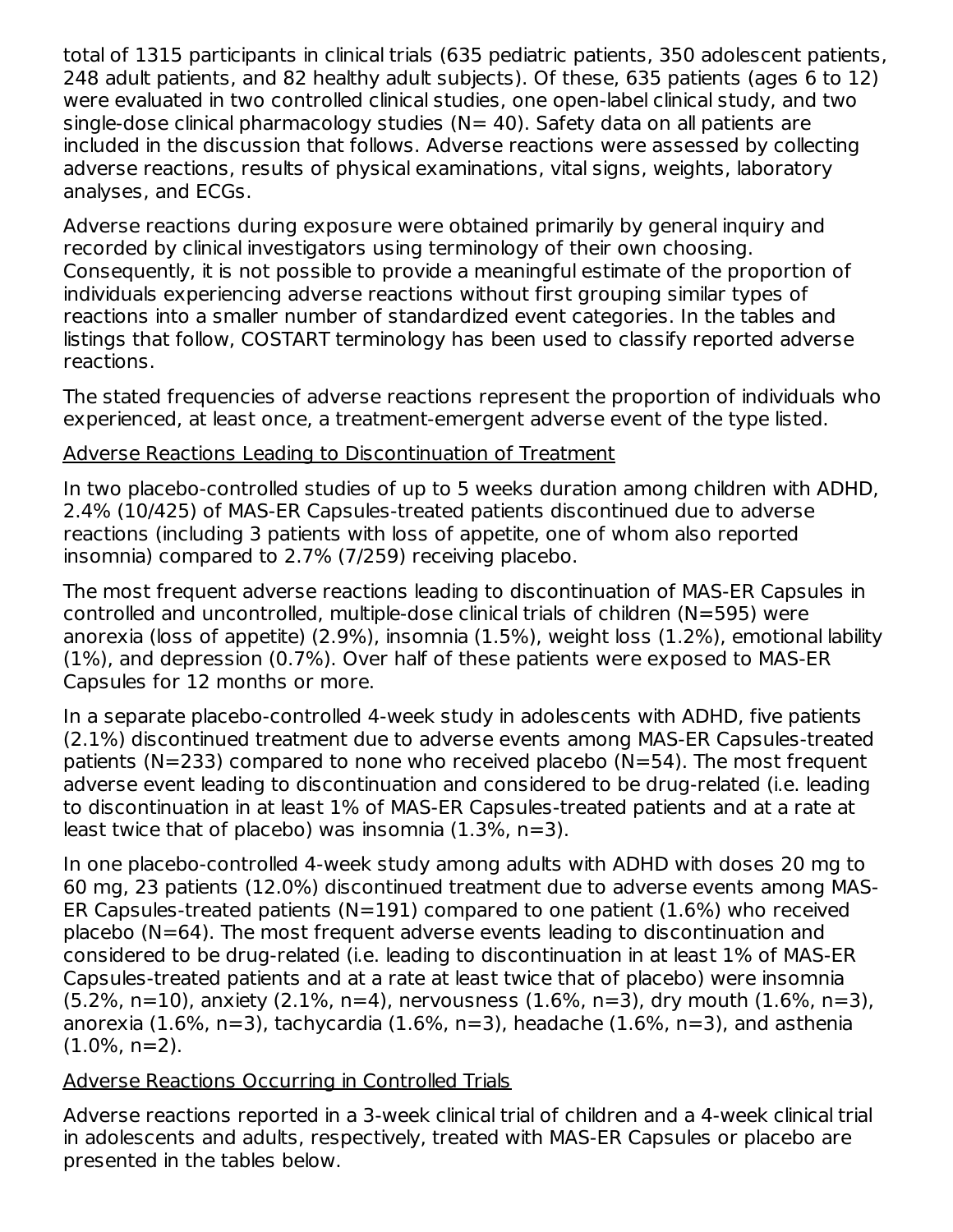total of 1315 participants in clinical trials (635 pediatric patients, 350 adolescent patients, 248 adult patients, and 82 healthy adult subjects). Of these, 635 patients (ages 6 to 12) were evaluated in two controlled clinical studies, one open-label clinical study, and two single-dose clinical pharmacology studies (N= 40). Safety data on all patients are included in the discussion that follows. Adverse reactions were assessed by collecting adverse reactions, results of physical examinations, vital signs, weights, laboratory analyses, and ECGs.

Adverse reactions during exposure were obtained primarily by general inquiry and recorded by clinical investigators using terminology of their own choosing. Consequently, it is not possible to provide a meaningful estimate of the proportion of individuals experiencing adverse reactions without first grouping similar types of reactions into a smaller number of standardized event categories. In the tables and listings that follow, COSTART terminology has been used to classify reported adverse reactions.

The stated frequencies of adverse reactions represent the proportion of individuals who experienced, at least once, a treatment-emergent adverse event of the type listed.

Adverse Reactions Leading to Discontinuation of Treatment

In two placebo-controlled studies of up to 5 weeks duration among children with ADHD, 2.4% (10/425) of MAS-ER Capsules-treated patients discontinued due to adverse reactions (including 3 patients with loss of appetite, one of whom also reported insomnia) compared to 2.7% (7/259) receiving placebo.

The most frequent adverse reactions leading to discontinuation of MAS-ER Capsules in controlled and uncontrolled, multiple-dose clinical trials of children (N=595) were anorexia (loss of appetite) (2.9%), insomnia (1.5%), weight loss (1.2%), emotional lability (1%), and depression (0.7%). Over half of these patients were exposed to MAS-ER Capsules for 12 months or more.

In a separate placebo-controlled 4-week study in adolescents with ADHD, five patients (2.1%) discontinued treatment due to adverse events among MAS-ER Capsules-treated patients (N=233) compared to none who received placebo (N=54). The most frequent adverse event leading to discontinuation and considered to be drug-related (i.e. leading to discontinuation in at least 1% of MAS-ER Capsules-treated patients and at a rate at least twice that of placebo) was insomnia (1.3%, n=3).

In one placebo-controlled 4-week study among adults with ADHD with doses 20 mg to 60 mg, 23 patients (12.0%) discontinued treatment due to adverse events among MAS-ER Capsules-treated patients (N=191) compared to one patient (1.6%) who received placebo (N=64). The most frequent adverse events leading to discontinuation and considered to be drug-related (i.e. leading to discontinuation in at least 1% of MAS-ER Capsules-treated patients and at a rate at least twice that of placebo) were insomnia (5.2%, n=10), anxiety (2.1%, n=4), nervousness (1.6%, n=3), dry mouth (1.6%, n=3), anorexia (1.6%, n=3), tachycardia (1.6%, n=3), headache (1.6%, n=3), and asthenia (1.0%, n=2).

Adverse Reactions Occurring in Controlled Trials

Adverse reactions reported in a 3-week clinical trial of children and a 4-week clinical trial in adolescents and adults, respectively, treated with MAS-ER Capsules or placebo are presented in the tables below.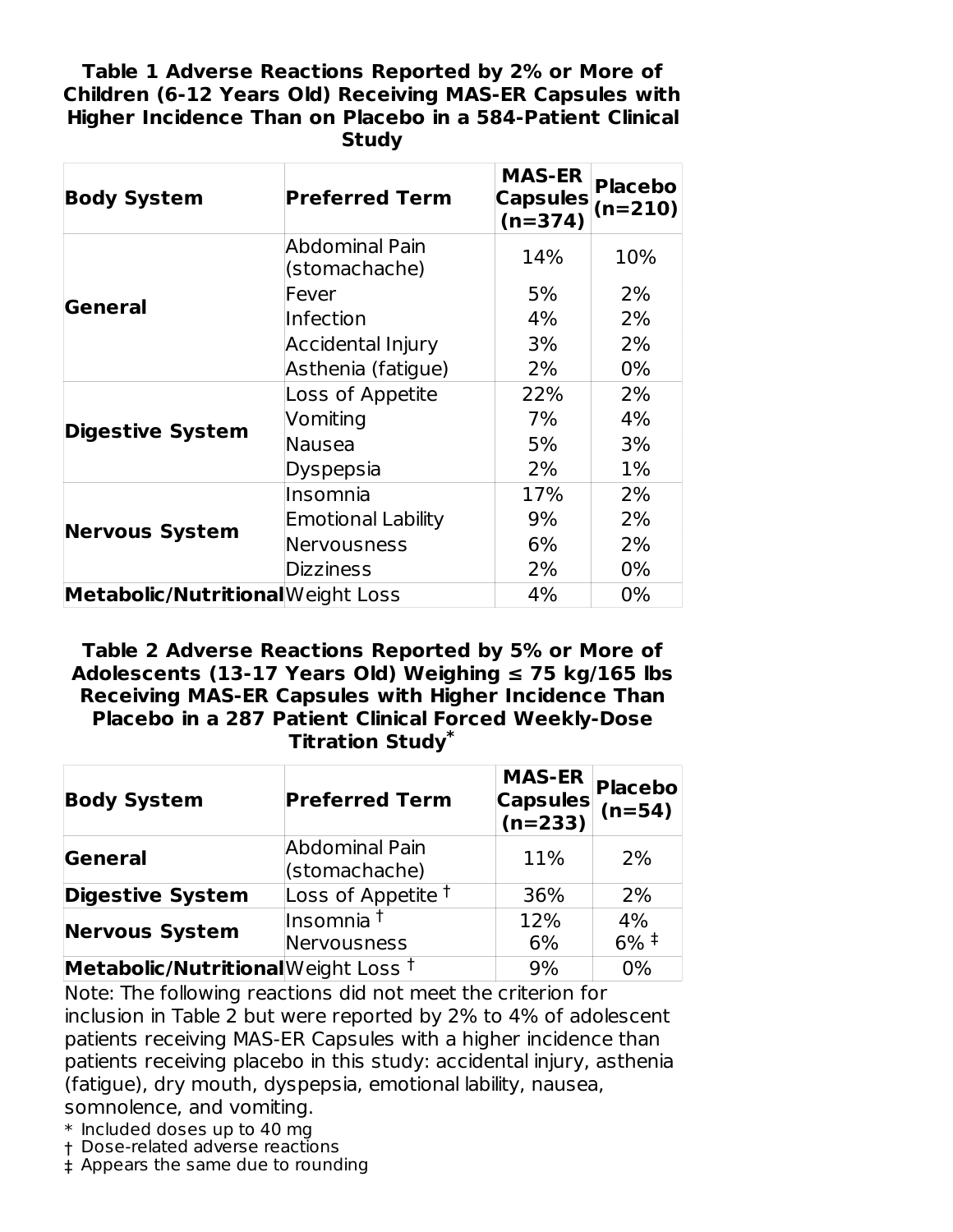**Table 1 Adverse Reactions Reported by 2% or More of Children (6-12 Years Old) Receiving MAS-ER Capsules with Higher Incidence Than on Placebo in a 584-Patient Clinical Study**

| Body System | Preferred Term | MAS-ER Capsules (n=374) | Placebo (n=210) |
|---|---|---|---|
| General | Abdominal Pain (stomachache) | 14% | 10% |
| | Fever | 5% | 2% |
| | Infection | 4% | 2% |
| | Accidental Injury | 3% | 2% |
| | Asthenia (fatigue) | 2% | 0% |
| Digestive System | Loss of Appetite | 22% | 2% |
| | Vomiting | 7% | 4% |
| | Nausea | 5% | 3% |
| | Dyspepsia | 2% | 1% |
| Nervous System | Insomnia | 17% | 2% |
| | Emotional Lability | 9% | 2% |
| | Nervousness | 6% | 2% |
| | Dizziness | 2% | 0% |
| Metabolic/Nutritional | Weight Loss | 4% | 0% |

**Table 2 Adverse Reactions Reported by 5% or More of Adolescents (13-17 Years Old) Weighing ≤ 75 kg/165 lbs Receiving MAS-ER Capsules with Higher Incidence Than Placebo in a 287 Patient Clinical Forced Weekly-Dose Titration Study***

| Body System | Preferred Term | MAS-ER Capsules (n=233) | Placebo (n=54) |
|---|---|---|---|
| General | Abdominal Pain (stomachache) | 11% | 2% |
| Digestive System | Loss of Appetite † | 36% | 2% |
| Nervous System | Insomnia † | 12% | 4% |
| | Nervousness | 6% | 6% ‡ |
| Metabolic/Nutritional | Weight Loss † | 9% | 0% |

Note: The following reactions did not meet the criterion for inclusion in Table 2 but were reported by 2% to 4% of adolescent patients receiving MAS-ER Capsules with a higher incidence than patients receiving placebo in this study: accidental injury, asthenia (fatigue), dry mouth, dyspepsia, emotional lability, nausea, somnolence, and vomiting.

\* Included doses up to 40 mg

† Dose-related adverse reactions

‡ Appears the same due to rounding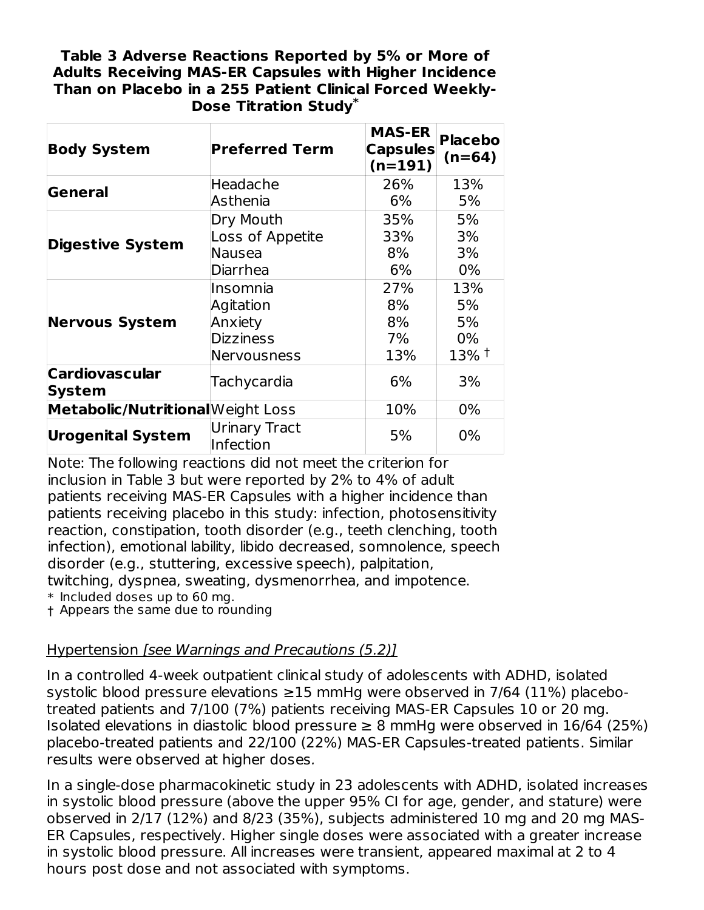**Table 3 Adverse Reactions Reported by 5% or More of Adults Receiving MAS-ER Capsules with Higher Incidence Than on Placebo in a 255 Patient Clinical Forced Weekly-Dose Titration Study***

| Body System | Preferred Term | MAS-ER Capsules (n=191) | Placebo (n=64) |
|---|---|---|---|
| General | Headache | 26% | 13% |
| | Asthenia | 6% | 5% |
| Digestive System | Dry Mouth | 35% | 5% |
| | Loss of Appetite | 33% | 3% |
| | Nausea | 8% | 3% |
| | Diarrhea | 6% | 0% |
| Nervous System | Insomnia | 27% | 13% |
| | Agitation | 8% | 5% |
| | Anxiety | 8% | 5% |
| | Dizziness | 7% | 0% |
| | Nervousness | 13% | 13% † |
| Cardiovascular System | Tachycardia | 6% | 3% |
| Metabolic/Nutritional | Weight Loss | 10% | 0% |
| Urogenital System | Urinary Tract Infection | 5% | 0% |

Note: The following reactions did not meet the criterion for inclusion in Table 3 but were reported by 2% to 4% of adult patients receiving MAS-ER Capsules with a higher incidence than patients receiving placebo in this study: infection, photosensitivity reaction, constipation, tooth disorder (e.g., teeth clenching, tooth infection), emotional lability, libido decreased, somnolence, speech disorder (e.g., stuttering, excessive speech), palpitation, twitching, dyspnea, sweating, dysmenorrhea, and impotence.

\* Included doses up to 60 mg.

† Appears the same due to rounding

Hypertension *[see Warnings and Precautions (5.2)]*

In a controlled 4-week outpatient clinical study of adolescents with ADHD, isolated systolic blood pressure elevations ≥15 mmHg were observed in 7/64 (11%) placebo-treated patients and 7/100 (7%) patients receiving MAS-ER Capsules 10 or 20 mg. Isolated elevations in diastolic blood pressure ≥ 8 mmHg were observed in 16/64 (25%) placebo-treated patients and 22/100 (22%) MAS-ER Capsules-treated patients. Similar results were observed at higher doses.

In a single-dose pharmacokinetic study in 23 adolescents with ADHD, isolated increases in systolic blood pressure (above the upper 95% CI for age, gender, and stature) were observed in 2/17 (12%) and 8/23 (35%), subjects administered 10 mg and 20 mg MAS-ER Capsules, respectively. Higher single doses were associated with a greater increase in systolic blood pressure. All increases were transient, appeared maximal at 2 to 4 hours post dose and not associated with symptoms.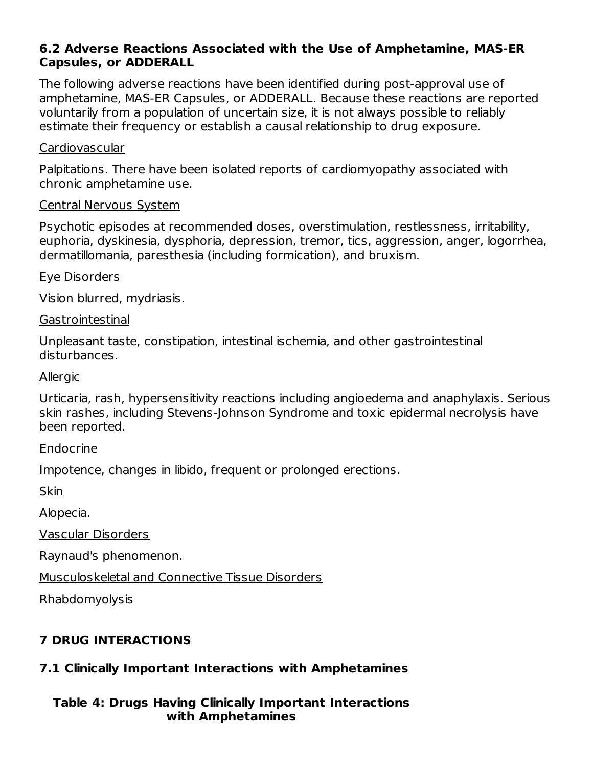### 6.2 Adverse Reactions Associated with the Use of Amphetamine, MAS-ER Capsules, or ADDERALL

The following adverse reactions have been identified during post-approval use of amphetamine, MAS-ER Capsules, or ADDERALL. Because these reactions are reported voluntarily from a population of uncertain size, it is not always possible to reliably estimate their frequency or establish a causal relationship to drug exposure.

Cardiovascular

Palpitations. There have been isolated reports of cardiomyopathy associated with chronic amphetamine use.

Central Nervous System

Psychotic episodes at recommended doses, overstimulation, restlessness, irritability, euphoria, dyskinesia, dysphoria, depression, tremor, tics, aggression, anger, logorrhea, dermatillomania, paresthesia (including formication), and bruxism.

Eye Disorders

Vision blurred, mydriasis.

Gastrointestinal

Unpleasant taste, constipation, intestinal ischemia, and other gastrointestinal disturbances.

Allergic

Urticaria, rash, hypersensitivity reactions including angioedema and anaphylaxis. Serious skin rashes, including Stevens-Johnson Syndrome and toxic epidermal necrolysis have been reported.

Endocrine

Impotence, changes in libido, frequent or prolonged erections.

Skin

Alopecia.

Vascular Disorders

Raynaud's phenomenon.

Musculoskeletal and Connective Tissue Disorders

Rhabdomyolysis

## 7 DRUG INTERACTIONS

### 7.1 Clinically Important Interactions with Amphetamines

**Table 4: Drugs Having Clinically Important Interactions with Amphetamines**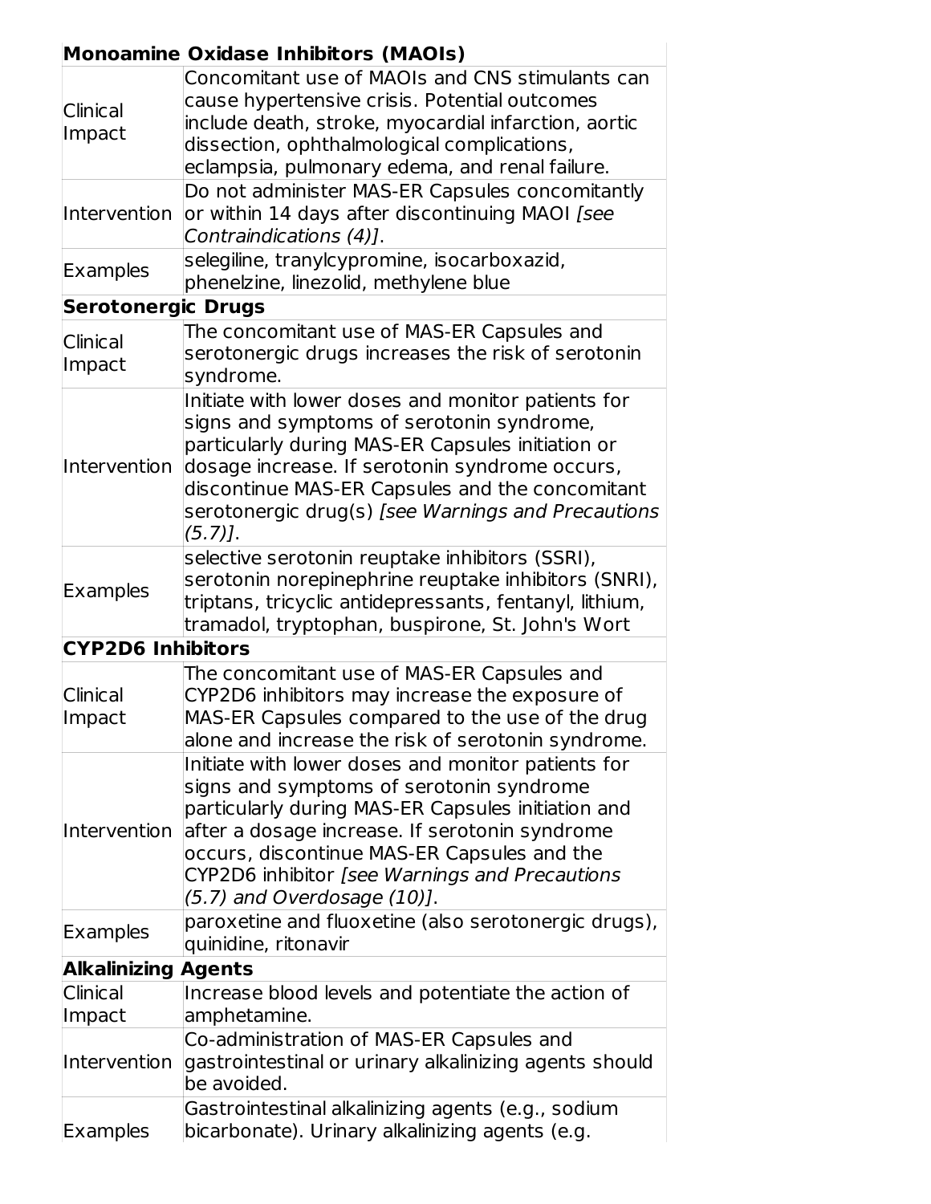| **Monoamine Oxidase Inhibitors (MAOIs)** | |
|---|---|
| Clinical Impact | Concomitant use of MAOIs and CNS stimulants can cause hypertensive crisis. Potential outcomes include death, stroke, myocardial infarction, aortic dissection, ophthalmological complications, eclampsia, pulmonary edema, and renal failure. |
| Intervention | Do not administer MAS-ER Capsules concomitantly or within 14 days after discontinuing MAOI *[see Contraindications (4)]*. |
| Examples | selegiline, tranylcypromine, isocarboxazid, phenelzine, linezolid, methylene blue |
| **Serotonergic Drugs** | |
| Clinical Impact | The concomitant use of MAS-ER Capsules and serotonergic drugs increases the risk of serotonin syndrome. |
| Intervention | Initiate with lower doses and monitor patients for signs and symptoms of serotonin syndrome, particularly during MAS-ER Capsules initiation or dosage increase. If serotonin syndrome occurs, discontinue MAS-ER Capsules and the concomitant serotonergic drug(s) *[see Warnings and Precautions (5.7)]*. |
| Examples | selective serotonin reuptake inhibitors (SSRI), serotonin norepinephrine reuptake inhibitors (SNRI), triptans, tricyclic antidepressants, fentanyl, lithium, tramadol, tryptophan, buspirone, St. John's Wort |
| **CYP2D6 Inhibitors** | |
| Clinical Impact | The concomitant use of MAS-ER Capsules and CYP2D6 inhibitors may increase the exposure of MAS-ER Capsules compared to the use of the drug alone and increase the risk of serotonin syndrome. |
| Intervention | Initiate with lower doses and monitor patients for signs and symptoms of serotonin syndrome particularly during MAS-ER Capsules initiation and after a dosage increase. If serotonin syndrome occurs, discontinue MAS-ER Capsules and the CYP2D6 inhibitor *[see Warnings and Precautions (5.7) and Overdosage (10)]*. |
| Examples | paroxetine and fluoxetine (also serotonergic drugs), quinidine, ritonavir |
| **Alkalinizing Agents** | |
| Clinical Impact | Increase blood levels and potentiate the action of amphetamine. |
| Intervention | Co-administration of MAS-ER Capsules and gastrointestinal or urinary alkalinizing agents should be avoided. |
| Examples | Gastrointestinal alkalinizing agents (e.g., sodium bicarbonate). Urinary alkalinizing agents (e.g. |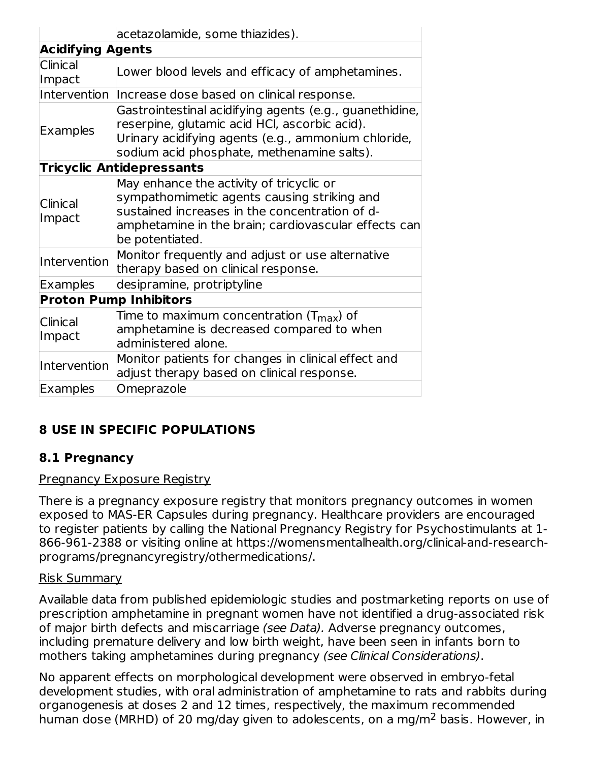| | |
|---|---|
| | acetazolamide, some thiazides). |
| **Acidifying Agents** | |
| Clinical Impact | Lower blood levels and efficacy of amphetamines. |
| Intervention | Increase dose based on clinical response. |
| Examples | Gastrointestinal acidifying agents (e.g., guanethidine, reserpine, glutamic acid HCl, ascorbic acid). Urinary acidifying agents (e.g., ammonium chloride, sodium acid phosphate, methenamine salts). |
| **Tricyclic Antidepressants** | |
| Clinical Impact | May enhance the activity of tricyclic or sympathomimetic agents causing striking and sustained increases in the concentration of d-amphetamine in the brain; cardiovascular effects can be potentiated. |
| Intervention | Monitor frequently and adjust or use alternative therapy based on clinical response. |
| Examples | desipramine, protriptyline |
| **Proton Pump Inhibitors** | |
| Clinical Impact | Time to maximum concentration ($T_{max}$) of amphetamine is decreased compared to when administered alone. |
| Intervention | Monitor patients for changes in clinical effect and adjust therapy based on clinical response. |
| Examples | Omeprazole |

## 8 USE IN SPECIFIC POPULATIONS

### 8.1 Pregnancy

Pregnancy Exposure Registry

There is a pregnancy exposure registry that monitors pregnancy outcomes in women exposed to MAS-ER Capsules during pregnancy. Healthcare providers are encouraged to register patients by calling the National Pregnancy Registry for Psychostimulants at 1-866-961-2388 or visiting online at https://womensmentalhealth.org/clinical-and-research-programs/pregnancyregistry/othermedications/.

Risk Summary

Available data from published epidemiologic studies and postmarketing reports on use of prescription amphetamine in pregnant women have not identified a drug-associated risk of major birth defects and miscarriage *(see Data).* Adverse pregnancy outcomes, including premature delivery and low birth weight, have been seen in infants born to mothers taking amphetamines during pregnancy *(see Clinical Considerations)*.

No apparent effects on morphological development were observed in embryo-fetal development studies, with oral administration of amphetamine to rats and rabbits during organogenesis at doses 2 and 12 times, respectively, the maximum recommended human dose (MRHD) of 20 mg/day given to adolescents, on a mg/m$^2$ basis. However, in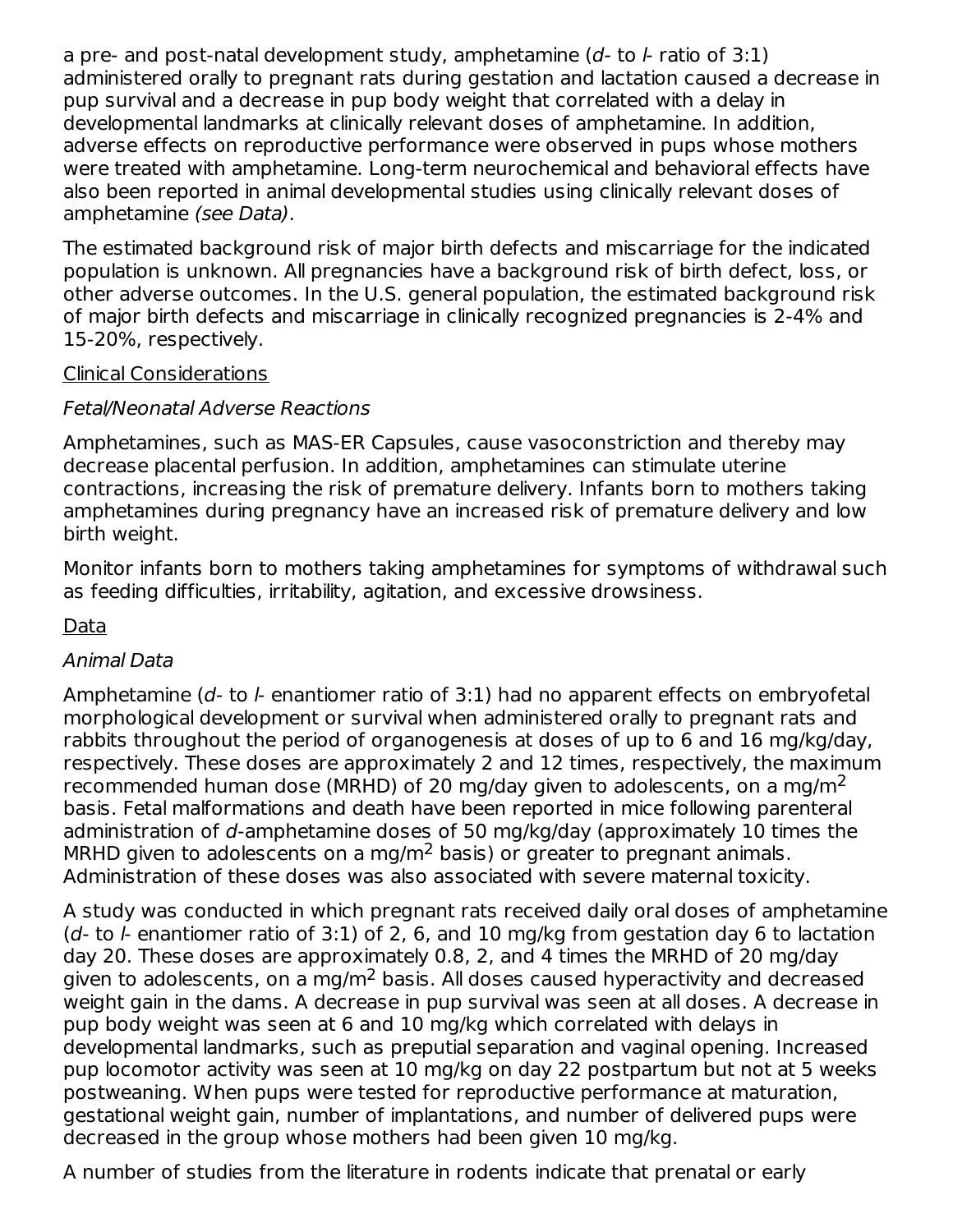a pre- and post-natal development study, amphetamine (*d*- to *l*- ratio of 3:1) administered orally to pregnant rats during gestation and lactation caused a decrease in pup survival and a decrease in pup body weight that correlated with a delay in developmental landmarks at clinically relevant doses of amphetamine. In addition, adverse effects on reproductive performance were observed in pups whose mothers were treated with amphetamine. Long-term neurochemical and behavioral effects have also been reported in animal developmental studies using clinically relevant doses of amphetamine *(see Data)*.

The estimated background risk of major birth defects and miscarriage for the indicated population is unknown. All pregnancies have a background risk of birth defect, loss, or other adverse outcomes. In the U.S. general population, the estimated background risk of major birth defects and miscarriage in clinically recognized pregnancies is 2-4% and 15-20%, respectively.

Clinical Considerations

*Fetal/Neonatal Adverse Reactions*

Amphetamines, such as MAS-ER Capsules, cause vasoconstriction and thereby may decrease placental perfusion. In addition, amphetamines can stimulate uterine contractions, increasing the risk of premature delivery. Infants born to mothers taking amphetamines during pregnancy have an increased risk of premature delivery and low birth weight.

Monitor infants born to mothers taking amphetamines for symptoms of withdrawal such as feeding difficulties, irritability, agitation, and excessive drowsiness.

Data

*Animal Data*

Amphetamine (*d*- to *l*- enantiomer ratio of 3:1) had no apparent effects on embryofetal morphological development or survival when administered orally to pregnant rats and rabbits throughout the period of organogenesis at doses of up to 6 and 16 mg/kg/day, respectively. These doses are approximately 2 and 12 times, respectively, the maximum recommended human dose (MRHD) of 20 mg/day given to adolescents, on a mg/m$^2$ basis. Fetal malformations and death have been reported in mice following parenteral administration of *d*-amphetamine doses of 50 mg/kg/day (approximately 10 times the MRHD given to adolescents on a mg/m$^2$ basis) or greater to pregnant animals. Administration of these doses was also associated with severe maternal toxicity.

A study was conducted in which pregnant rats received daily oral doses of amphetamine (*d*- to *l*- enantiomer ratio of 3:1) of 2, 6, and 10 mg/kg from gestation day 6 to lactation day 20. These doses are approximately 0.8, 2, and 4 times the MRHD of 20 mg/day given to adolescents, on a mg/m$^2$ basis. All doses caused hyperactivity and decreased weight gain in the dams. A decrease in pup survival was seen at all doses. A decrease in pup body weight was seen at 6 and 10 mg/kg which correlated with delays in developmental landmarks, such as preputial separation and vaginal opening. Increased pup locomotor activity was seen at 10 mg/kg on day 22 postpartum but not at 5 weeks postweaning. When pups were tested for reproductive performance at maturation, gestational weight gain, number of implantations, and number of delivered pups were decreased in the group whose mothers had been given 10 mg/kg.

A number of studies from the literature in rodents indicate that prenatal or early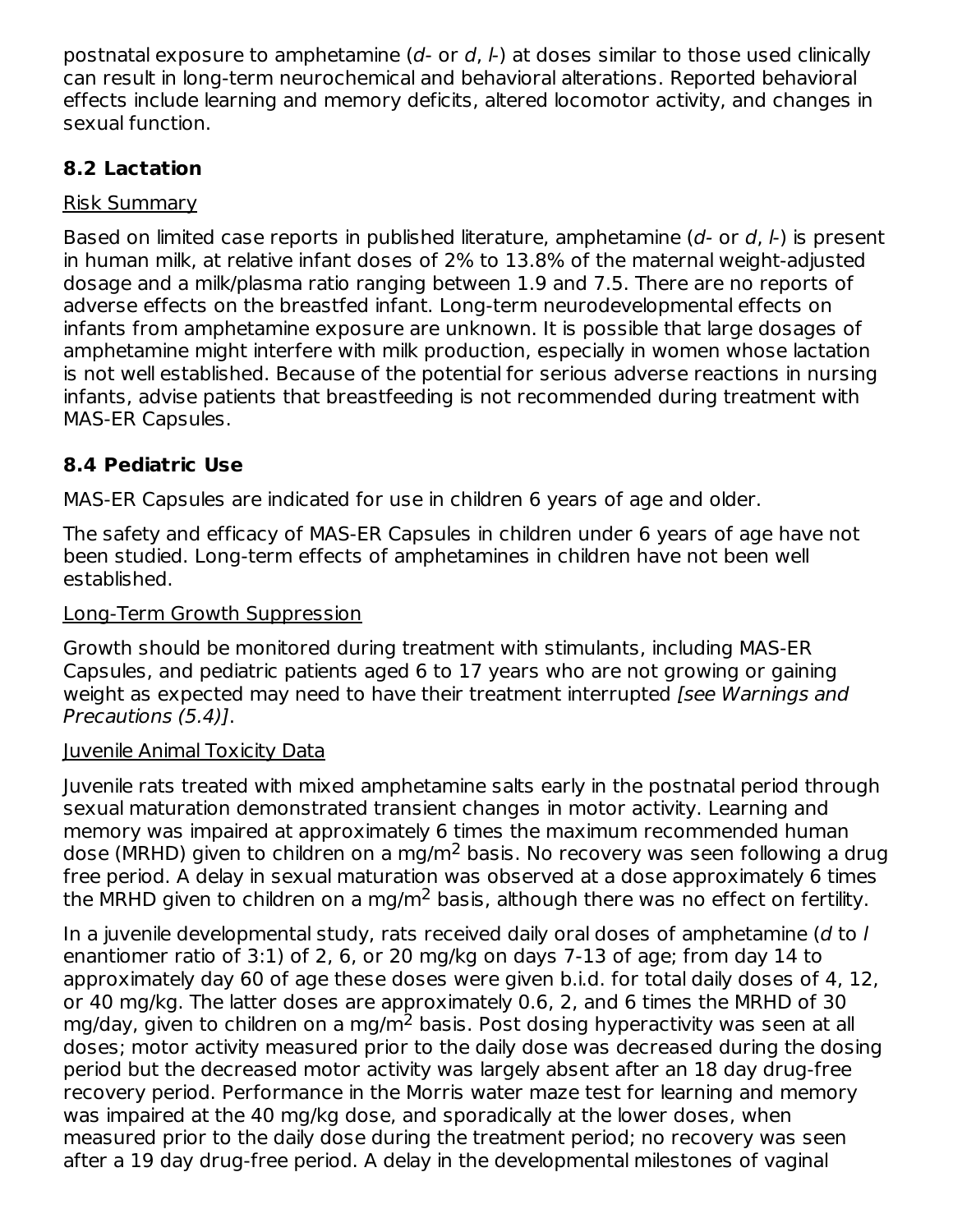postnatal exposure to amphetamine (*d*- or *d*, *l*-) at doses similar to those used clinically can result in long-term neurochemical and behavioral alterations. Reported behavioral effects include learning and memory deficits, altered locomotor activity, and changes in sexual function.

## 8.2 Lactation

Risk Summary

Based on limited case reports in published literature, amphetamine (*d*- or *d*, *l*-) is present in human milk, at relative infant doses of 2% to 13.8% of the maternal weight-adjusted dosage and a milk/plasma ratio ranging between 1.9 and 7.5. There are no reports of adverse effects on the breastfed infant. Long-term neurodevelopmental effects on infants from amphetamine exposure are unknown. It is possible that large dosages of amphetamine might interfere with milk production, especially in women whose lactation is not well established. Because of the potential for serious adverse reactions in nursing infants, advise patients that breastfeeding is not recommended during treatment with MAS-ER Capsules.

## 8.4 Pediatric Use

MAS-ER Capsules are indicated for use in children 6 years of age and older.

The safety and efficacy of MAS-ER Capsules in children under 6 years of age have not been studied. Long-term effects of amphetamines in children have not been well established.

Long-Term Growth Suppression

Growth should be monitored during treatment with stimulants, including MAS-ER Capsules, and pediatric patients aged 6 to 17 years who are not growing or gaining weight as expected may need to have their treatment interrupted *[see Warnings and Precautions (5.4)]*.

Juvenile Animal Toxicity Data

Juvenile rats treated with mixed amphetamine salts early in the postnatal period through sexual maturation demonstrated transient changes in motor activity. Learning and memory was impaired at approximately 6 times the maximum recommended human dose (MRHD) given to children on a mg/m$^2$ basis. No recovery was seen following a drug free period. A delay in sexual maturation was observed at a dose approximately 6 times the MRHD given to children on a mg/m$^2$ basis, although there was no effect on fertility.

In a juvenile developmental study, rats received daily oral doses of amphetamine (*d* to *l* enantiomer ratio of 3:1) of 2, 6, or 20 mg/kg on days 7-13 of age; from day 14 to approximately day 60 of age these doses were given b.i.d. for total daily doses of 4, 12, or 40 mg/kg. The latter doses are approximately 0.6, 2, and 6 times the MRHD of 30 mg/day, given to children on a mg/m$^2$ basis. Post dosing hyperactivity was seen at all doses; motor activity measured prior to the daily dose was decreased during the dosing period but the decreased motor activity was largely absent after an 18 day drug-free recovery period. Performance in the Morris water maze test for learning and memory was impaired at the 40 mg/kg dose, and sporadically at the lower doses, when measured prior to the daily dose during the treatment period; no recovery was seen after a 19 day drug-free period. A delay in the developmental milestones of vaginal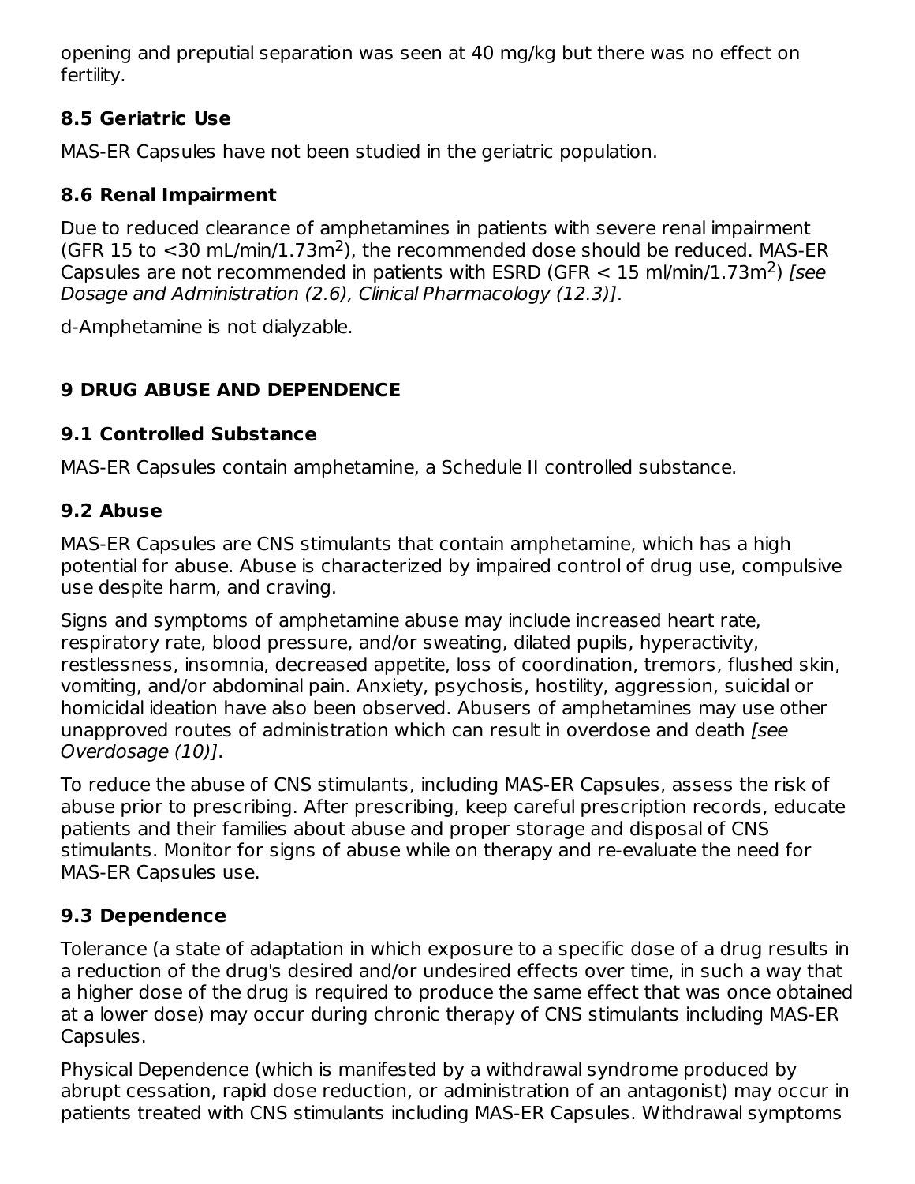opening and preputial separation was seen at 40 mg/kg but there was no effect on fertility.

### 8.5 Geriatric Use

MAS-ER Capsules have not been studied in the geriatric population.

### 8.6 Renal Impairment

Due to reduced clearance of amphetamines in patients with severe renal impairment (GFR 15 to <30 mL/min/1.73m$^2$), the recommended dose should be reduced. MAS-ER Capsules are not recommended in patients with ESRD (GFR < 15 ml/min/1.73m$^2$) *[see Dosage and Administration (2.6), Clinical Pharmacology (12.3)]*.

d-Amphetamine is not dialyzable.

## 9 DRUG ABUSE AND DEPENDENCE

### 9.1 Controlled Substance

MAS-ER Capsules contain amphetamine, a Schedule II controlled substance.

### 9.2 Abuse

MAS-ER Capsules are CNS stimulants that contain amphetamine, which has a high potential for abuse. Abuse is characterized by impaired control of drug use, compulsive use despite harm, and craving.

Signs and symptoms of amphetamine abuse may include increased heart rate, respiratory rate, blood pressure, and/or sweating, dilated pupils, hyperactivity, restlessness, insomnia, decreased appetite, loss of coordination, tremors, flushed skin, vomiting, and/or abdominal pain. Anxiety, psychosis, hostility, aggression, suicidal or homicidal ideation have also been observed. Abusers of amphetamines may use other unapproved routes of administration which can result in overdose and death *[see Overdosage (10)]*.

To reduce the abuse of CNS stimulants, including MAS-ER Capsules, assess the risk of abuse prior to prescribing. After prescribing, keep careful prescription records, educate patients and their families about abuse and proper storage and disposal of CNS stimulants. Monitor for signs of abuse while on therapy and re-evaluate the need for MAS-ER Capsules use.

### 9.3 Dependence

Tolerance (a state of adaptation in which exposure to a specific dose of a drug results in a reduction of the drug's desired and/or undesired effects over time, in such a way that a higher dose of the drug is required to produce the same effect that was once obtained at a lower dose) may occur during chronic therapy of CNS stimulants including MAS-ER Capsules.

Physical Dependence (which is manifested by a withdrawal syndrome produced by abrupt cessation, rapid dose reduction, or administration of an antagonist) may occur in patients treated with CNS stimulants including MAS-ER Capsules. Withdrawal symptoms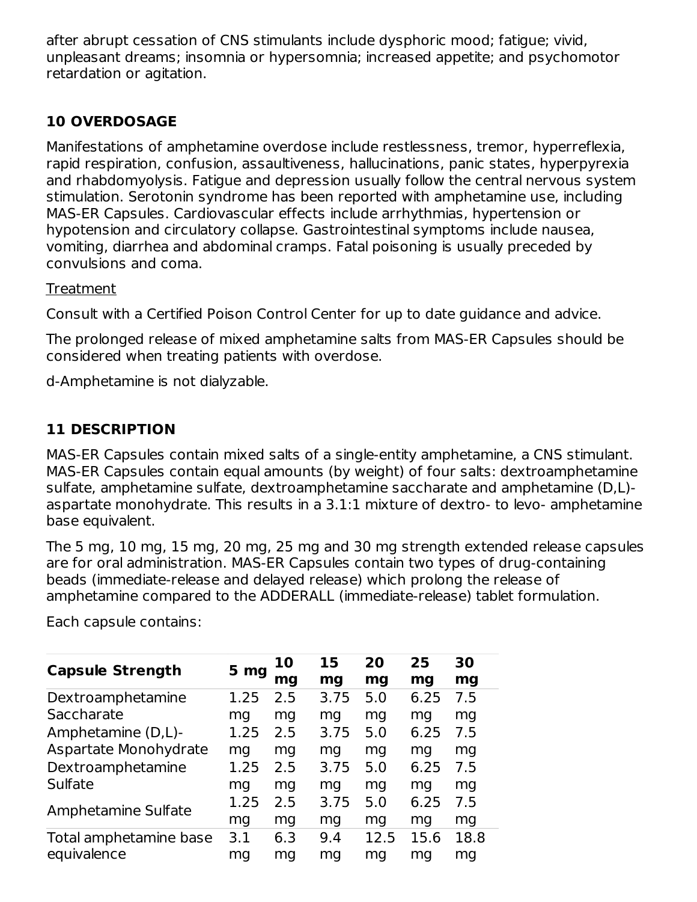after abrupt cessation of CNS stimulants include dysphoric mood; fatigue; vivid, unpleasant dreams; insomnia or hypersomnia; increased appetite; and psychomotor retardation or agitation.

## 10 OVERDOSAGE

Manifestations of amphetamine overdose include restlessness, tremor, hyperreflexia, rapid respiration, confusion, assaultiveness, hallucinations, panic states, hyperpyrexia and rhabdomyolysis. Fatigue and depression usually follow the central nervous system stimulation. Serotonin syndrome has been reported with amphetamine use, including MAS-ER Capsules. Cardiovascular effects include arrhythmias, hypertension or hypotension and circulatory collapse. Gastrointestinal symptoms include nausea, vomiting, diarrhea and abdominal cramps. Fatal poisoning is usually preceded by convulsions and coma.

Treatment

Consult with a Certified Poison Control Center for up to date guidance and advice.

The prolonged release of mixed amphetamine salts from MAS-ER Capsules should be considered when treating patients with overdose.

d-Amphetamine is not dialyzable.

## 11 DESCRIPTION

MAS-ER Capsules contain mixed salts of a single-entity amphetamine, a CNS stimulant. MAS-ER Capsules contain equal amounts (by weight) of four salts: dextroamphetamine sulfate, amphetamine sulfate, dextroamphetamine saccharate and amphetamine (D,L)-aspartate monohydrate. This results in a 3.1:1 mixture of dextro- to levo- amphetamine base equivalent.

The 5 mg, 10 mg, 15 mg, 20 mg, 25 mg and 30 mg strength extended release capsules are for oral administration. MAS-ER Capsules contain two types of drug-containing beads (immediate-release and delayed release) which prolong the release of amphetamine compared to the ADDERALL (immediate-release) tablet formulation.

Each capsule contains:

| Capsule Strength | 5 mg | 10 mg | 15 mg | 20 mg | 25 mg | 30 mg |
|---|---|---|---|---|---|---|
| Dextroamphetamine Saccharate | 1.25 mg | 2.5 mg | 3.75 mg | 5.0 mg | 6.25 mg | 7.5 mg |
| Amphetamine (D,L)-Aspartate Monohydrate | 1.25 mg | 2.5 mg | 3.75 mg | 5.0 mg | 6.25 mg | 7.5 mg |
| Dextroamphetamine Sulfate | 1.25 mg | 2.5 mg | 3.75 mg | 5.0 mg | 6.25 mg | 7.5 mg |
| Amphetamine Sulfate | 1.25 mg | 2.5 mg | 3.75 mg | 5.0 mg | 6.25 mg | 7.5 mg |
| Total amphetamine base equivalence | 3.1 mg | 6.3 mg | 9.4 mg | 12.5 mg | 15.6 mg | 18.8 mg |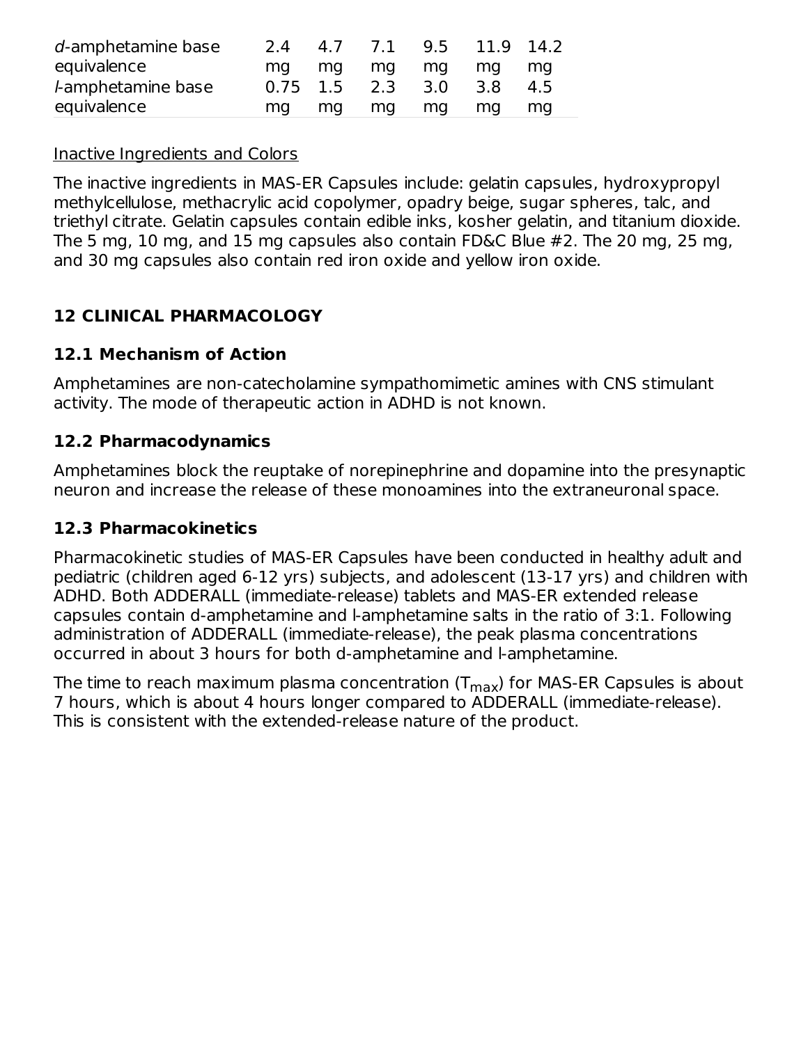| | | | | | | |
|---|---|---|---|---|---|---|
| *d*-amphetamine base equivalence | 2.4 mg | 4.7 mg | 7.1 mg | 9.5 mg | 11.9 mg | 14.2 mg |
| *l*-amphetamine base equivalence | 0.75 mg | 1.5 mg | 2.3 mg | 3.0 mg | 3.8 mg | 4.5 mg |

Inactive Ingredients and Colors

The inactive ingredients in MAS-ER Capsules include: gelatin capsules, hydroxypropyl methylcellulose, methacrylic acid copolymer, opadry beige, sugar spheres, talc, and triethyl citrate. Gelatin capsules contain edible inks, kosher gelatin, and titanium dioxide. The 5 mg, 10 mg, and 15 mg capsules also contain FD&C Blue #2. The 20 mg, 25 mg, and 30 mg capsules also contain red iron oxide and yellow iron oxide.

## 12 CLINICAL PHARMACOLOGY

### 12.1 Mechanism of Action

Amphetamines are non-catecholamine sympathomimetic amines with CNS stimulant activity. The mode of therapeutic action in ADHD is not known.

### 12.2 Pharmacodynamics

Amphetamines block the reuptake of norepinephrine and dopamine into the presynaptic neuron and increase the release of these monoamines into the extraneuronal space.

### 12.3 Pharmacokinetics

Pharmacokinetic studies of MAS-ER Capsules have been conducted in healthy adult and pediatric (children aged 6-12 yrs) subjects, and adolescent (13-17 yrs) and children with ADHD. Both ADDERALL (immediate-release) tablets and MAS-ER extended release capsules contain d-amphetamine and l-amphetamine salts in the ratio of 3:1. Following administration of ADDERALL (immediate-release), the peak plasma concentrations occurred in about 3 hours for both d-amphetamine and l-amphetamine.

The time to reach maximum plasma concentration ($T_{max}$) for MAS-ER Capsules is about 7 hours, which is about 4 hours longer compared to ADDERALL (immediate-release). This is consistent with the extended-release nature of the product.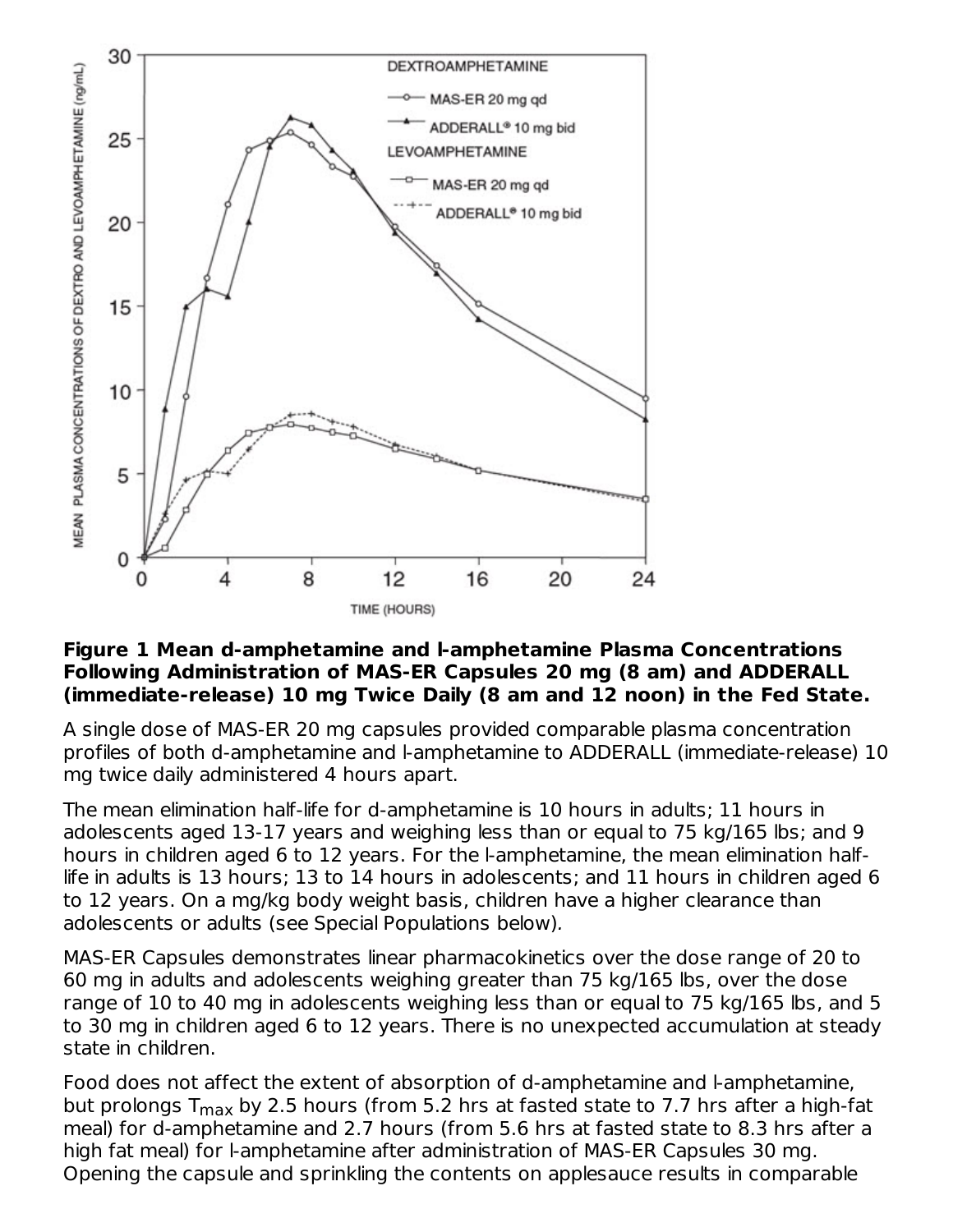**Figure 1 Mean d-amphetamine and l-amphetamine Plasma Concentrations Following Administration of MAS-ER Capsules 20 mg (8 am) and ADDERALL (immediate-release) 10 mg Twice Daily (8 am and 12 noon) in the Fed State.**

A single dose of MAS-ER 20 mg capsules provided comparable plasma concentration profiles of both d-amphetamine and l-amphetamine to ADDERALL (immediate-release) 10 mg twice daily administered 4 hours apart.

The mean elimination half-life for d-amphetamine is 10 hours in adults; 11 hours in adolescents aged 13-17 years and weighing less than or equal to 75 kg/165 lbs; and 9 hours in children aged 6 to 12 years. For the l-amphetamine, the mean elimination half-life in adults is 13 hours; 13 to 14 hours in adolescents; and 11 hours in children aged 6 to 12 years. On a mg/kg body weight basis, children have a higher clearance than adolescents or adults (see Special Populations below).

MAS-ER Capsules demonstrates linear pharmacokinetics over the dose range of 20 to 60 mg in adults and adolescents weighing greater than 75 kg/165 lbs, over the dose range of 10 to 40 mg in adolescents weighing less than or equal to 75 kg/165 lbs, and 5 to 30 mg in children aged 6 to 12 years. There is no unexpected accumulation at steady state in children.

Food does not affect the extent of absorption of d-amphetamine and l-amphetamine, but prolongs $T_{max}$ by 2.5 hours (from 5.2 hrs at fasted state to 7.7 hrs after a high-fat meal) for d-amphetamine and 2.7 hours (from 5.6 hrs at fasted state to 8.3 hrs after a high fat meal) for l-amphetamine after administration of MAS-ER Capsules 30 mg. Opening the capsule and sprinkling the contents on applesauce results in comparable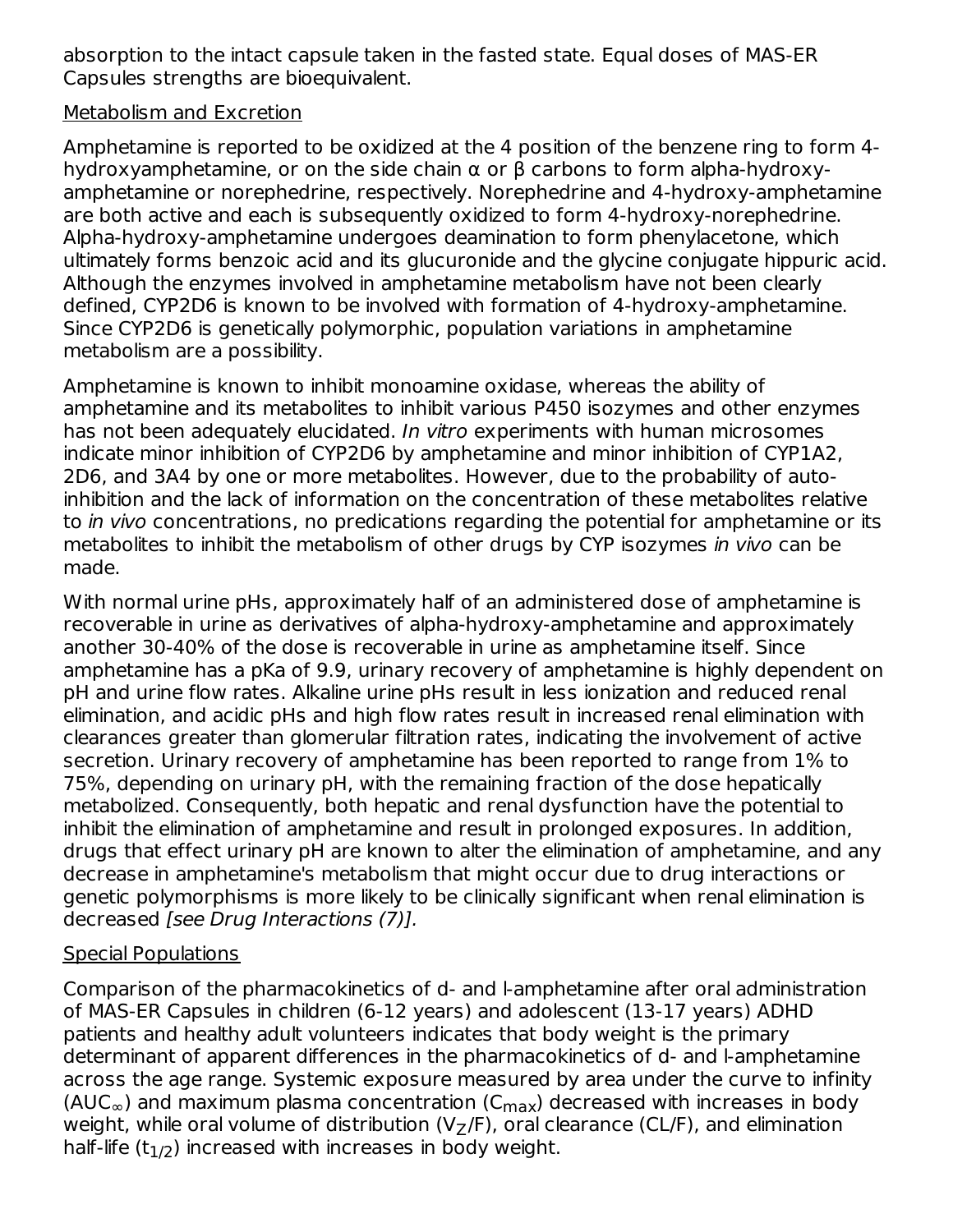absorption to the intact capsule taken in the fasted state. Equal doses of MAS-ER Capsules strengths are bioequivalent.

Metabolism and Excretion

Amphetamine is reported to be oxidized at the 4 position of the benzene ring to form 4-hydroxyamphetamine, or on the side chain α or β carbons to form alpha-hydroxy-amphetamine or norephedrine, respectively. Norephedrine and 4-hydroxy-amphetamine are both active and each is subsequently oxidized to form 4-hydroxy-norephedrine. Alpha-hydroxy-amphetamine undergoes deamination to form phenylacetone, which ultimately forms benzoic acid and its glucuronide and the glycine conjugate hippuric acid. Although the enzymes involved in amphetamine metabolism have not been clearly defined, CYP2D6 is known to be involved with formation of 4-hydroxy-amphetamine. Since CYP2D6 is genetically polymorphic, population variations in amphetamine metabolism are a possibility.

Amphetamine is known to inhibit monoamine oxidase, whereas the ability of amphetamine and its metabolites to inhibit various P450 isozymes and other enzymes has not been adequately elucidated. *In vitro* experiments with human microsomes indicate minor inhibition of CYP2D6 by amphetamine and minor inhibition of CYP1A2, 2D6, and 3A4 by one or more metabolites. However, due to the probability of auto-inhibition and the lack of information on the concentration of these metabolites relative to *in vivo* concentrations, no predications regarding the potential for amphetamine or its metabolites to inhibit the metabolism of other drugs by CYP isozymes *in vivo* can be made.

With normal urine pHs, approximately half of an administered dose of amphetamine is recoverable in urine as derivatives of alpha-hydroxy-amphetamine and approximately another 30-40% of the dose is recoverable in urine as amphetamine itself. Since amphetamine has a pKa of 9.9, urinary recovery of amphetamine is highly dependent on pH and urine flow rates. Alkaline urine pHs result in less ionization and reduced renal elimination, and acidic pHs and high flow rates result in increased renal elimination with clearances greater than glomerular filtration rates, indicating the involvement of active secretion. Urinary recovery of amphetamine has been reported to range from 1% to 75%, depending on urinary pH, with the remaining fraction of the dose hepatically metabolized. Consequently, both hepatic and renal dysfunction have the potential to inhibit the elimination of amphetamine and result in prolonged exposures. In addition, drugs that effect urinary pH are known to alter the elimination of amphetamine, and any decrease in amphetamine's metabolism that might occur due to drug interactions or genetic polymorphisms is more likely to be clinically significant when renal elimination is decreased *[see Drug Interactions (7)].*

Special Populations

Comparison of the pharmacokinetics of d- and l-amphetamine after oral administration of MAS-ER Capsules in children (6-12 years) and adolescent (13-17 years) ADHD patients and healthy adult volunteers indicates that body weight is the primary determinant of apparent differences in the pharmacokinetics of d- and l-amphetamine across the age range. Systemic exposure measured by area under the curve to infinity ($AUC_\infty$) and maximum plasma concentration ($C_{max}$) decreased with increases in body weight, while oral volume of distribution ($V_Z/F$), oral clearance (CL/F), and elimination half-life ($t_{1/2}$) increased with increases in body weight.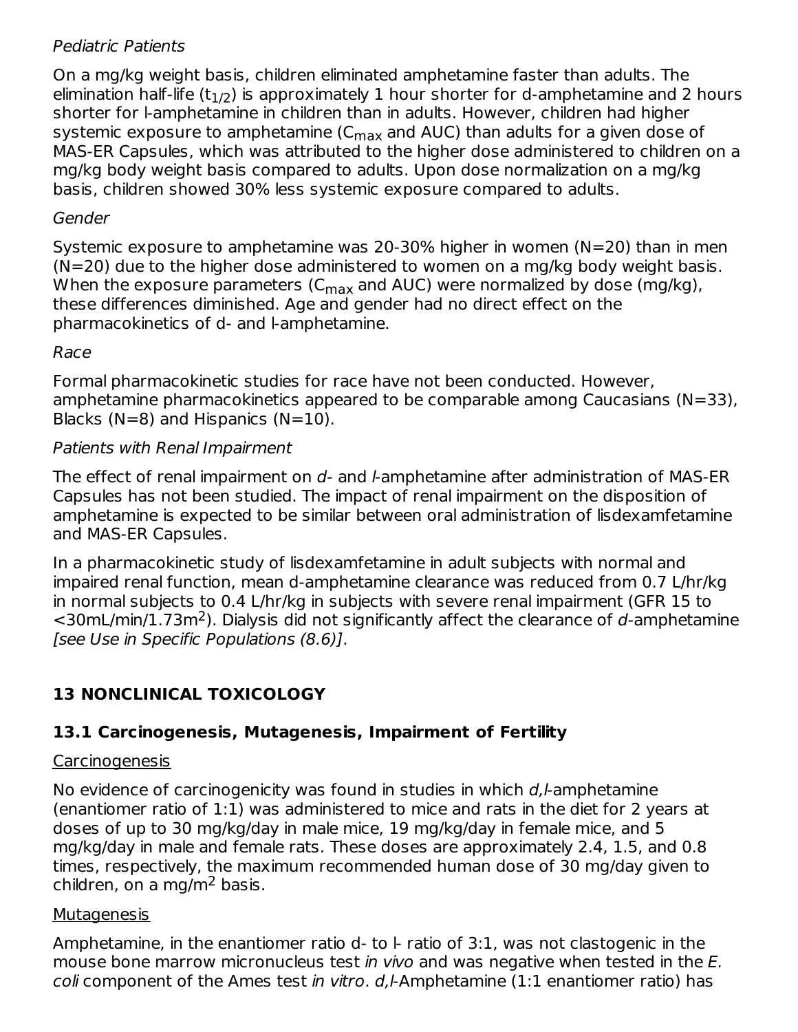*Pediatric Patients*

On a mg/kg weight basis, children eliminated amphetamine faster than adults. The elimination half-life ($t_{1/2}$) is approximately 1 hour shorter for d-amphetamine and 2 hours shorter for l-amphetamine in children than in adults. However, children had higher systemic exposure to amphetamine ($C_{max}$ and AUC) than adults for a given dose of MAS-ER Capsules, which was attributed to the higher dose administered to children on a mg/kg body weight basis compared to adults. Upon dose normalization on a mg/kg basis, children showed 30% less systemic exposure compared to adults.

*Gender*

Systemic exposure to amphetamine was 20-30% higher in women (N=20) than in men (N=20) due to the higher dose administered to women on a mg/kg body weight basis. When the exposure parameters ($C_{max}$ and AUC) were normalized by dose (mg/kg), these differences diminished. Age and gender had no direct effect on the pharmacokinetics of d- and l-amphetamine.

*Race*

Formal pharmacokinetic studies for race have not been conducted. However, amphetamine pharmacokinetics appeared to be comparable among Caucasians (N=33), Blacks (N=8) and Hispanics (N=10).

*Patients with Renal Impairment*

The effect of renal impairment on *d*- and *l*-amphetamine after administration of MAS-ER Capsules has not been studied. The impact of renal impairment on the disposition of amphetamine is expected to be similar between oral administration of lisdexamfetamine and MAS-ER Capsules.

In a pharmacokinetic study of lisdexamfetamine in adult subjects with normal and impaired renal function, mean d-amphetamine clearance was reduced from 0.7 L/hr/kg in normal subjects to 0.4 L/hr/kg in subjects with severe renal impairment (GFR 15 to <30mL/min/1.73m$^2$). Dialysis did not significantly affect the clearance of *d*-amphetamine *[see Use in Specific Populations (8.6)]*.

## 13 NONCLINICAL TOXICOLOGY

### 13.1 Carcinogenesis, Mutagenesis, Impairment of Fertility

Carcinogenesis

No evidence of carcinogenicity was found in studies in which *d,l*-amphetamine (enantiomer ratio of 1:1) was administered to mice and rats in the diet for 2 years at doses of up to 30 mg/kg/day in male mice, 19 mg/kg/day in female mice, and 5 mg/kg/day in male and female rats. These doses are approximately 2.4, 1.5, and 0.8 times, respectively, the maximum recommended human dose of 30 mg/day given to children, on a mg/m$^2$ basis.

Mutagenesis

Amphetamine, in the enantiomer ratio d- to l- ratio of 3:1, was not clastogenic in the mouse bone marrow micronucleus test *in vivo* and was negative when tested in the *E. coli* component of the Ames test *in vitro*. *d,l*-Amphetamine (1:1 enantiomer ratio) has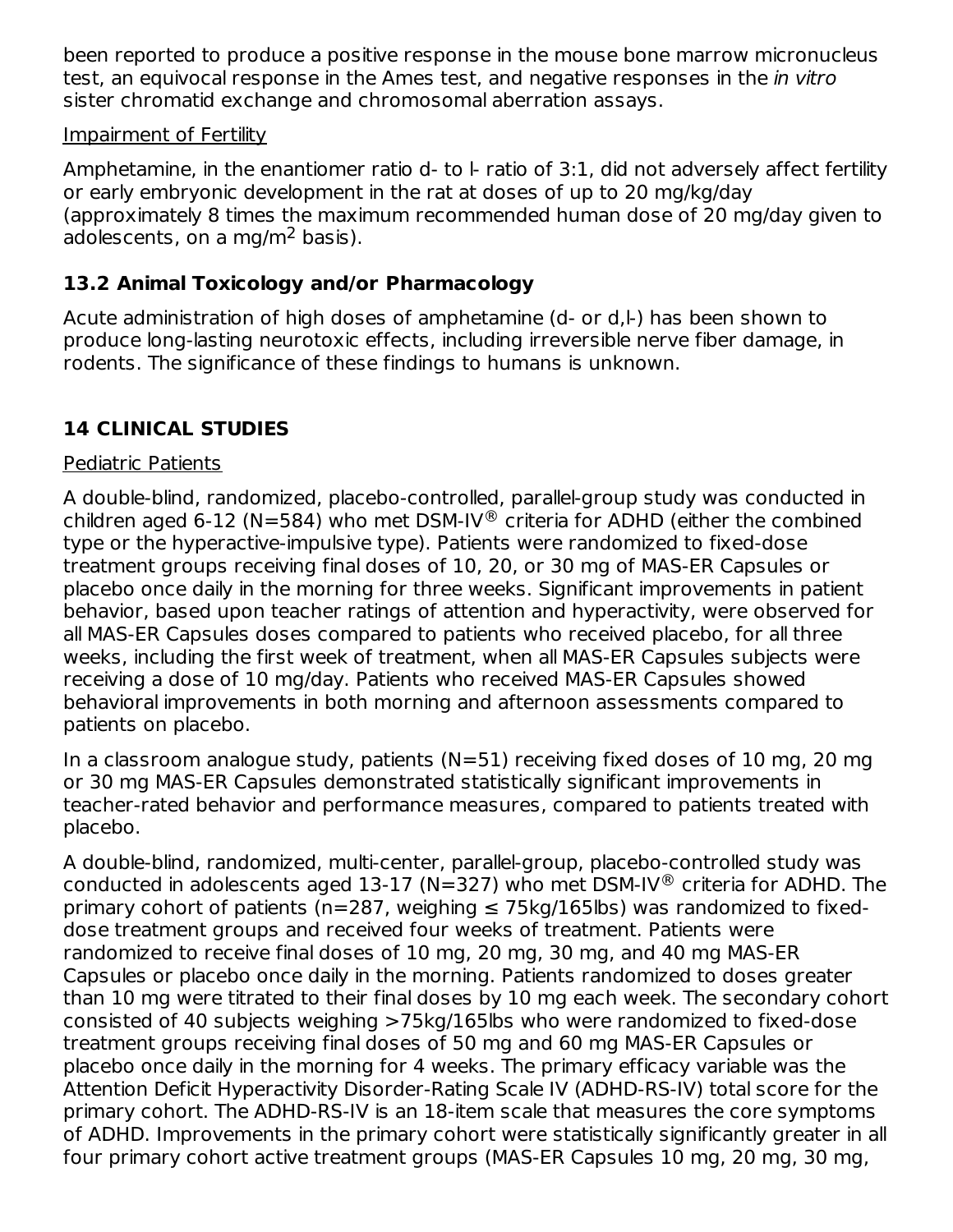been reported to produce a positive response in the mouse bone marrow micronucleus test, an equivocal response in the Ames test, and negative responses in the *in vitro* sister chromatid exchange and chromosomal aberration assays.

Impairment of Fertility

Amphetamine, in the enantiomer ratio d- to l- ratio of 3:1, did not adversely affect fertility or early embryonic development in the rat at doses of up to 20 mg/kg/day (approximately 8 times the maximum recommended human dose of 20 mg/day given to adolescents, on a mg/$m^2$ basis).

### 13.2 Animal Toxicology and/or Pharmacology

Acute administration of high doses of amphetamine (d- or d,l-) has been shown to produce long-lasting neurotoxic effects, including irreversible nerve fiber damage, in rodents. The significance of these findings to humans is unknown.

## 14 CLINICAL STUDIES

Pediatric Patients

A double-blind, randomized, placebo-controlled, parallel-group study was conducted in children aged 6-12 (N=584) who met DSM-IV® criteria for ADHD (either the combined type or the hyperactive-impulsive type). Patients were randomized to fixed-dose treatment groups receiving final doses of 10, 20, or 30 mg of MAS-ER Capsules or placebo once daily in the morning for three weeks. Significant improvements in patient behavior, based upon teacher ratings of attention and hyperactivity, were observed for all MAS-ER Capsules doses compared to patients who received placebo, for all three weeks, including the first week of treatment, when all MAS-ER Capsules subjects were receiving a dose of 10 mg/day. Patients who received MAS-ER Capsules showed behavioral improvements in both morning and afternoon assessments compared to patients on placebo.

In a classroom analogue study, patients (N=51) receiving fixed doses of 10 mg, 20 mg or 30 mg MAS-ER Capsules demonstrated statistically significant improvements in teacher-rated behavior and performance measures, compared to patients treated with placebo.

A double-blind, randomized, multi-center, parallel-group, placebo-controlled study was conducted in adolescents aged 13-17 (N=327) who met DSM-IV® criteria for ADHD. The primary cohort of patients (n=287, weighing ≤ 75kg/165lbs) was randomized to fixed-dose treatment groups and received four weeks of treatment. Patients were randomized to receive final doses of 10 mg, 20 mg, 30 mg, and 40 mg MAS-ER Capsules or placebo once daily in the morning. Patients randomized to doses greater than 10 mg were titrated to their final doses by 10 mg each week. The secondary cohort consisted of 40 subjects weighing >75kg/165lbs who were randomized to fixed-dose treatment groups receiving final doses of 50 mg and 60 mg MAS-ER Capsules or placebo once daily in the morning for 4 weeks. The primary efficacy variable was the Attention Deficit Hyperactivity Disorder-Rating Scale IV (ADHD-RS-IV) total score for the primary cohort. The ADHD-RS-IV is an 18-item scale that measures the core symptoms of ADHD. Improvements in the primary cohort were statistically significantly greater in all four primary cohort active treatment groups (MAS-ER Capsules 10 mg, 20 mg, 30 mg,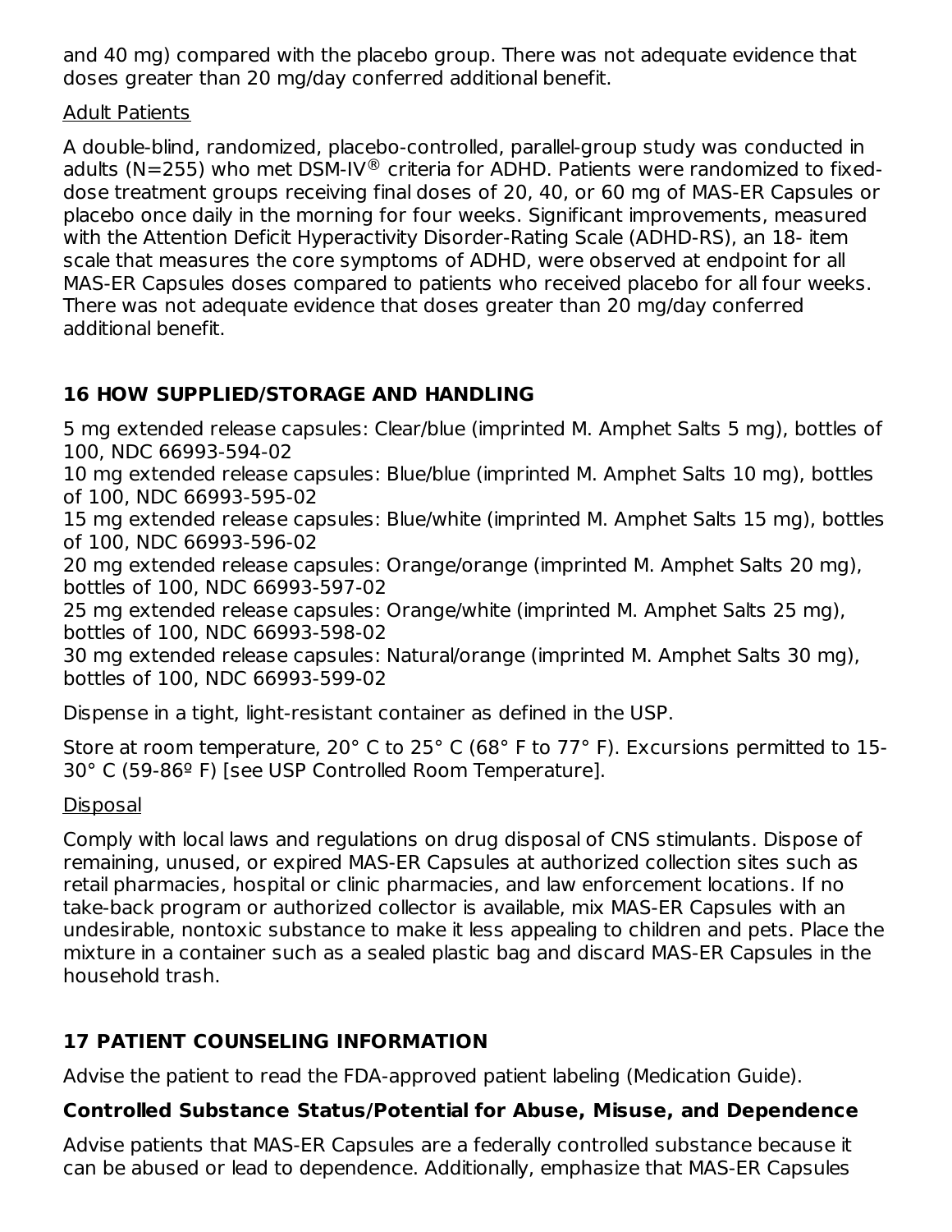and 40 mg) compared with the placebo group. There was not adequate evidence that doses greater than 20 mg/day conferred additional benefit.

Adult Patients

A double-blind, randomized, placebo-controlled, parallel-group study was conducted in adults (N=255) who met DSM-IV® criteria for ADHD. Patients were randomized to fixed-dose treatment groups receiving final doses of 20, 40, or 60 mg of MAS-ER Capsules or placebo once daily in the morning for four weeks. Significant improvements, measured with the Attention Deficit Hyperactivity Disorder-Rating Scale (ADHD-RS), an 18- item scale that measures the core symptoms of ADHD, were observed at endpoint for all MAS-ER Capsules doses compared to patients who received placebo for all four weeks. There was not adequate evidence that doses greater than 20 mg/day conferred additional benefit.

## 16 HOW SUPPLIED/STORAGE AND HANDLING

5 mg extended release capsules: Clear/blue (imprinted M. Amphet Salts 5 mg), bottles of 100, NDC 66993-594-02
10 mg extended release capsules: Blue/blue (imprinted M. Amphet Salts 10 mg), bottles of 100, NDC 66993-595-02
15 mg extended release capsules: Blue/white (imprinted M. Amphet Salts 15 mg), bottles of 100, NDC 66993-596-02
20 mg extended release capsules: Orange/orange (imprinted M. Amphet Salts 20 mg), bottles of 100, NDC 66993-597-02
25 mg extended release capsules: Orange/white (imprinted M. Amphet Salts 25 mg), bottles of 100, NDC 66993-598-02
30 mg extended release capsules: Natural/orange (imprinted M. Amphet Salts 30 mg), bottles of 100, NDC 66993-599-02

Dispense in a tight, light-resistant container as defined in the USP.

Store at room temperature, 20° C to 25° C (68° F to 77° F). Excursions permitted to 15-30° C (59-86º F) [see USP Controlled Room Temperature].

Disposal

Comply with local laws and regulations on drug disposal of CNS stimulants. Dispose of remaining, unused, or expired MAS-ER Capsules at authorized collection sites such as retail pharmacies, hospital or clinic pharmacies, and law enforcement locations. If no take-back program or authorized collector is available, mix MAS-ER Capsules with an undesirable, nontoxic substance to make it less appealing to children and pets. Place the mixture in a container such as a sealed plastic bag and discard MAS-ER Capsules in the household trash.

## 17 PATIENT COUNSELING INFORMATION

Advise the patient to read the FDA-approved patient labeling (Medication Guide).

### Controlled Substance Status/Potential for Abuse, Misuse, and Dependence

Advise patients that MAS-ER Capsules are a federally controlled substance because it can be abused or lead to dependence. Additionally, emphasize that MAS-ER Capsules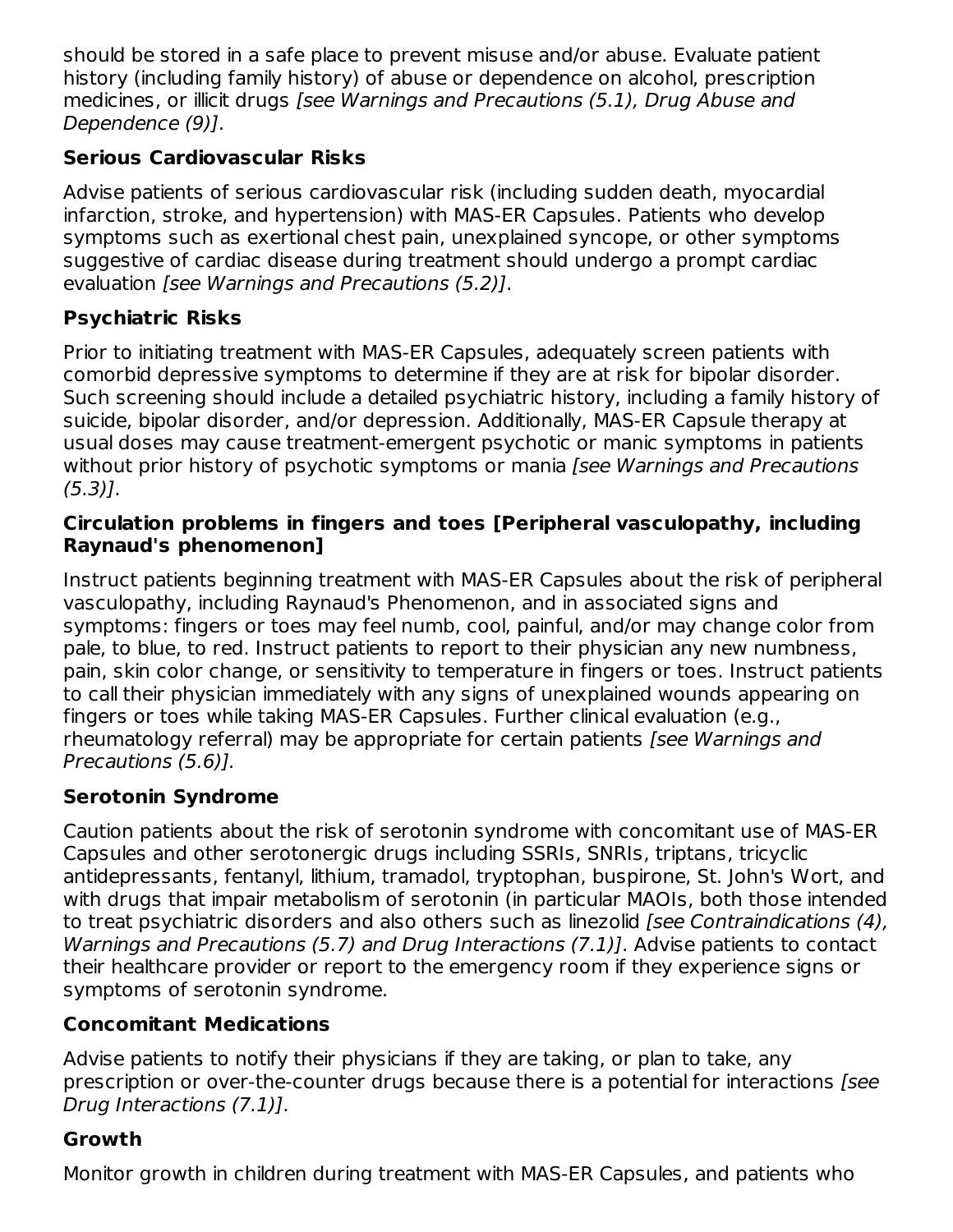should be stored in a safe place to prevent misuse and/or abuse. Evaluate patient history (including family history) of abuse or dependence on alcohol, prescription medicines, or illicit drugs *[see Warnings and Precautions (5.1), Drug Abuse and Dependence (9)]*.

**Serious Cardiovascular Risks**

Advise patients of serious cardiovascular risk (including sudden death, myocardial infarction, stroke, and hypertension) with MAS-ER Capsules. Patients who develop symptoms such as exertional chest pain, unexplained syncope, or other symptoms suggestive of cardiac disease during treatment should undergo a prompt cardiac evaluation *[see Warnings and Precautions (5.2)]*.

**Psychiatric Risks**

Prior to initiating treatment with MAS-ER Capsules, adequately screen patients with comorbid depressive symptoms to determine if they are at risk for bipolar disorder. Such screening should include a detailed psychiatric history, including a family history of suicide, bipolar disorder, and/or depression. Additionally, MAS-ER Capsule therapy at usual doses may cause treatment-emergent psychotic or manic symptoms in patients without prior history of psychotic symptoms or mania *[see Warnings and Precautions (5.3)]*.

**Circulation problems in fingers and toes [Peripheral vasculopathy, including Raynaud's phenomenon]**

Instruct patients beginning treatment with MAS-ER Capsules about the risk of peripheral vasculopathy, including Raynaud's Phenomenon, and in associated signs and symptoms: fingers or toes may feel numb, cool, painful, and/or may change color from pale, to blue, to red. Instruct patients to report to their physician any new numbness, pain, skin color change, or sensitivity to temperature in fingers or toes. Instruct patients to call their physician immediately with any signs of unexplained wounds appearing on fingers or toes while taking MAS-ER Capsules. Further clinical evaluation (e.g., rheumatology referral) may be appropriate for certain patients *[see Warnings and Precautions (5.6)].*

**Serotonin Syndrome**

Caution patients about the risk of serotonin syndrome with concomitant use of MAS-ER Capsules and other serotonergic drugs including SSRIs, SNRIs, triptans, tricyclic antidepressants, fentanyl, lithium, tramadol, tryptophan, buspirone, St. John's Wort, and with drugs that impair metabolism of serotonin (in particular MAOIs, both those intended to treat psychiatric disorders and also others such as linezolid *[see Contraindications (4), Warnings and Precautions (5.7) and Drug Interactions (7.1)]*. Advise patients to contact their healthcare provider or report to the emergency room if they experience signs or symptoms of serotonin syndrome.

**Concomitant Medications**

Advise patients to notify their physicians if they are taking, or plan to take, any prescription or over-the-counter drugs because there is a potential for interactions *[see Drug Interactions (7.1)]*.

**Growth**

Monitor growth in children during treatment with MAS-ER Capsules, and patients who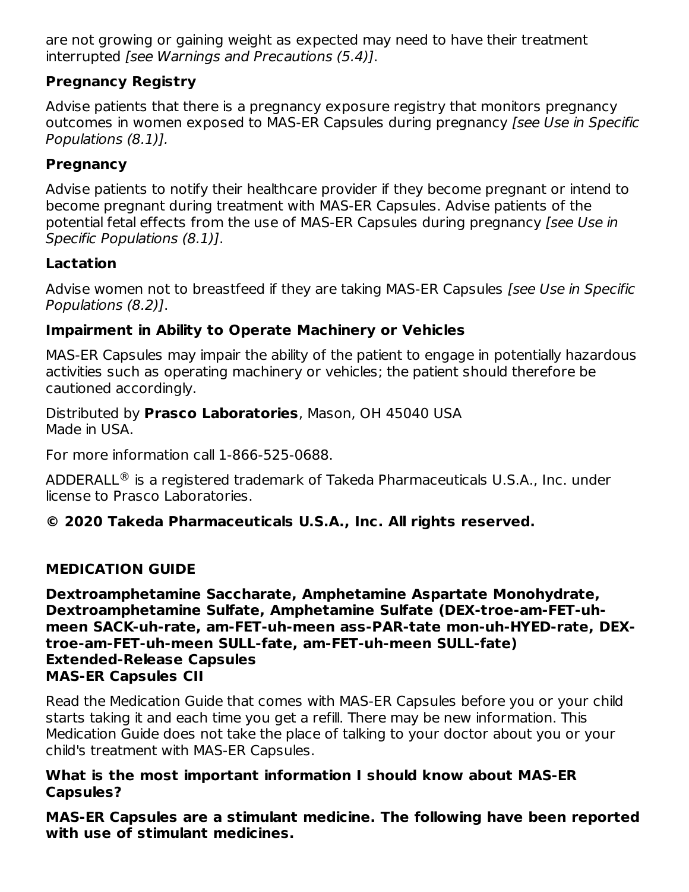are not growing or gaining weight as expected may need to have their treatment interrupted *[see Warnings and Precautions (5.4)]*.

**Pregnancy Registry**

Advise patients that there is a pregnancy exposure registry that monitors pregnancy outcomes in women exposed to MAS-ER Capsules during pregnancy *[see Use in Specific Populations (8.1)]*.

**Pregnancy**

Advise patients to notify their healthcare provider if they become pregnant or intend to become pregnant during treatment with MAS-ER Capsules. Advise patients of the potential fetal effects from the use of MAS-ER Capsules during pregnancy *[see Use in Specific Populations (8.1)]*.

**Lactation**

Advise women not to breastfeed if they are taking MAS-ER Capsules *[see Use in Specific Populations (8.2)]*.

**Impairment in Ability to Operate Machinery or Vehicles**

MAS-ER Capsules may impair the ability of the patient to engage in potentially hazardous activities such as operating machinery or vehicles; the patient should therefore be cautioned accordingly.

Distributed by **Prasco Laboratories**, Mason, OH 45040 USA
Made in USA.

For more information call 1-866-525-0688.

ADDERALL® is a registered trademark of Takeda Pharmaceuticals U.S.A., Inc. under license to Prasco Laboratories.

**© 2020 Takeda Pharmaceuticals U.S.A., Inc. All rights reserved.**

## MEDICATION GUIDE

**Dextroamphetamine Saccharate, Amphetamine Aspartate Monohydrate, Dextroamphetamine Sulfate, Amphetamine Sulfate (DEX-troe-am-FET-uh-meen SACK-uh-rate, am-FET-uh-meen ass-PAR-tate mon-uh-HYED-rate, DEX-troe-am-FET-uh-meen SULL-fate, am-FET-uh-meen SULL-fate)**
**Extended-Release Capsules**
**MAS-ER Capsules CII**

Read the Medication Guide that comes with MAS-ER Capsules before you or your child starts taking it and each time you get a refill. There may be new information. This Medication Guide does not take the place of talking to your doctor about you or your child's treatment with MAS-ER Capsules.

**What is the most important information I should know about MAS-ER Capsules?**

**MAS-ER Capsules are a stimulant medicine. The following have been reported with use of stimulant medicines.**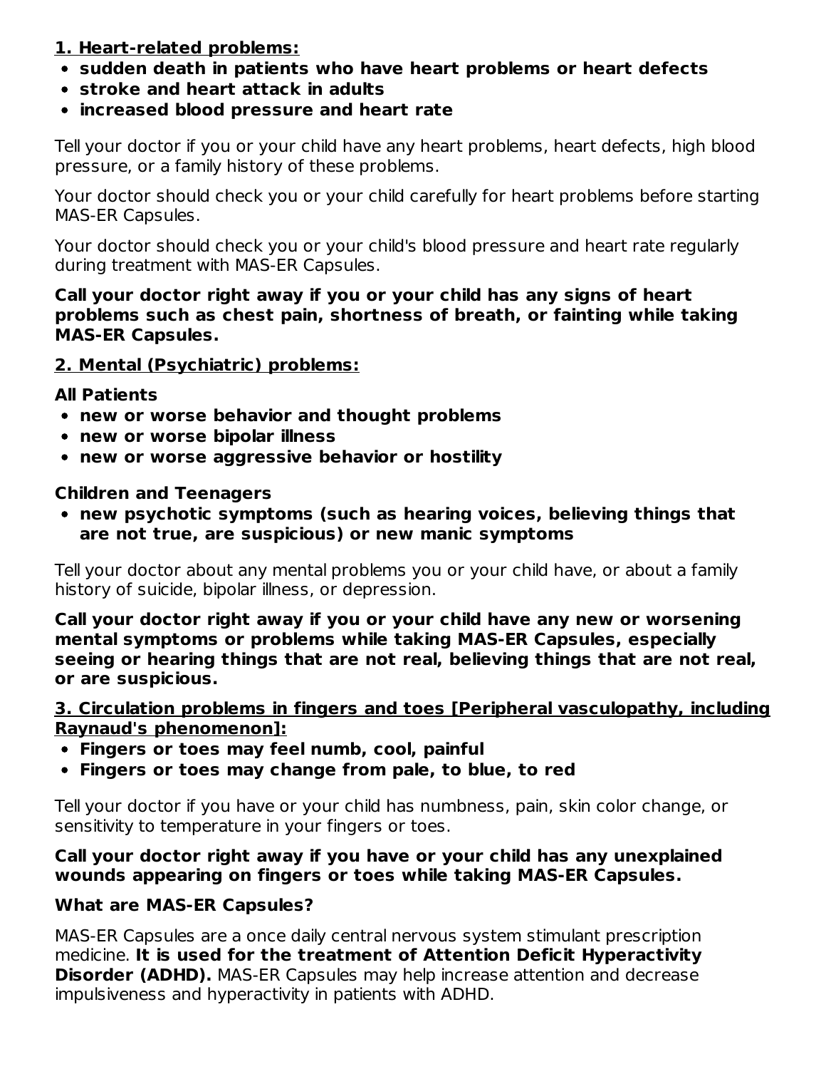**1. Heart-related problems:**

- **sudden death in patients who have heart problems or heart defects**
- **stroke and heart attack in adults**
- **increased blood pressure and heart rate**

Tell your doctor if you or your child have any heart problems, heart defects, high blood pressure, or a family history of these problems.

Your doctor should check you or your child carefully for heart problems before starting MAS-ER Capsules.

Your doctor should check you or your child's blood pressure and heart rate regularly during treatment with MAS-ER Capsules.

**Call your doctor right away if you or your child has any signs of heart problems such as chest pain, shortness of breath, or fainting while taking MAS-ER Capsules.**

**2. Mental (Psychiatric) problems:**

**All Patients**

- **new or worse behavior and thought problems**
- **new or worse bipolar illness**
- **new or worse aggressive behavior or hostility**

**Children and Teenagers**

- **new psychotic symptoms (such as hearing voices, believing things that are not true, are suspicious) or new manic symptoms**

Tell your doctor about any mental problems you or your child have, or about a family history of suicide, bipolar illness, or depression.

**Call your doctor right away if you or your child have any new or worsening mental symptoms or problems while taking MAS-ER Capsules, especially seeing or hearing things that are not real, believing things that are not real, or are suspicious.**

**3. Circulation problems in fingers and toes [Peripheral vasculopathy, including Raynaud's phenomenon]:**

- **Fingers or toes may feel numb, cool, painful**
- **Fingers or toes may change from pale, to blue, to red**

Tell your doctor if you have or your child has numbness, pain, skin color change, or sensitivity to temperature in your fingers or toes.

**Call your doctor right away if you have or your child has any unexplained wounds appearing on fingers or toes while taking MAS-ER Capsules.**

**What are MAS-ER Capsules?**

MAS-ER Capsules are a once daily central nervous system stimulant prescription medicine. **It is used for the treatment of Attention Deficit Hyperactivity Disorder (ADHD).** MAS-ER Capsules may help increase attention and decrease impulsiveness and hyperactivity in patients with ADHD.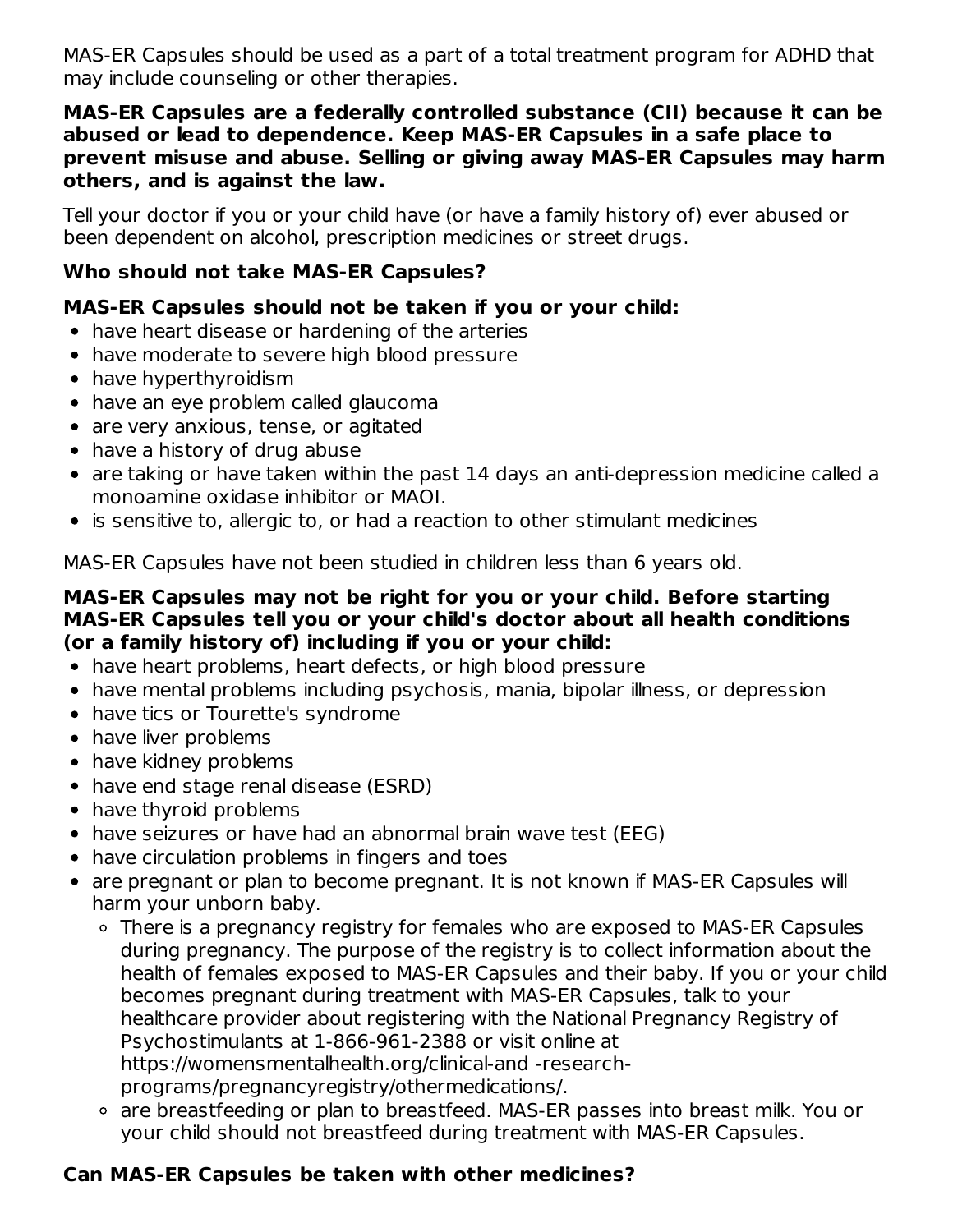MAS-ER Capsules should be used as a part of a total treatment program for ADHD that may include counseling or other therapies.

**MAS-ER Capsules are a federally controlled substance (CII) because it can be abused or lead to dependence. Keep MAS-ER Capsules in a safe place to prevent misuse and abuse. Selling or giving away MAS-ER Capsules may harm others, and is against the law.**

Tell your doctor if you or your child have (or have a family history of) ever abused or been dependent on alcohol, prescription medicines or street drugs.

**Who should not take MAS-ER Capsules?**

**MAS-ER Capsules should not be taken if you or your child:**

- have heart disease or hardening of the arteries
- have moderate to severe high blood pressure
- have hyperthyroidism
- have an eye problem called glaucoma
- are very anxious, tense, or agitated
- have a history of drug abuse
- are taking or have taken within the past 14 days an anti-depression medicine called a monoamine oxidase inhibitor or MAOI.
- is sensitive to, allergic to, or had a reaction to other stimulant medicines

MAS-ER Capsules have not been studied in children less than 6 years old.

**MAS-ER Capsules may not be right for you or your child. Before starting MAS-ER Capsules tell you or your child's doctor about all health conditions (or a family history of) including if you or your child:**

- have heart problems, heart defects, or high blood pressure
- have mental problems including psychosis, mania, bipolar illness, or depression
- have tics or Tourette's syndrome
- have liver problems
- have kidney problems
- have end stage renal disease (ESRD)
- have thyroid problems
- have seizures or have had an abnormal brain wave test (EEG)
- have circulation problems in fingers and toes
- are pregnant or plan to become pregnant. It is not known if MAS-ER Capsules will harm your unborn baby.
  - There is a pregnancy registry for females who are exposed to MAS-ER Capsules during pregnancy. The purpose of the registry is to collect information about the health of females exposed to MAS-ER Capsules and their baby. If you or your child becomes pregnant during treatment with MAS-ER Capsules, talk to your healthcare provider about registering with the National Pregnancy Registry of Psychostimulants at 1-866-961-2388 or visit online at https://womensmentalhealth.org/clinical-and -research-programs/pregnancyregistry/othermedications/.
  - are breastfeeding or plan to breastfeed. MAS-ER passes into breast milk. You or your child should not breastfeed during treatment with MAS-ER Capsules.

**Can MAS-ER Capsules be taken with other medicines?**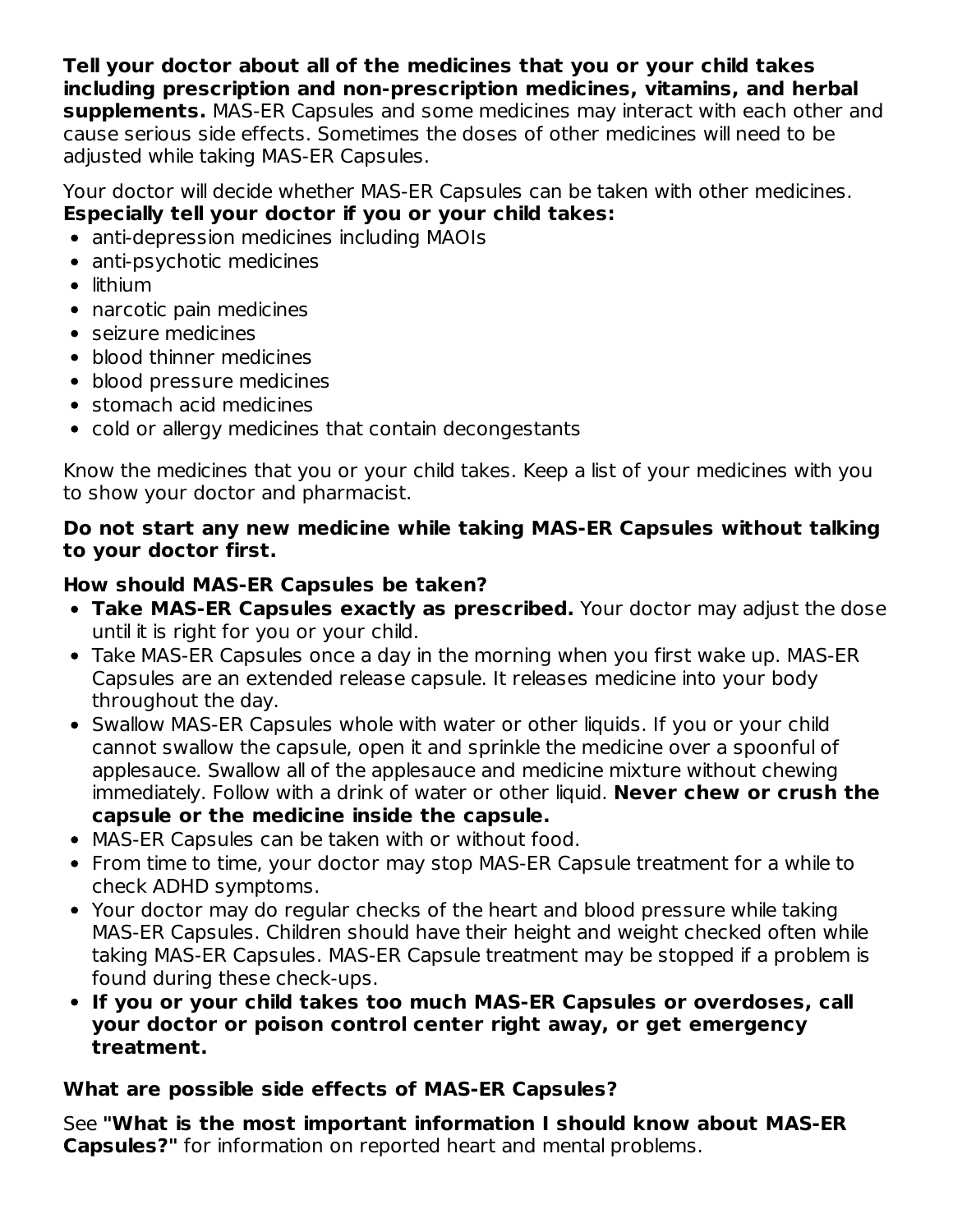**Tell your doctor about all of the medicines that you or your child takes including prescription and non-prescription medicines, vitamins, and herbal supplements.** MAS-ER Capsules and some medicines may interact with each other and cause serious side effects. Sometimes the doses of other medicines will need to be adjusted while taking MAS-ER Capsules.

Your doctor will decide whether MAS-ER Capsules can be taken with other medicines. **Especially tell your doctor if you or your child takes:**

- anti-depression medicines including MAOIs
- anti-psychotic medicines
- lithium
- narcotic pain medicines
- seizure medicines
- blood thinner medicines
- blood pressure medicines
- stomach acid medicines
- cold or allergy medicines that contain decongestants

Know the medicines that you or your child takes. Keep a list of your medicines with you to show your doctor and pharmacist.

**Do not start any new medicine while taking MAS-ER Capsules without talking to your doctor first.**

**How should MAS-ER Capsules be taken?**

- **Take MAS-ER Capsules exactly as prescribed.** Your doctor may adjust the dose until it is right for you or your child.
- Take MAS-ER Capsules once a day in the morning when you first wake up. MAS-ER Capsules are an extended release capsule. It releases medicine into your body throughout the day.
- Swallow MAS-ER Capsules whole with water or other liquids. If you or your child cannot swallow the capsule, open it and sprinkle the medicine over a spoonful of applesauce. Swallow all of the applesauce and medicine mixture without chewing immediately. Follow with a drink of water or other liquid. **Never chew or crush the capsule or the medicine inside the capsule.**
- MAS-ER Capsules can be taken with or without food.
- From time to time, your doctor may stop MAS-ER Capsule treatment for a while to check ADHD symptoms.
- Your doctor may do regular checks of the heart and blood pressure while taking MAS-ER Capsules. Children should have their height and weight checked often while taking MAS-ER Capsules. MAS-ER Capsule treatment may be stopped if a problem is found during these check-ups.
- **If you or your child takes too much MAS-ER Capsules or overdoses, call your doctor or poison control center right away, or get emergency treatment.**

**What are possible side effects of MAS-ER Capsules?**

See **"What is the most important information I should know about MAS-ER Capsules?"** for information on reported heart and mental problems.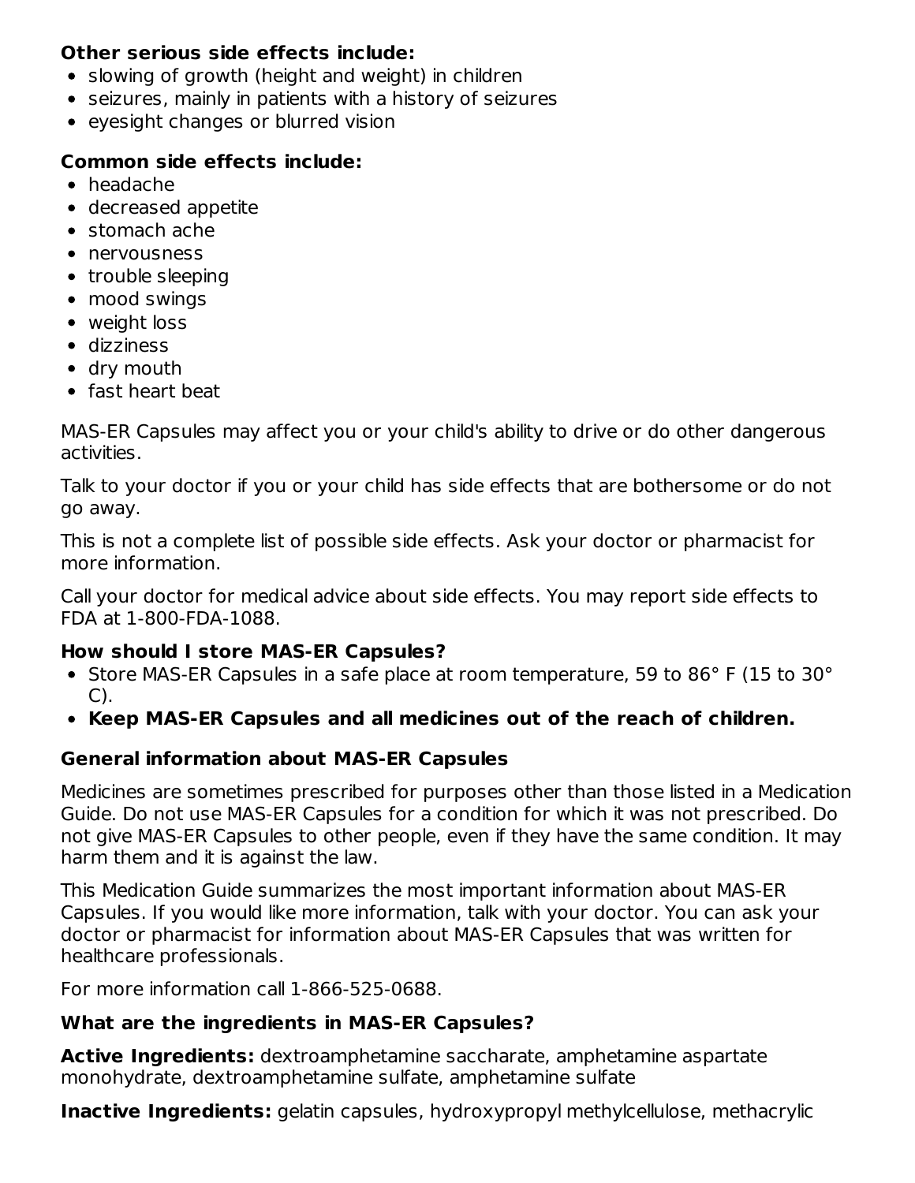**Other serious side effects include:**

- slowing of growth (height and weight) in children
- seizures, mainly in patients with a history of seizures
- eyesight changes or blurred vision

**Common side effects include:**

- headache
- decreased appetite
- stomach ache
- nervousness
- trouble sleeping
- mood swings
- weight loss
- dizziness
- dry mouth
- fast heart beat

MAS-ER Capsules may affect you or your child's ability to drive or do other dangerous activities.

Talk to your doctor if you or your child has side effects that are bothersome or do not go away.

This is not a complete list of possible side effects. Ask your doctor or pharmacist for more information.

Call your doctor for medical advice about side effects. You may report side effects to FDA at 1-800-FDA-1088.

**How should I store MAS-ER Capsules?**

- Store MAS-ER Capsules in a safe place at room temperature, 59 to 86° F (15 to 30° C).
- **Keep MAS-ER Capsules and all medicines out of the reach of children.**

**General information about MAS-ER Capsules**

Medicines are sometimes prescribed for purposes other than those listed in a Medication Guide. Do not use MAS-ER Capsules for a condition for which it was not prescribed. Do not give MAS-ER Capsules to other people, even if they have the same condition. It may harm them and it is against the law.

This Medication Guide summarizes the most important information about MAS-ER Capsules. If you would like more information, talk with your doctor. You can ask your doctor or pharmacist for information about MAS-ER Capsules that was written for healthcare professionals.

For more information call 1-866-525-0688.

**What are the ingredients in MAS-ER Capsules?**

**Active Ingredients:** dextroamphetamine saccharate, amphetamine aspartate monohydrate, dextroamphetamine sulfate, amphetamine sulfate

**Inactive Ingredients:** gelatin capsules, hydroxypropyl methylcellulose, methacrylic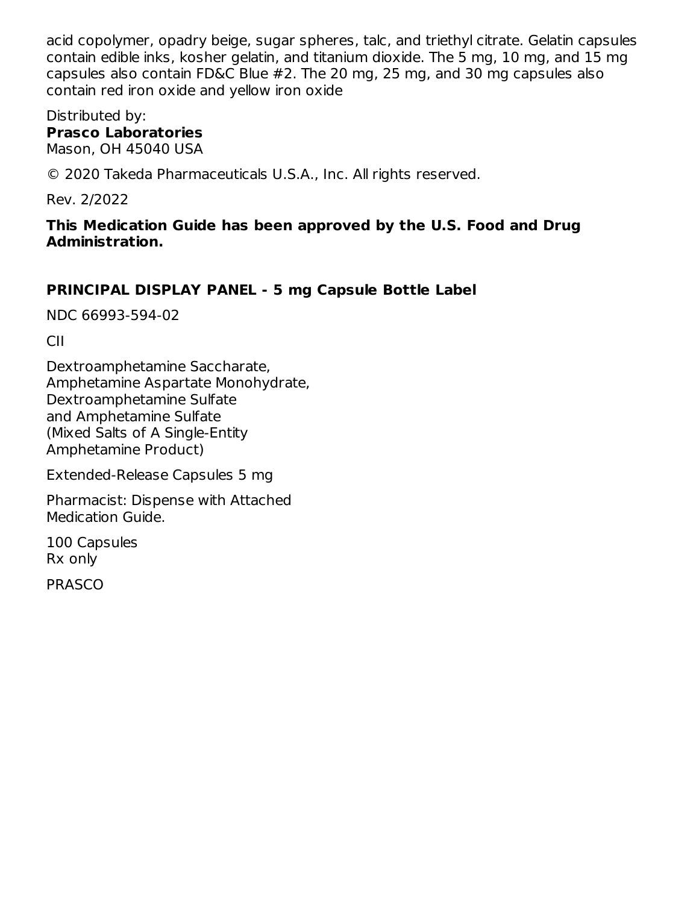acid copolymer, opadry beige, sugar spheres, talc, and triethyl citrate. Gelatin capsules contain edible inks, kosher gelatin, and titanium dioxide. The 5 mg, 10 mg, and 15 mg capsules also contain FD&C Blue #2. The 20 mg, 25 mg, and 30 mg capsules also contain red iron oxide and yellow iron oxide

Distributed by:
**Prasco Laboratories**
Mason, OH 45040 USA

© 2020 Takeda Pharmaceuticals U.S.A., Inc. All rights reserved.

Rev. 2/2022

**This Medication Guide has been approved by the U.S. Food and Drug Administration.**

**PRINCIPAL DISPLAY PANEL - 5 mg Capsule Bottle Label**

NDC 66993-594-02

CII

Dextroamphetamine Saccharate,
Amphetamine Aspartate Monohydrate,
Dextroamphetamine Sulfate
and Amphetamine Sulfate
(Mixed Salts of A Single-Entity
Amphetamine Product)

Extended-Release Capsules 5 mg

Pharmacist: Dispense with Attached
Medication Guide.

100 Capsules
Rx only

PRASCO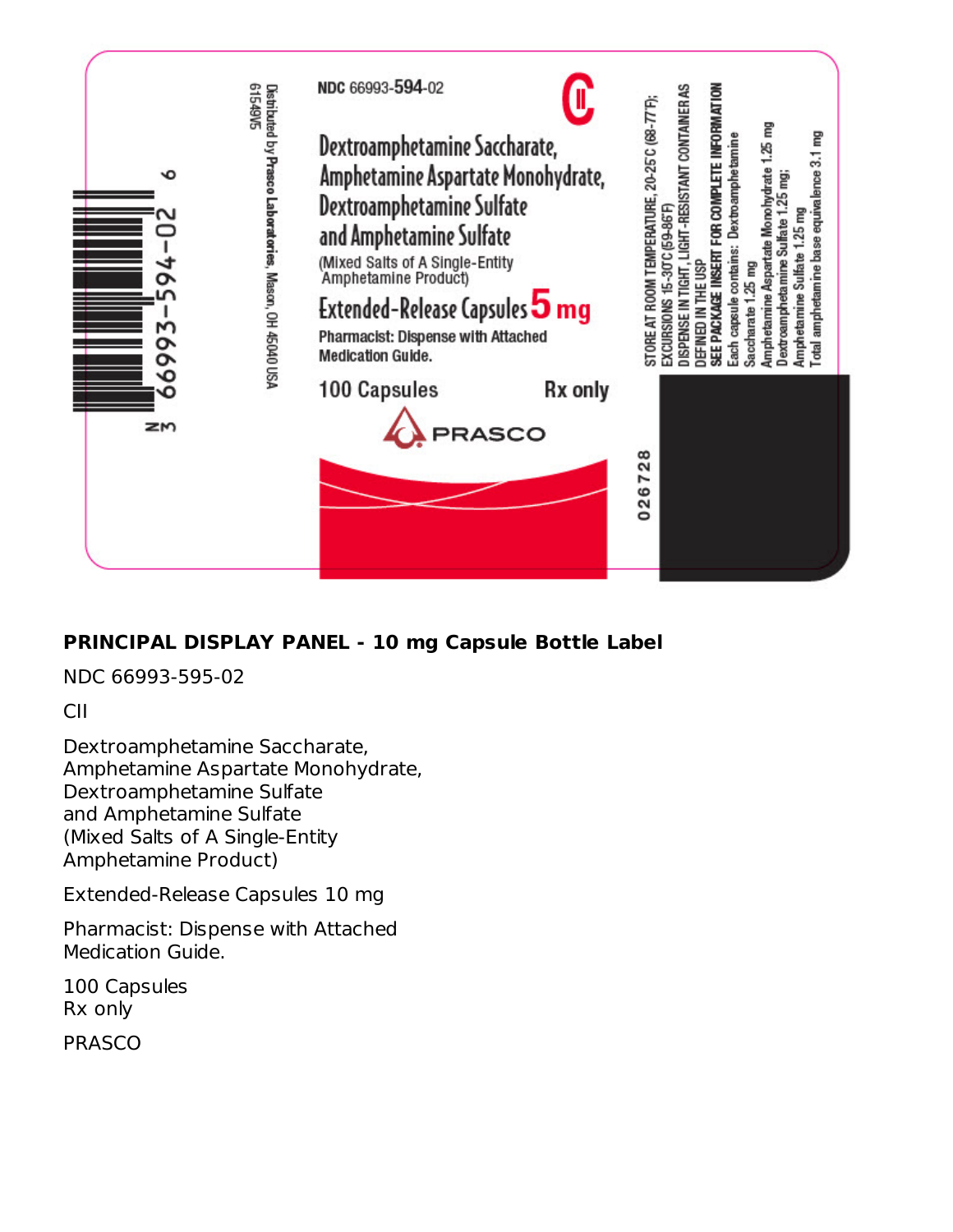NDC 66993-594-02

CII

Dextroamphetamine Saccharate,
Amphetamine Aspartate Monohydrate,
Dextroamphetamine Sulfate
and Amphetamine Sulfate
(Mixed Salts of A Single-Entity
Amphetamine Product)

Extended-Release Capsules 5 mg

Pharmacist: Dispense with Attached
Medication Guide.

100 Capsules Rx only

PRASCO

Distributed by Prasco Laboratories, Mason, OH 45040 USA

61549V5

N 3 66993-594-02 6

STORE AT ROOM TEMPERATURE, 20-25°C (68-77°F); EXCURSIONS 15-30°C (59-86°F)
DISPENSE IN TIGHT, LIGHT-RESISTANT CONTAINER AS DEFINED IN THE USP
SEE PACKAGE INSERT FOR COMPLETE INFORMATION
Each capsule contains: Dextroamphetamine Saccharate 1.25 mg
Amphetamine Aspartate Monohydrate 1.25 mg
Dextroamphetamine Sulfate 1.25 mg;
Amphetamine Sulfate 1.25 mg
Total amphetamine base equivalence 3.1 mg

026728

**PRINCIPAL DISPLAY PANEL - 10 mg Capsule Bottle Label**

NDC 66993-595-02

CII

Dextroamphetamine Saccharate,
Amphetamine Aspartate Monohydrate,
Dextroamphetamine Sulfate
and Amphetamine Sulfate
(Mixed Salts of A Single-Entity
Amphetamine Product)

Extended-Release Capsules 10 mg

Pharmacist: Dispense with Attached
Medication Guide.

100 Capsules
Rx only

PRASCO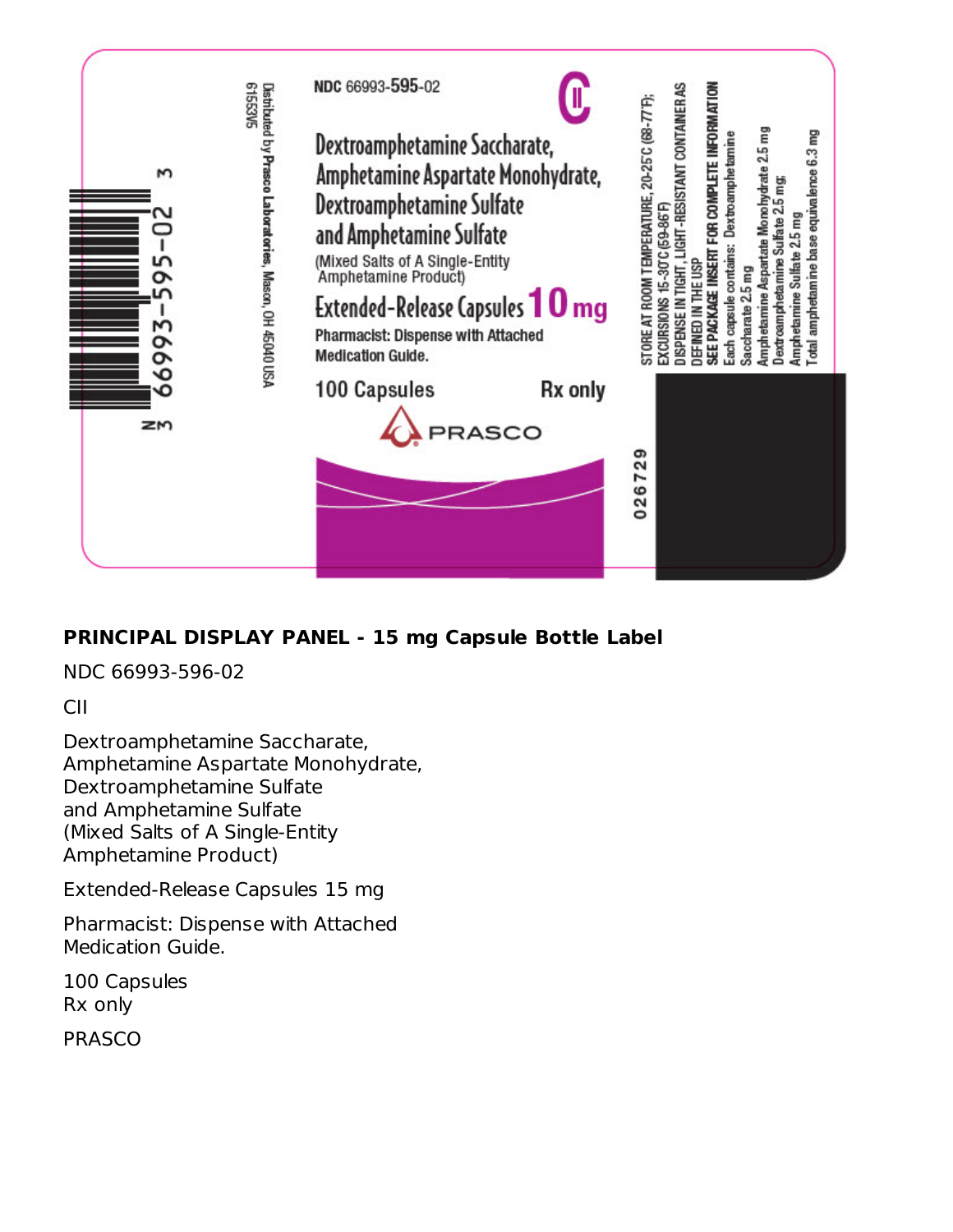NDC 66993-595-02

CII

Dextroamphetamine Saccharate, Amphetamine Aspartate Monohydrate, Dextroamphetamine Sulfate and Amphetamine Sulfate

(Mixed Salts of A Single-Entity Amphetamine Product)

Extended-Release Capsules 10 mg

Pharmacist: Dispense with Attached Medication Guide.

100 Capsules

Rx only

PRASCO

Distributed by Prasco Laboratories, Mason, OH 45040 USA

6153V5

3 66993-595-02 3

STORE AT ROOM TEMPERATURE, 20-25°C (68-77°F); EXCURSIONS 15-30°C (59-86°F)

DISPENSE IN TIGHT, LIGHT-RESISTANT CONTAINER AS DEFINED IN THE USP

SEE PACKAGE INSERT FOR COMPLETE INFORMATION

Each capsule contains: Dextroamphetamine Saccharate 2.5 mg

Amphetamine Aspartate Monohydrate 2.5 mg

Dextroamphetamine Sulfate 2.5 mg;

Amphetamine Sulfate 2.5 mg

Total amphetamine base equivalence 6.3 mg

026729

**PRINCIPAL DISPLAY PANEL - 15 mg Capsule Bottle Label**

NDC 66993-596-02

CII

Dextroamphetamine Saccharate,
Amphetamine Aspartate Monohydrate,
Dextroamphetamine Sulfate
and Amphetamine Sulfate
(Mixed Salts of A Single-Entity
Amphetamine Product)

Extended-Release Capsules 15 mg

Pharmacist: Dispense with Attached
Medication Guide.

100 Capsules
Rx only

PRASCO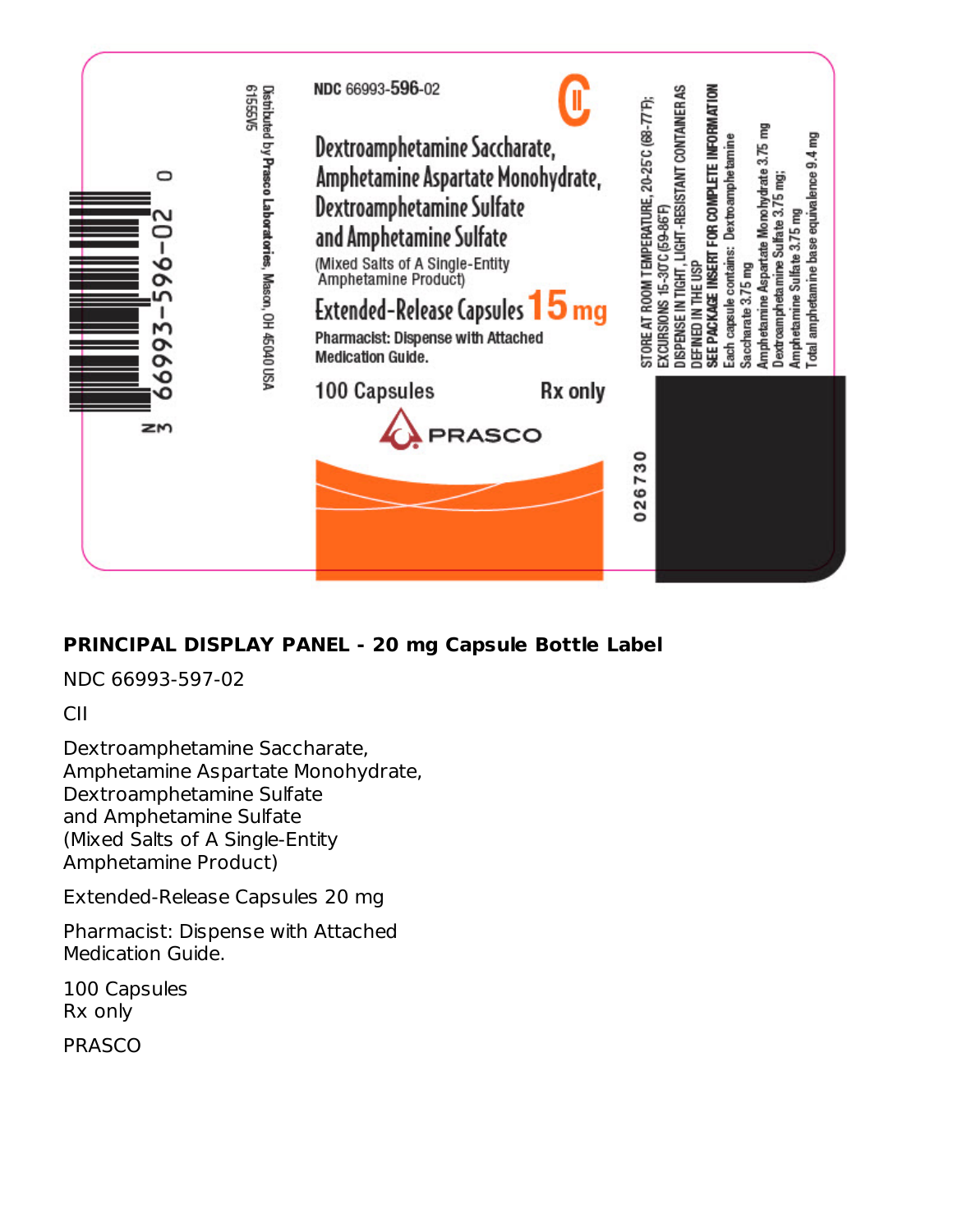NDC 66993-596-02

CII

Dextroamphetamine Saccharate,
Amphetamine Aspartate Monohydrate,
Dextroamphetamine Sulfate
and Amphetamine Sulfate
(Mixed Salts of A Single-Entity
Amphetamine Product)

Extended-Release Capsules 15 mg

Pharmacist: Dispense with Attached
Medication Guide.

100 Capsules Rx only

PRASCO

Distributed by Prasco Laboratories, Mason, OH 45040 USA

6155V5

STORE AT ROOM TEMPERATURE, 20-25°C (68-77°F); EXCURSIONS 15-30°C (59-86°F)
DISPENSE IN TIGHT, LIGHT-RESISTANT CONTAINER AS DEFINED IN THE USP
SEE PACKAGE INSERT FOR COMPLETE INFORMATION
Each capsule contains: Dextroamphetamine Saccharate 3.75 mg
Amphetamine Aspartate Monohydrate 3.75 mg
Dextroamphetamine Sulfate 3.75 mg;
Amphetamine Sulfate 3.75 mg
Total amphetamine base equivalence 9.4 mg

026730

N 3 66993-596-02 0

**PRINCIPAL DISPLAY PANEL - 20 mg Capsule Bottle Label**

NDC 66993-597-02

CII

Dextroamphetamine Saccharate,
Amphetamine Aspartate Monohydrate,
Dextroamphetamine Sulfate
and Amphetamine Sulfate
(Mixed Salts of A Single-Entity
Amphetamine Product)

Extended-Release Capsules 20 mg

Pharmacist: Dispense with Attached
Medication Guide.

100 Capsules
Rx only

PRASCO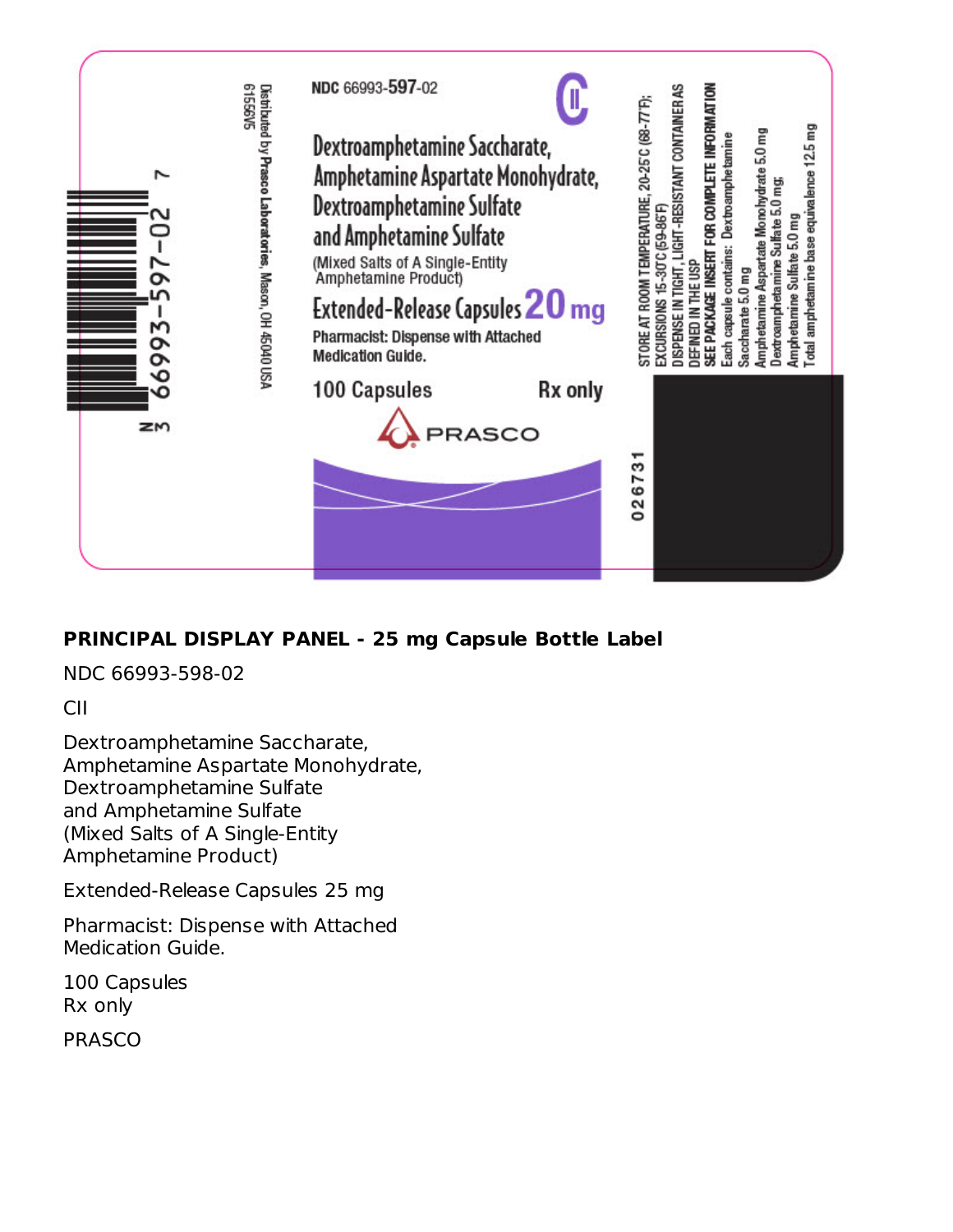NDC 66993-597-02

CII

Dextroamphetamine Saccharate, Amphetamine Aspartate Monohydrate, Dextroamphetamine Sulfate and Amphetamine Sulfate

(Mixed Salts of A Single-Entity Amphetamine Product)

Extended-Release Capsules 20 mg

Pharmacist: Dispense with Attached Medication Guide.

100 Capsules

Rx only

PRASCO

Distributed by Prasco Laboratories, Mason, OH 45040 USA

6156V5

N 3 66993-597-02 7

STORE AT ROOM TEMPERATURE, 20-25°C (68-77°F); EXCURSIONS 15-30°C (59-86°F)

DISPENSE IN TIGHT, LIGHT-RESISTANT CONTAINER AS DEFINED IN THE USP

SEE PACKAGE INSERT FOR COMPLETE INFORMATION

Each capsule contains: Dextroamphetamine Saccharate 5.0 mg

Amphetamine Aspartate Monohydrate 5.0 mg

Dextroamphetamine Sulfate 5.0 mg;

Amphetamine Sulfate 5.0 mg

Total amphetamine base equivalence 12.5 mg

026731

**PRINCIPAL DISPLAY PANEL - 25 mg Capsule Bottle Label**

NDC 66993-598-02

CII

Dextroamphetamine Saccharate,
Amphetamine Aspartate Monohydrate,
Dextroamphetamine Sulfate
and Amphetamine Sulfate
(Mixed Salts of A Single-Entity
Amphetamine Product)

Extended-Release Capsules 25 mg

Pharmacist: Dispense with Attached
Medication Guide.

100 Capsules
Rx only

PRASCO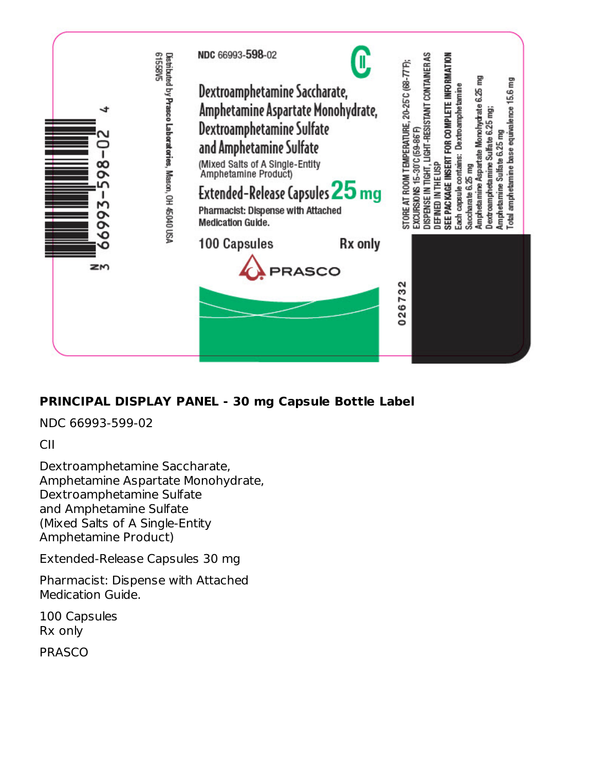NDC 66993-598-02

CII

Dextroamphetamine Saccharate,
Amphetamine Aspartate Monohydrate,
Dextroamphetamine Sulfate
and Amphetamine Sulfate
(Mixed Salts of A Single-Entity
Amphetamine Product)

Extended-Release Capsules 25 mg

Pharmacist: Dispense with Attached Medication Guide.

100 Capsules

Rx only

PRASCO

Distributed by Prasco Laboratories, Mason, OH 45040 USA

61558V5

STORE AT ROOM TEMPERATURE, 20-25°C (68-77°F); EXCURSIONS 15-30°C (59-86°F)

DISPENSE IN TIGHT, LIGHT-RESISTANT CONTAINER AS DEFINED IN THE USP

SEE PACKAGE INSERT FOR COMPLETE INFORMATION

Each capsule contains: Dextroamphetamine Saccharate 6.25 mg
Amphetamine Aspartate Monohydrate 6.25 mg
Dextroamphetamine Sulfate 6.25 mg;
Amphetamine Sulfate 6.25 mg
Total amphetamine base equivalence 15.6 mg

026732

N 3 66993-598-02 4

**PRINCIPAL DISPLAY PANEL - 30 mg Capsule Bottle Label**

NDC 66993-599-02

CII

Dextroamphetamine Saccharate,
Amphetamine Aspartate Monohydrate,
Dextroamphetamine Sulfate
and Amphetamine Sulfate
(Mixed Salts of A Single-Entity
Amphetamine Product)

Extended-Release Capsules 30 mg

Pharmacist: Dispense with Attached
Medication Guide.

100 Capsules
Rx only

PRASCO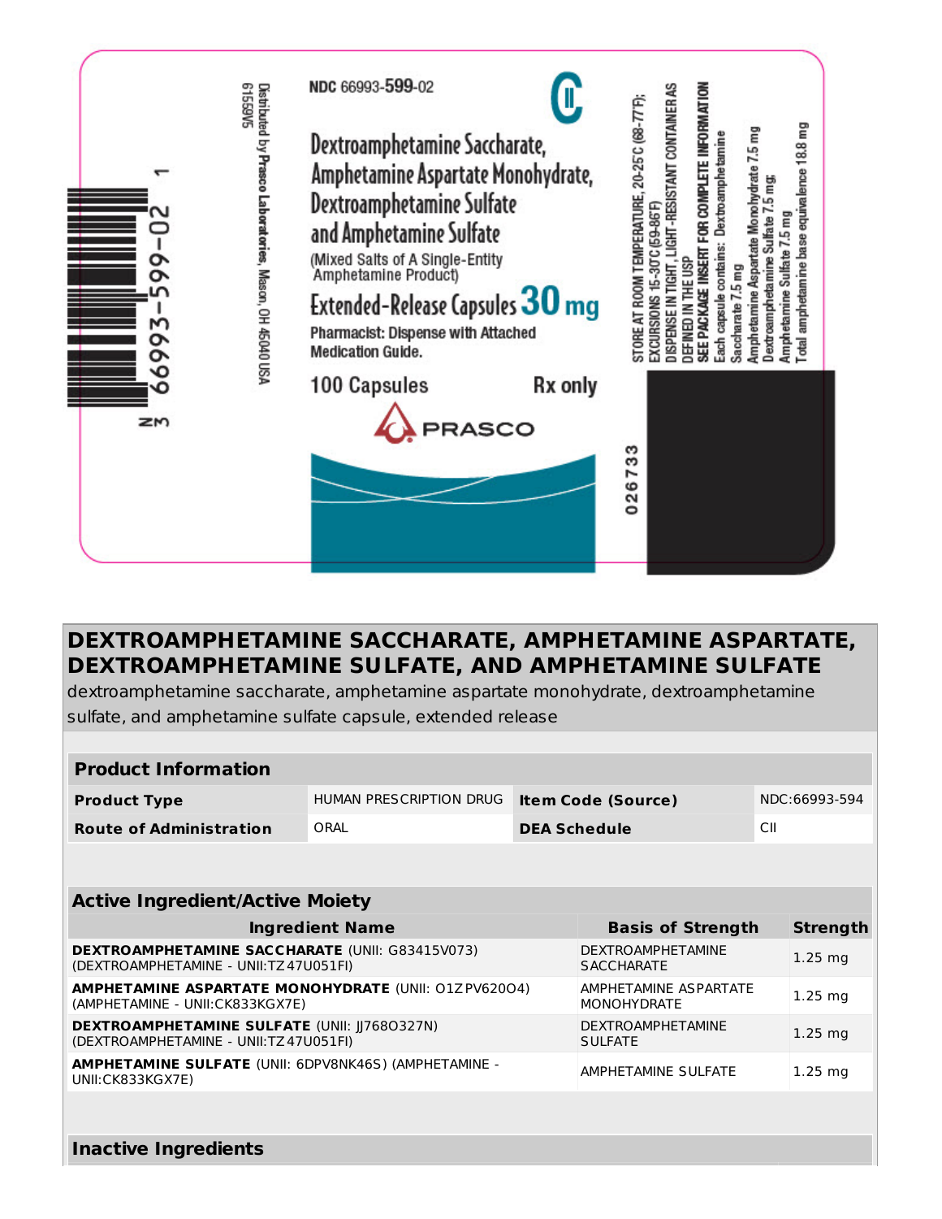NDC 66993-599-02

CII

Dextroamphetamine Saccharate, Amphetamine Aspartate Monohydrate, Dextroamphetamine Sulfate and Amphetamine Sulfate

(Mixed Salts of A Single-Entity Amphetamine Product)

Extended-Release Capsules 30 mg

Pharmacist: Dispense with Attached Medication Guide.

100 Capsules

Rx only

PRASCO

Distributed by Prasco Laboratories, Mason, OH 45040 USA

6159V5

N 3 66993-599-02 1

STORE AT ROOM TEMPERATURE, 20-25°C (68-77°F); EXCURSIONS 15-30°C (59-86°F)

DISPENSE IN TIGHT, LIGHT-RESISTANT CONTAINER AS DEFINED IN THE USP

SEE PACKAGE INSERT FOR COMPLETE INFORMATION

Each capsule contains: Dextroamphetamine Saccharate 7.5 mg
Amphetamine Aspartate Monohydrate 7.5 mg
Dextroamphetamine Sulfate 7.5 mg;
Amphetamine Sulfate 7.5 mg
Total amphetamine base equivalence 18.8 mg

026733

# DEXTROAMPHETAMINE SACCHARATE, AMPHETAMINE ASPARTATE, DEXTROAMPHETAMINE SULFATE, AND AMPHETAMINE SULFATE

dextroamphetamine saccharate, amphetamine aspartate monohydrate, dextroamphetamine sulfate, and amphetamine sulfate capsule, extended release

| Product Information | | | |
|---|---|---|---|
| **Product Type** | HUMAN PRESCRIPTION DRUG | **Item Code (Source)** | NDC:66993-594 |
| **Route of Administration** | ORAL | **DEA Schedule** | CII |

| Active Ingredient/Active Moiety | | |
|---|---|---|
| **Ingredient Name** | **Basis of Strength** | **Strength** |
| **DEXTROAMPHETAMINE SACCHARATE** (UNII: G83415V073) (DEXTROAMPHETAMINE - UNII:TZ47U051FI) | DEXTROAMPHETAMINE SACCHARATE | 1.25 mg |
| **AMPHETAMINE ASPARTATE MONOHYDRATE** (UNII: O1ZPV620O4) (AMPHETAMINE - UNII:CK833KGX7E) | AMPHETAMINE ASPARTATE MONOHYDRATE | 1.25 mg |
| **DEXTROAMPHETAMINE SULFATE** (UNII: JJ768O327N) (DEXTROAMPHETAMINE - UNII:TZ47U051FI) | DEXTROAMPHETAMINE SULFATE | 1.25 mg |
| **AMPHETAMINE SULFATE** (UNII: 6DPV8NK46S) (AMPHETAMINE - UNII:CK833KGX7E) | AMPHETAMINE SULFATE | 1.25 mg |

| Inactive Ingredients |
|---|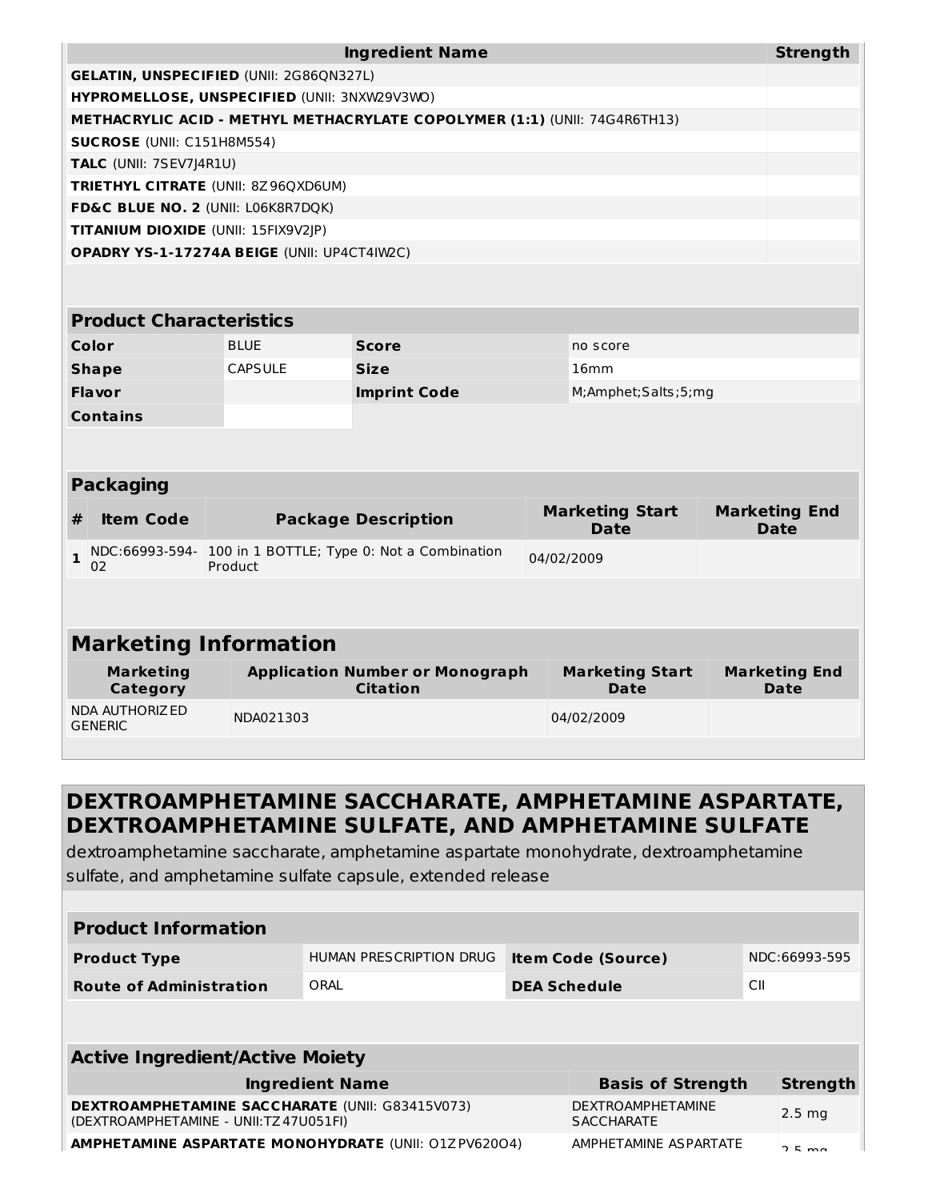| Ingredient Name | Strength |
|---|---|
| **GELATIN, UNSPECIFIED** (UNII: 2G86QN327L) | |
| **HYPROMELLOSE, UNSPECIFIED** (UNII: 3NXW29V3WO) | |
| **METHACRYLIC ACID - METHYL METHACRYLATE COPOLYMER (1:1)** (UNII: 74G4R6TH13) | |
| **SUCROSE** (UNII: C151H8M554) | |
| **TALC** (UNII: 7SEV7J4R1U) | |
| **TRIETHYL CITRATE** (UNII: 8Z96QXD6UM) | |
| **FD&C BLUE NO. 2** (UNII: L06K8R7DQK) | |
| **TITANIUM DIOXIDE** (UNII: 15FIX9V2JP) | |
| **OPADRY YS-1-17274A BEIGE** (UNII: UP4CT4IW2C) | |

| Product Characteristics | | | |
|---|---|---|---|
| **Color** | BLUE | **Score** | no score |
| **Shape** | CAPSULE | **Size** | 16mm |
| **Flavor** | | **Imprint Code** | M;Amphet;Salts;5;mg |
| **Contains** | | | |

**Packaging**

| # | Item Code | Package Description | Marketing Start Date | Marketing End Date |
|---|---|---|---|---|
| 1 | NDC:66993-594-02 | 100 in 1 BOTTLE; Type 0: Not a Combination Product | 04/02/2009 | |

## Marketing Information

| Marketing Category | Application Number or Monograph Citation | Marketing Start Date | Marketing End Date |
|---|---|---|---|
| NDA AUTHORIZED GENERIC | NDA021303 | 04/02/2009 | |

## DEXTROAMPHETAMINE SACCHARATE, AMPHETAMINE ASPARTATE, DEXTROAMPHETAMINE SULFATE, AND AMPHETAMINE SULFATE

dextroamphetamine saccharate, amphetamine aspartate monohydrate, dextroamphetamine sulfate, and amphetamine sulfate capsule, extended release

| Product Information | | | |
|---|---|---|---|
| **Product Type** | HUMAN PRESCRIPTION DRUG | **Item Code (Source)** | NDC:66993-595 |
| **Route of Administration** | ORAL | **DEA Schedule** | CII |

**Active Ingredient/Active Moiety**

| Ingredient Name | Basis of Strength | Strength |
|---|---|---|
| **DEXTROAMPHETAMINE SACCHARATE** (UNII: G83415V073) (DEXTROAMPHETAMINE - UNII:TZ47U051FI) | DEXTROAMPHETAMINE SACCHARATE | 2.5 mg |
| **AMPHETAMINE ASPARTATE MONOHYDRATE** (UNII: O1ZPV620O4) | AMPHETAMINE ASPARTATE | 2.5 mg |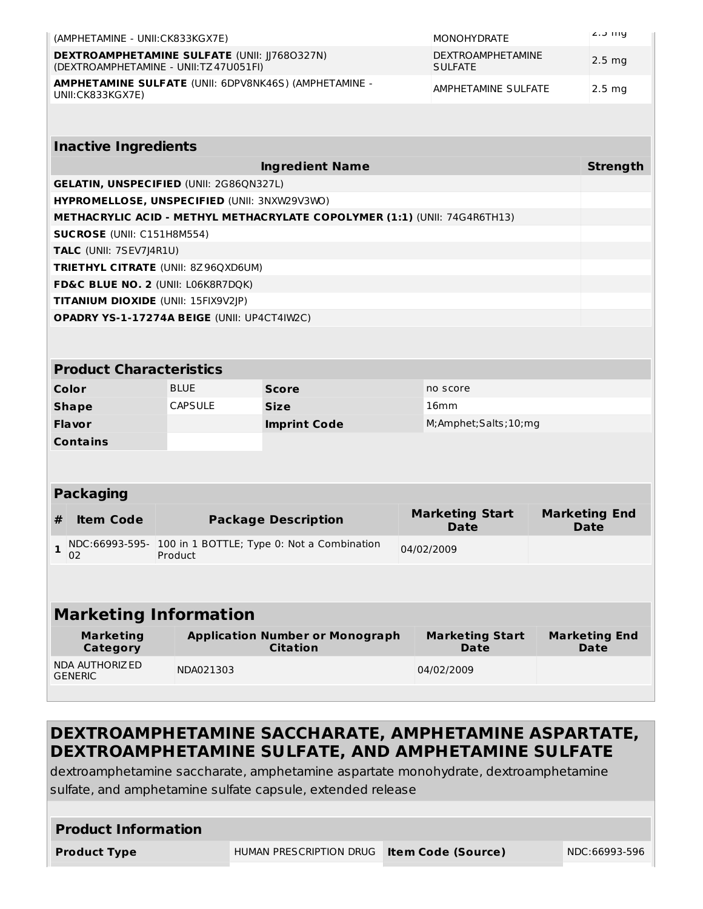| | | |
|---|---|---|
| (AMPHETAMINE - UNII:CK833KGX7E) | MONOHYDRATE | 2.5 mg |
| **DEXTROAMPHETAMINE SULFATE** (UNII: JJ768O327N) (DEXTROAMPHETAMINE - UNII:TZ47U051FI) | DEXTROAMPHETAMINE SULFATE | 2.5 mg |
| **AMPHETAMINE SULFATE** (UNII: 6DPV8NK46S) (AMPHETAMINE - UNII:CK833KGX7E) | AMPHETAMINE SULFATE | 2.5 mg |

| Inactive Ingredients | |
|---|---|
| **Ingredient Name** | **Strength** |
| **GELATIN, UNSPECIFIED** (UNII: 2G86QN327L) | |
| **HYPROMELLOSE, UNSPECIFIED** (UNII: 3NXW29V3WO) | |
| **METHACRYLIC ACID - METHYL METHACRYLATE COPOLYMER (1:1)** (UNII: 74G4R6TH13) | |
| **SUCROSE** (UNII: C151H8M554) | |
| **TALC** (UNII: 7SEV7J4R1U) | |
| **TRIETHYL CITRATE** (UNII: 8Z96QXD6UM) | |
| **FD&C BLUE NO. 2** (UNII: L06K8R7DQK) | |
| **TITANIUM DIOXIDE** (UNII: 15FIX9V2JP) | |
| **OPADRY YS-1-17274A BEIGE** (UNII: UP4CT4IW2C) | |

| Product Characteristics | | | |
|---|---|---|---|
| **Color** | BLUE | **Score** | no score |
| **Shape** | CAPSULE | **Size** | 16mm |
| **Flavor** | | **Imprint Code** | M;Amphet;Salts;10;mg |
| **Contains** | | | |

| Packaging | | | | |
|---|---|---|---|---|
| **#** | **Item Code** | **Package Description** | **Marketing Start Date** | **Marketing End Date** |
| 1 | NDC:66993-595-02 | 100 in 1 BOTTLE; Type 0: Not a Combination Product | 04/02/2009 | |

| Marketing Information | | | |
|---|---|---|---|
| **Marketing Category** | **Application Number or Monograph Citation** | **Marketing Start Date** | **Marketing End Date** |
| NDA AUTHORIZED GENERIC | NDA021303 | 04/02/2009 | |

## DEXTROAMPHETAMINE SACCHARATE, AMPHETAMINE ASPARTATE, DEXTROAMPHETAMINE SULFATE, AND AMPHETAMINE SULFATE

dextroamphetamine saccharate, amphetamine aspartate monohydrate, dextroamphetamine sulfate, and amphetamine sulfate capsule, extended release

| Product Information | | | |
|---|---|---|---|
| **Product Type** | HUMAN PRESCRIPTION DRUG | **Item Code (Source)** | NDC:66993-596 |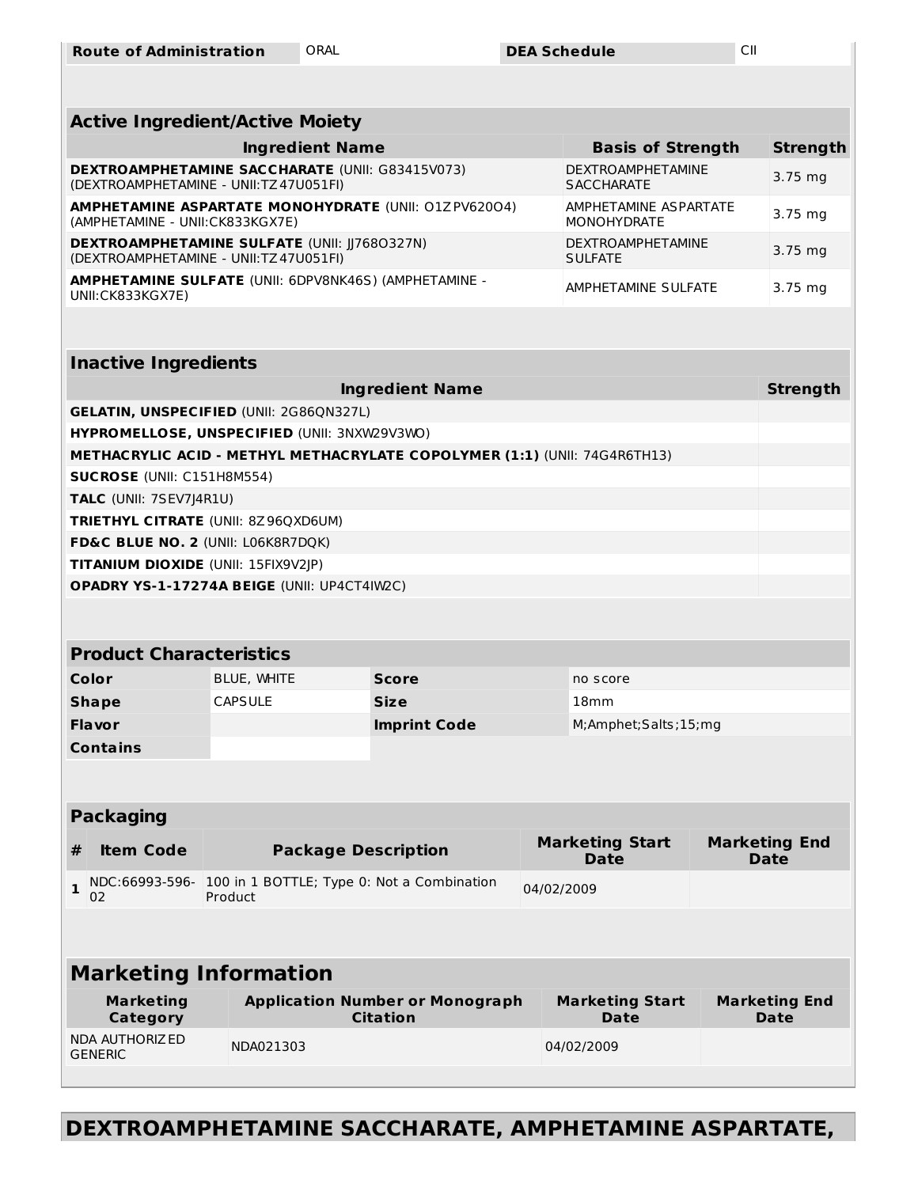| Route of Administration | ORAL | DEA Schedule | CII |
|---|---|---|---|

| Active Ingredient/Active Moiety | | |
|---|---|---|
| **Ingredient Name** | **Basis of Strength** | **Strength** |
| **DEXTROAMPHETAMINE SACCHARATE** (UNII: G83415V073) (DEXTROAMPHETAMINE - UNII:TZ47U051FI) | DEXTROAMPHETAMINE SACCHARATE | 3.75 mg |
| **AMPHETAMINE ASPARTATE MONOHYDRATE** (UNII: O1ZPV620O4) (AMPHETAMINE - UNII:CK833KGX7E) | AMPHETAMINE ASPARTATE MONOHYDRATE | 3.75 mg |
| **DEXTROAMPHETAMINE SULFATE** (UNII: JJ768O327N) (DEXTROAMPHETAMINE - UNII:TZ47U051FI) | DEXTROAMPHETAMINE SULFATE | 3.75 mg |
| **AMPHETAMINE SULFATE** (UNII: 6DPV8NK46S) (AMPHETAMINE - UNII:CK833KGX7E) | AMPHETAMINE SULFATE | 3.75 mg |

| Inactive Ingredients | |
|---|---|
| **Ingredient Name** | **Strength** |
| **GELATIN, UNSPECIFIED** (UNII: 2G86QN327L) | |
| **HYPROMELLOSE, UNSPECIFIED** (UNII: 3NXW29V3WO) | |
| **METHACRYLIC ACID - METHYL METHACRYLATE COPOLYMER (1:1)** (UNII: 74G4R6TH13) | |
| **SUCROSE** (UNII: C151H8M554) | |
| **TALC** (UNII: 7SEV7J4R1U) | |
| **TRIETHYL CITRATE** (UNII: 8Z96QXD6UM) | |
| **FD&C BLUE NO. 2** (UNII: L06K8R7DQK) | |
| **TITANIUM DIOXIDE** (UNII: 15FIX9V2JP) | |
| **OPADRY YS-1-17274A BEIGE** (UNII: UP4CT4IW2C) | |

| Product Characteristics | | | |
|---|---|---|---|
| **Color** | BLUE, WHITE | **Score** | no score |
| **Shape** | CAPSULE | **Size** | 18mm |
| **Flavor** | | **Imprint Code** | M;Amphet;Salts;15;mg |
| **Contains** | | | |

| Packaging | | | | |
|---|---|---|---|---|
| **#** | **Item Code** | **Package Description** | **Marketing Start Date** | **Marketing End Date** |
| 1 | NDC:66993-596-02 | 100 in 1 BOTTLE; Type 0: Not a Combination Product | 04/02/2009 | |

| Marketing Information | | | |
|---|---|---|---|
| **Marketing Category** | **Application Number or Monograph Citation** | **Marketing Start Date** | **Marketing End Date** |
| NDA AUTHORIZED GENERIC | NDA021303 | 04/02/2009 | |

## DEXTROAMPHETAMINE SACCHARATE, AMPHETAMINE ASPARTATE,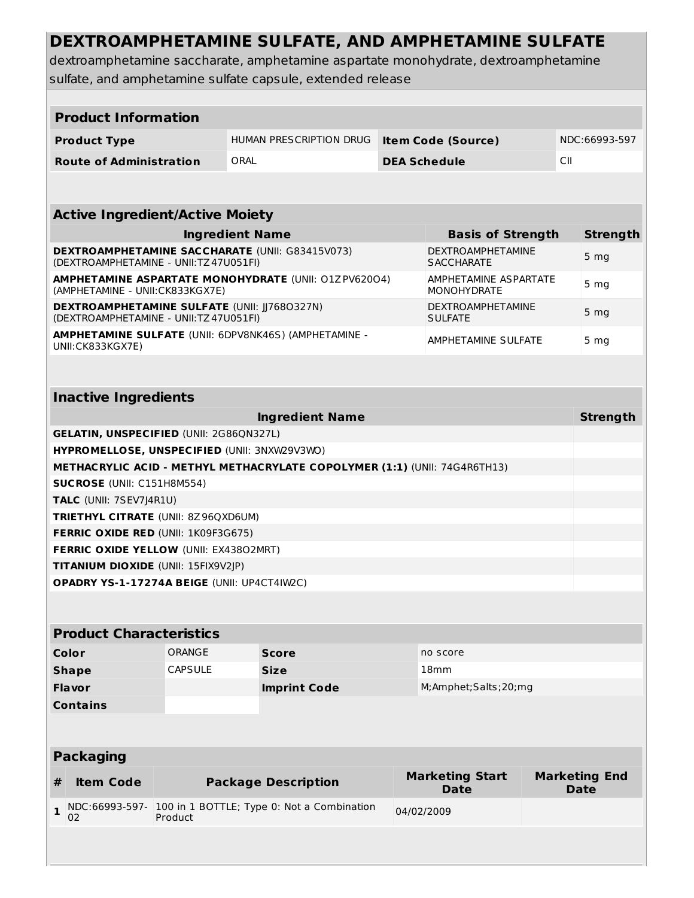# DEXTROAMPHETAMINE SULFATE, AND AMPHETAMINE SULFATE

dextroamphetamine saccharate, amphetamine aspartate monohydrate, dextroamphetamine sulfate, and amphetamine sulfate capsule, extended release

| Product Information | | | |
|---|---|---|---|
| **Product Type** | HUMAN PRESCRIPTION DRUG | **Item Code (Source)** | NDC:66993-597 |
| **Route of Administration** | ORAL | **DEA Schedule** | CII |

| Active Ingredient/Active Moiety | | |
|---|---|---|
| **Ingredient Name** | **Basis of Strength** | **Strength** |
| **DEXTROAMPHETAMINE SACCHARATE** (UNII: G83415V073) (DEXTROAMPHETAMINE - UNII:TZ47U051FI) | DEXTROAMPHETAMINE SACCHARATE | 5 mg |
| **AMPHETAMINE ASPARTATE MONOHYDRATE** (UNII: O1ZPV620O4) (AMPHETAMINE - UNII:CK833KGX7E) | AMPHETAMINE ASPARTATE MONOHYDRATE | 5 mg |
| **DEXTROAMPHETAMINE SULFATE** (UNII: JJ768O327N) (DEXTROAMPHETAMINE - UNII:TZ47U051FI) | DEXTROAMPHETAMINE SULFATE | 5 mg |
| **AMPHETAMINE SULFATE** (UNII: 6DPV8NK46S) (AMPHETAMINE - UNII:CK833KGX7E) | AMPHETAMINE SULFATE | 5 mg |

| Inactive Ingredients | |
|---|---|
| **Ingredient Name** | **Strength** |
| **GELATIN, UNSPECIFIED** (UNII: 2G86QN327L) | |
| **HYPROMELLOSE, UNSPECIFIED** (UNII: 3NXW29V3WO) | |
| **METHACRYLIC ACID - METHYL METHACRYLATE COPOLYMER (1:1)** (UNII: 74G4R6TH13) | |
| **SUCROSE** (UNII: C151H8M554) | |
| **TALC** (UNII: 7SEV7J4R1U) | |
| **TRIETHYL CITRATE** (UNII: 8Z96QXD6UM) | |
| **FERRIC OXIDE RED** (UNII: 1K09F3G675) | |
| **FERRIC OXIDE YELLOW** (UNII: EX438O2MRT) | |
| **TITANIUM DIOXIDE** (UNII: 15FIX9V2JP) | |
| **OPADRY YS-1-17274A BEIGE** (UNII: UP4CT4IW2C) | |

| Product Characteristics | | | |
|---|---|---|---|
| **Color** | ORANGE | **Score** | no score |
| **Shape** | CAPSULE | **Size** | 18mm |
| **Flavor** | | **Imprint Code** | M;Amphet;Salts;20;mg |
| **Contains** | | | |

| Packaging | | | | |
|---|---|---|---|---|
| **#** | **Item Code** | **Package Description** | **Marketing Start Date** | **Marketing End Date** |
| **1** | NDC:66993-597-02 | 100 in 1 BOTTLE; Type 0: Not a Combination Product | 04/02/2009 | |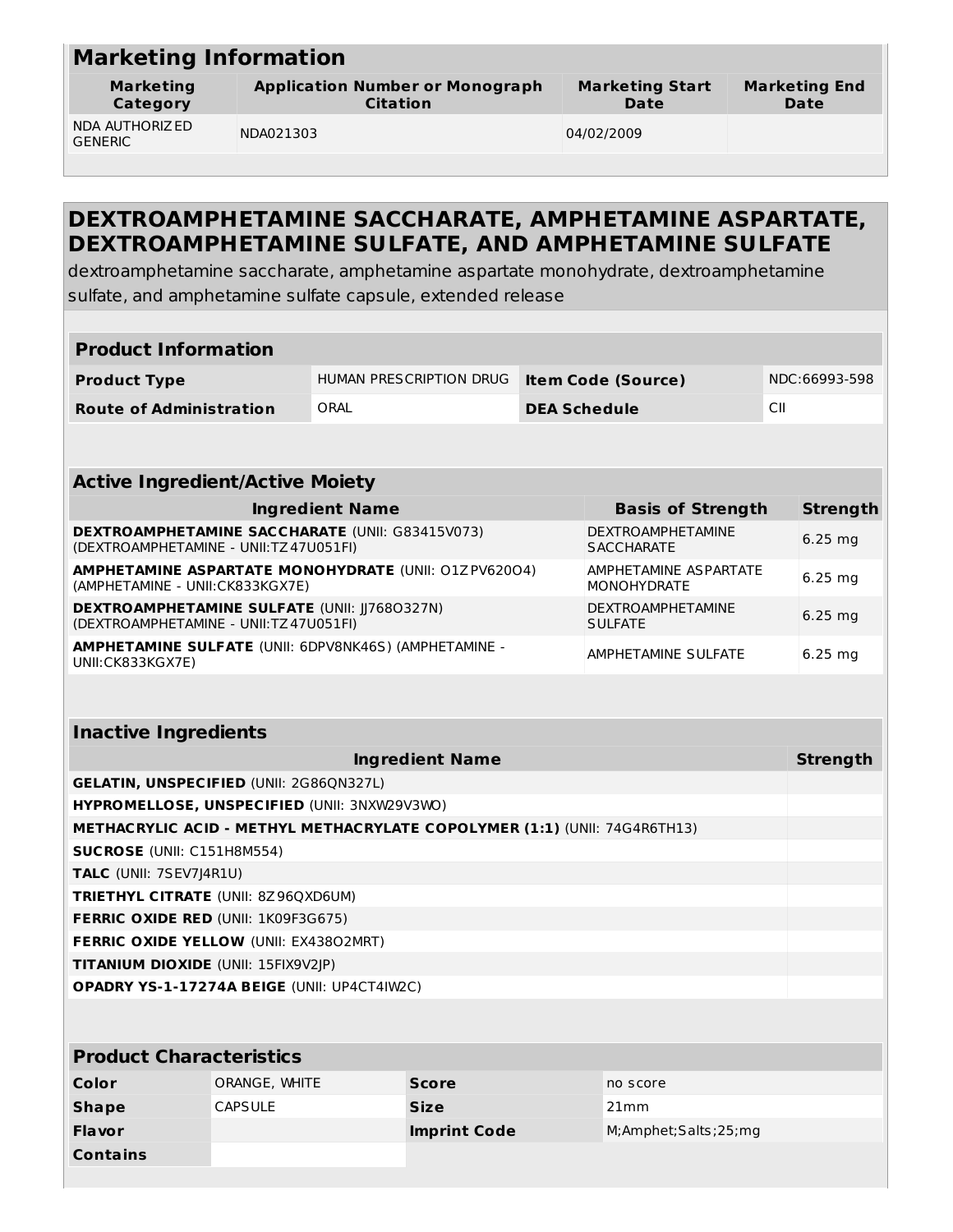## Marketing Information

| Marketing Category | Application Number or Monograph Citation | Marketing Start Date | Marketing End Date |
|---|---|---|---|
| NDA AUTHORIZED GENERIC | NDA021303 | 04/02/2009 | |

## DEXTROAMPHETAMINE SACCHARATE, AMPHETAMINE ASPARTATE, DEXTROAMPHETAMINE SULFATE, AND AMPHETAMINE SULFATE

dextroamphetamine saccharate, amphetamine aspartate monohydrate, dextroamphetamine sulfate, and amphetamine sulfate capsule, extended release

### Product Information

| | | | |
|---|---|---|---|
| **Product Type** | HUMAN PRESCRIPTION DRUG | **Item Code (Source)** | NDC:66993-598 |
| **Route of Administration** | ORAL | **DEA Schedule** | CII |

### Active Ingredient/Active Moiety

| Ingredient Name | Basis of Strength | Strength |
|---|---|---|
| **DEXTROAMPHETAMINE SACCHARATE** (UNII: G83415V073) (DEXTROAMPHETAMINE - UNII:TZ47U051FI) | DEXTROAMPHETAMINE SACCHARATE | 6.25 mg |
| **AMPHETAMINE ASPARTATE MONOHYDRATE** (UNII: O1ZPV620O4) (AMPHETAMINE - UNII:CK833KGX7E) | AMPHETAMINE ASPARTATE MONOHYDRATE | 6.25 mg |
| **DEXTROAMPHETAMINE SULFATE** (UNII: JJ768O327N) (DEXTROAMPHETAMINE - UNII:TZ47U051FI) | DEXTROAMPHETAMINE SULFATE | 6.25 mg |
| **AMPHETAMINE SULFATE** (UNII: 6DPV8NK46S) (AMPHETAMINE - UNII:CK833KGX7E) | AMPHETAMINE SULFATE | 6.25 mg |

### Inactive Ingredients

| Ingredient Name | Strength |
|---|---|
| **GELATIN, UNSPECIFIED** (UNII: 2G86QN327L) | |
| **HYPROMELLOSE, UNSPECIFIED** (UNII: 3NXW29V3WO) | |
| **METHACRYLIC ACID - METHYL METHACRYLATE COPOLYMER (1:1)** (UNII: 74G4R6TH13) | |
| **SUCROSE** (UNII: C151H8M554) | |
| **TALC** (UNII: 7SEV7J4R1U) | |
| **TRIETHYL CITRATE** (UNII: 8Z96QXD6UM) | |
| **FERRIC OXIDE RED** (UNII: 1K09F3G675) | |
| **FERRIC OXIDE YELLOW** (UNII: EX438O2MRT) | |
| **TITANIUM DIOXIDE** (UNII: 15FIX9V2JP) | |
| **OPADRY YS-1-17274A BEIGE** (UNII: UP4CT4IW2C) | |

### Product Characteristics

| | | | |
|---|---|---|---|
| **Color** | ORANGE, WHITE | **Score** | no score |
| **Shape** | CAPSULE | **Size** | 21mm |
| **Flavor** | | **Imprint Code** | M;Amphet;Salts;25;mg |
| **Contains** | | | |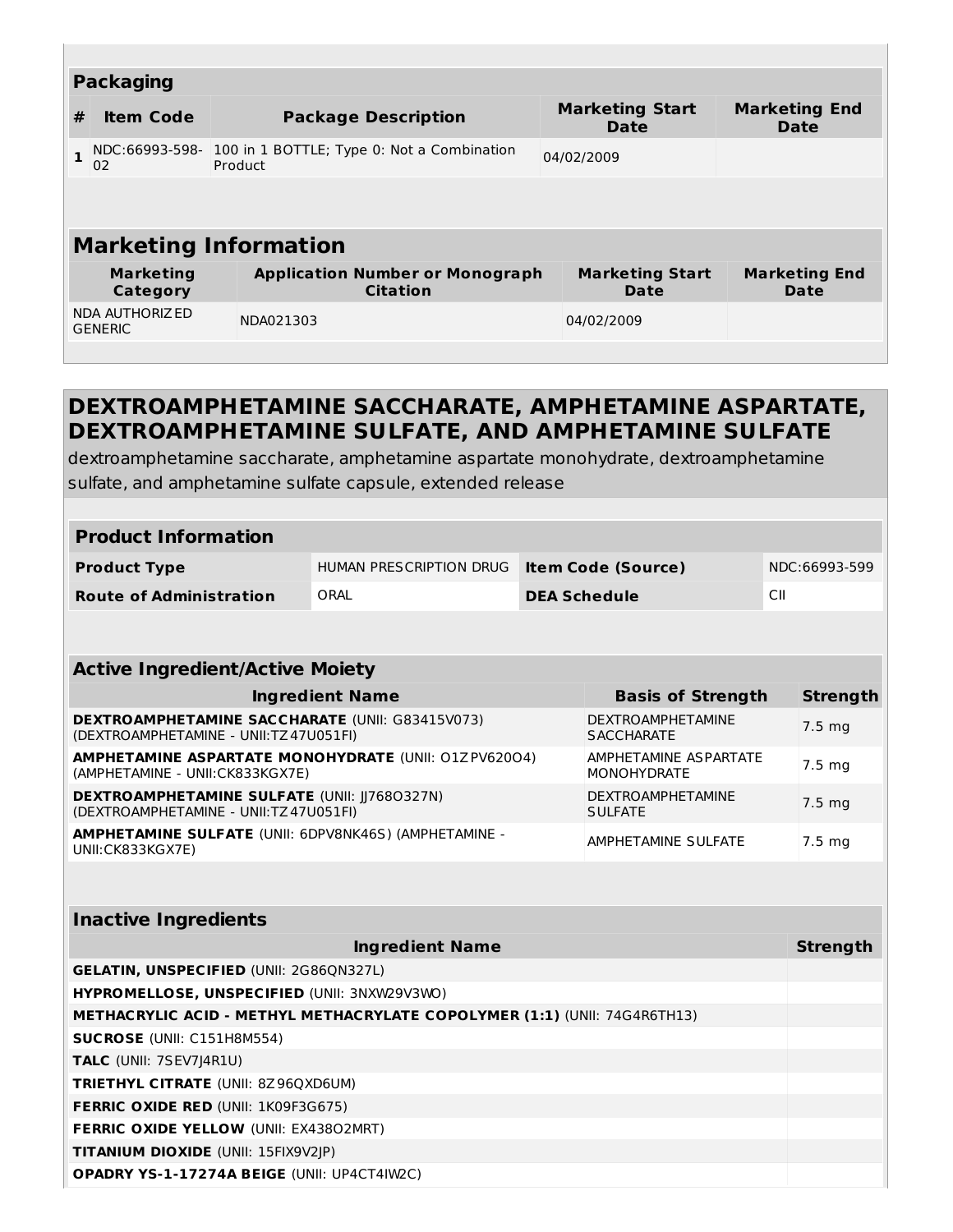| Packaging | | | | |
|---|---|---|---|---|
| # | Item Code | Package Description | Marketing Start Date | Marketing End Date |
| 1 | NDC:66993-598-02 | 100 in 1 BOTTLE; Type 0: Not a Combination Product | 04/02/2009 | |

## Marketing Information

| Marketing Category | Application Number or Monograph Citation | Marketing Start Date | Marketing End Date |
|---|---|---|---|
| NDA AUTHORIZED GENERIC | NDA021303 | 04/02/2009 | |

# DEXTROAMPHETAMINE SACCHARATE, AMPHETAMINE ASPARTATE, DEXTROAMPHETAMINE SULFATE, AND AMPHETAMINE SULFATE

dextroamphetamine saccharate, amphetamine aspartate monohydrate, dextroamphetamine sulfate, and amphetamine sulfate capsule, extended release

| Product Information | | | |
|---|---|---|---|
| **Product Type** | HUMAN PRESCRIPTION DRUG | **Item Code (Source)** | NDC:66993-599 |
| **Route of Administration** | ORAL | **DEA Schedule** | CII |

| Active Ingredient/Active Moiety | | |
|---|---|---|
| **Ingredient Name** | **Basis of Strength** | **Strength** |
| **DEXTROAMPHETAMINE SACCHARATE** (UNII: G83415V073) (DEXTROAMPHETAMINE - UNII:TZ47U051FI) | DEXTROAMPHETAMINE SACCHARATE | 7.5 mg |
| **AMPHETAMINE ASPARTATE MONOHYDRATE** (UNII: O1ZPV620O4) (AMPHETAMINE - UNII:CK833KGX7E) | AMPHETAMINE ASPARTATE MONOHYDRATE | 7.5 mg |
| **DEXTROAMPHETAMINE SULFATE** (UNII: JJ768O327N) (DEXTROAMPHETAMINE - UNII:TZ47U051FI) | DEXTROAMPHETAMINE SULFATE | 7.5 mg |
| **AMPHETAMINE SULFATE** (UNII: 6DPV8NK46S) (AMPHETAMINE - UNII:CK833KGX7E) | AMPHETAMINE SULFATE | 7.5 mg |

| Inactive Ingredients | |
|---|---|
| **Ingredient Name** | **Strength** |
| **GELATIN, UNSPECIFIED** (UNII: 2G86QN327L) | |
| **HYPROMELLOSE, UNSPECIFIED** (UNII: 3NXW29V3WO) | |
| **METHACRYLIC ACID - METHYL METHACRYLATE COPOLYMER (1:1)** (UNII: 74G4R6TH13) | |
| **SUCROSE** (UNII: C151H8M554) | |
| **TALC** (UNII: 7SEV7J4R1U) | |
| **TRIETHYL CITRATE** (UNII: 8Z96QXD6UM) | |
| **FERRIC OXIDE RED** (UNII: 1K09F3G675) | |
| **FERRIC OXIDE YELLOW** (UNII: EX438O2MRT) | |
| **TITANIUM DIOXIDE** (UNII: 15FIX9V2JP) | |
| **OPADRY YS-1-17274A BEIGE** (UNII: UP4CT4IW2C) | |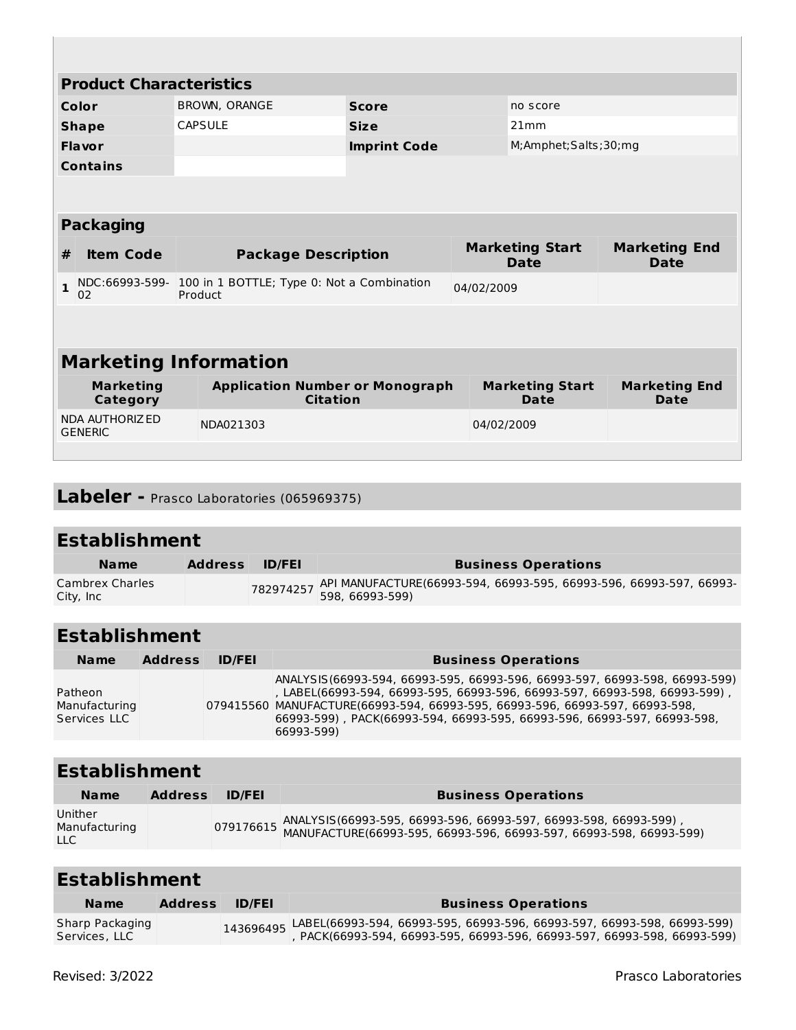| Product Characteristics | | | |
|---|---|---|---|
| **Color** | BROWN, ORANGE | **Score** | no score |
| **Shape** | CAPSULE | **Size** | 21mm |
| **Flavor** | | **Imprint Code** | M;Amphet;Salts;30;mg |
| **Contains** | | | |

| Packaging | | | | |
|---|---|---|---|---|
| **#** | **Item Code** | **Package Description** | **Marketing Start Date** | **Marketing End Date** |
| 1 | NDC:66993-599-02 | 100 in 1 BOTTLE; Type 0: Not a Combination Product | 04/02/2009 | |

## Marketing Information

| Marketing Category | Application Number or Monograph Citation | Marketing Start Date | Marketing End Date |
|---|---|---|---|
| NDA AUTHORIZED GENERIC | NDA021303 | 04/02/2009 | |

## Labeler - Prasco Laboratories (065969375)

## Establishment

| Name | Address | ID/FEI | Business Operations |
|---|---|---|---|
| Cambrex Charles City, Inc | | 782974257 | API MANUFACTURE(66993-594, 66993-595, 66993-596, 66993-597, 66993-598, 66993-599) |

## Establishment

| Name | Address | ID/FEI | Business Operations |
|---|---|---|---|
| Patheon Manufacturing Services LLC | | 079415560 | ANALYSIS(66993-594, 66993-595, 66993-596, 66993-597, 66993-598, 66993-599) , LABEL(66993-594, 66993-595, 66993-596, 66993-597, 66993-598, 66993-599) , MANUFACTURE(66993-594, 66993-595, 66993-596, 66993-597, 66993-598, 66993-599) , PACK(66993-594, 66993-595, 66993-596, 66993-597, 66993-598, 66993-599) |

## Establishment

| Name | Address | ID/FEI | Business Operations |
|---|---|---|---|
| Unither Manufacturing LLC | | 079176615 | ANALYSIS(66993-595, 66993-596, 66993-597, 66993-598, 66993-599) , MANUFACTURE(66993-595, 66993-596, 66993-597, 66993-598, 66993-599) |

## Establishment

| Name | Address | ID/FEI | Business Operations |
|---|---|---|---|
| Sharp Packaging Services, LLC | | 143696495 | LABEL(66993-594, 66993-595, 66993-596, 66993-597, 66993-598, 66993-599) , PACK(66993-594, 66993-595, 66993-596, 66993-597, 66993-598, 66993-599) |

Revised: 3/2022

Prasco Laboratories